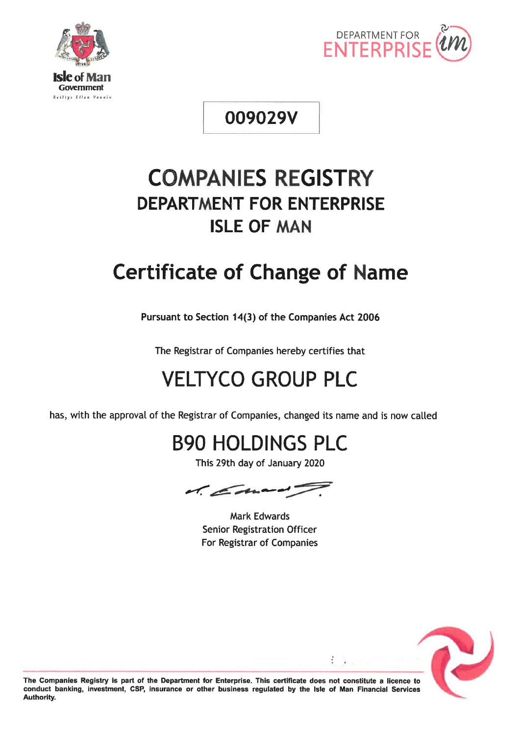Isle of Man Government

Reiltys Ellan Vannin

DEPARTMENT FOR ENTERPRISE

**009029V**

# COMPANIES REGISTRY

## DEPARTMENT FOR ENTERPRISE

## ISLE OF MAN

# Certificate of Change of Name

**Pursuant to Section 14(3) of the Companies Act 2006**

The Registrar of Companies hereby certifies that

## VELTYCO GROUP PLC

has, with the approval of the Registrar of Companies, changed its name and is now called

## B90 HOLDINGS PLC

This 29th day of January 2020

Mark Edwards
Senior Registration Officer
For Registrar of Companies

**The Companies Registry is part of the Department for Enterprise. This certificate does not constitute a licence to conduct banking, investment, CSP, insurance or other business regulated by the Isle of Man Financial Services Authority.**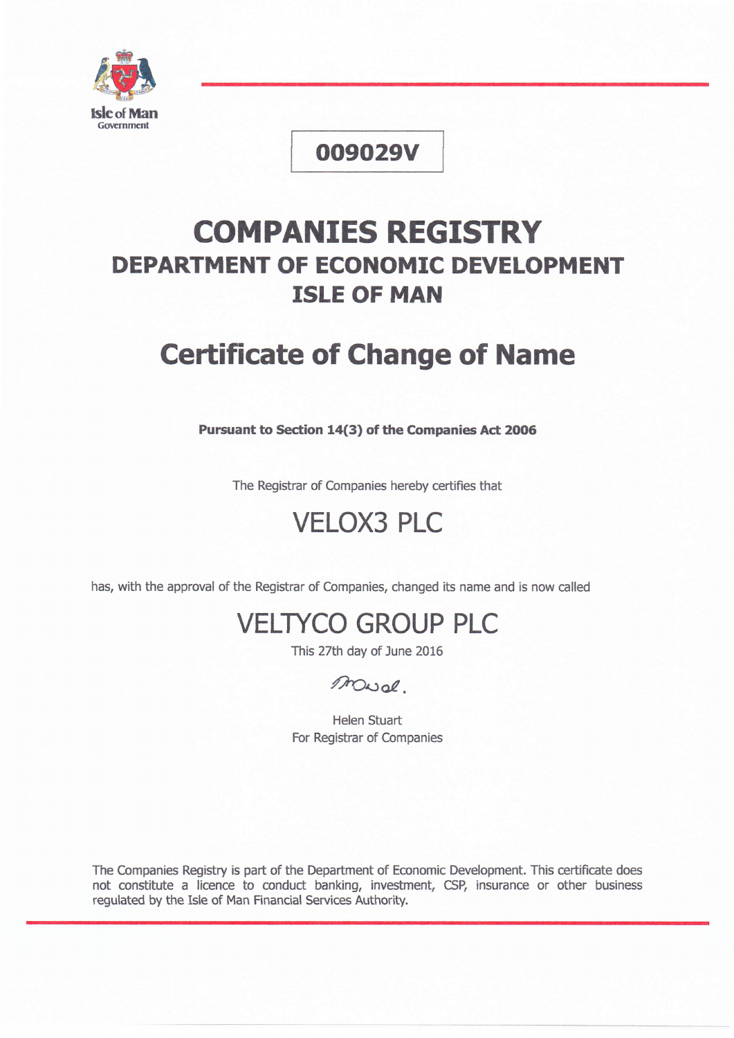Isle of Man Government

**009029V**

# COMPANIES REGISTRY

## DEPARTMENT OF ECONOMIC DEVELOPMENT

## ISLE OF MAN

# Certificate of Change of Name

**Pursuant to Section 14(3) of the Companies Act 2006**

The Registrar of Companies hereby certifies that

## VELOX3 PLC

has, with the approval of the Registrar of Companies, changed its name and is now called

## VELTYCO GROUP PLC

This 27th day of June 2016

Helen Stuart
For Registrar of Companies

The Companies Registry is part of the Department of Economic Development. This certificate does not constitute a licence to conduct banking, investment, CSP, insurance or other business regulated by the Isle of Man Financial Services Authority.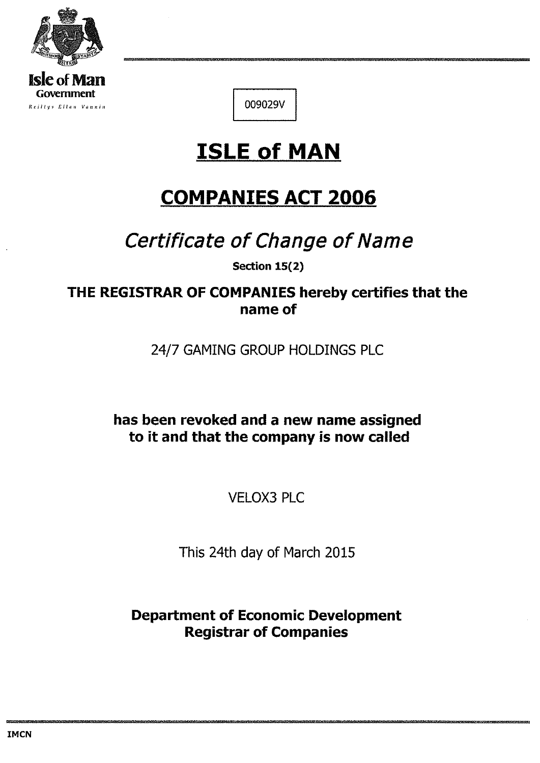Isle of Man
Government
Reiltys Ellan Vannin

009029V

# ISLE of MAN

## COMPANIES ACT 2006

### *Certificate of Change of Name*

**Section 15(2)**

**THE REGISTRAR OF COMPANIES hereby certifies that the name of**

24/7 GAMING GROUP HOLDINGS PLC

**has been revoked and a new name assigned to it and that the company is now called**

VELOX3 PLC

This 24th day of March 2015

**Department of Economic Development**
**Registrar of Companies**

**IMCN**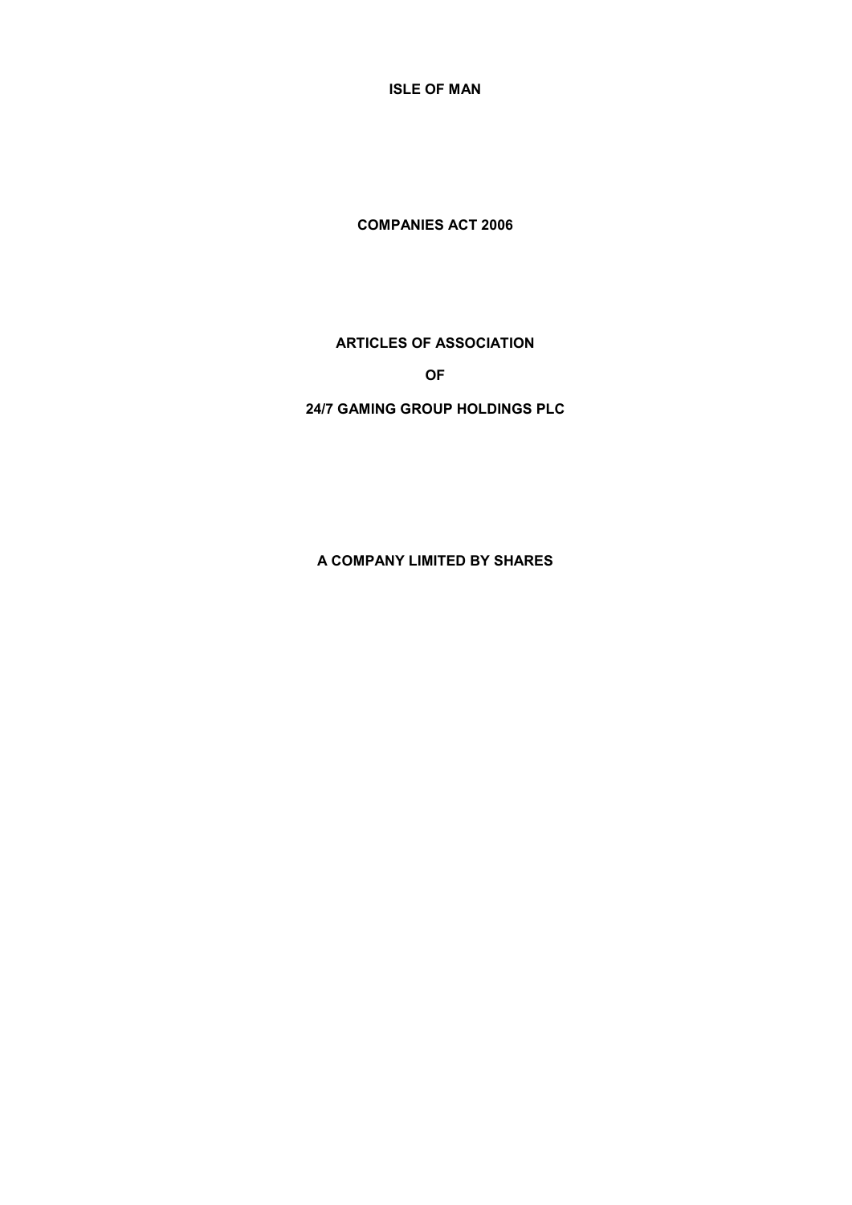**ISLE OF MAN**

**COMPANIES ACT 2006**

**ARTICLES OF ASSOCIATION**

**OF**

**24/7 GAMING GROUP HOLDINGS PLC**

**A COMPANY LIMITED BY SHARES**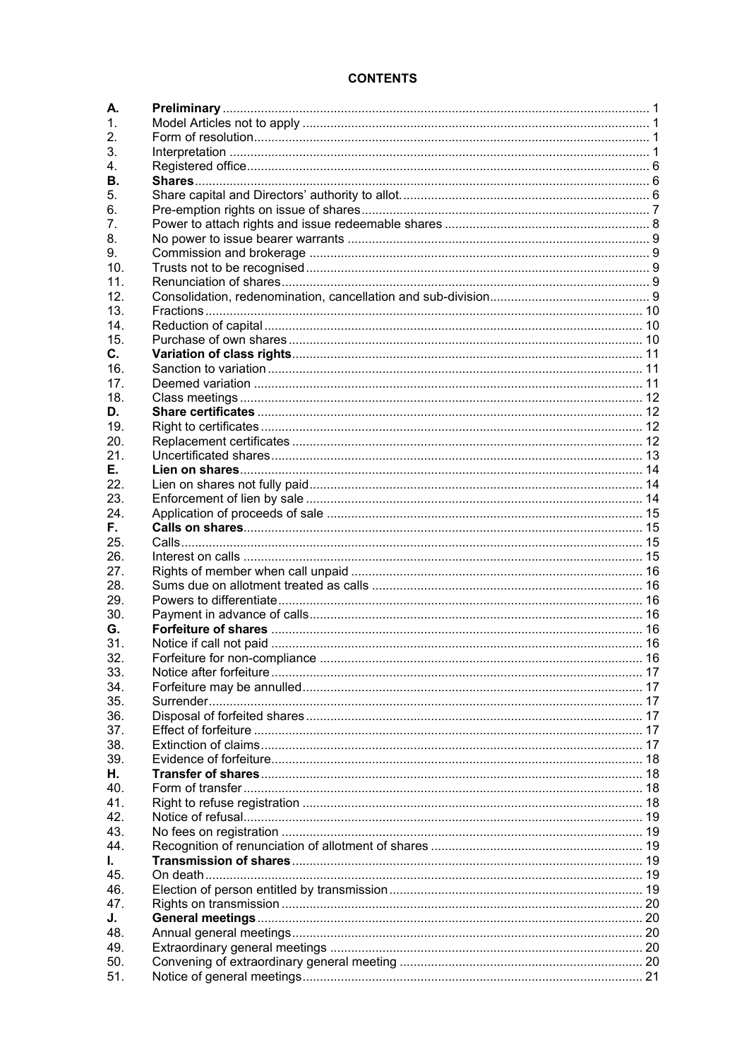**CONTENTS**

| | | |
|---|---|---|
| **A.** | **Preliminary** | 1 |
| 1. | Model Articles not to apply | 1 |
| 2. | Form of resolution | 1 |
| 3. | Interpretation | 1 |
| 4. | Registered office | 6 |
| **B.** | **Shares** | 6 |
| 5. | Share capital and Directors' authority to allot. | 6 |
| 6. | Pre-emption rights on issue of shares | 7 |
| 7. | Power to attach rights and issue redeemable shares | 8 |
| 8. | No power to issue bearer warrants | 9 |
| 9. | Commission and brokerage | 9 |
| 10. | Trusts not to be recognised | 9 |
| 11. | Renunciation of shares | 9 |
| 12. | Consolidation, redenomination, cancellation and sub-division | 9 |
| 13. | Fractions | 10 |
| 14. | Reduction of capital | 10 |
| 15. | Purchase of own shares | 10 |
| **C.** | **Variation of class rights** | 11 |
| 16. | Sanction to variation | 11 |
| 17. | Deemed variation | 11 |
| 18. | Class meetings | 12 |
| **D.** | **Share certificates** | 12 |
| 19. | Right to certificates | 12 |
| 20. | Replacement certificates | 12 |
| 21. | Uncertificated shares | 13 |
| **E.** | **Lien on shares** | 14 |
| 22. | Lien on shares not fully paid | 14 |
| 23. | Enforcement of lien by sale | 14 |
| 24. | Application of proceeds of sale | 15 |
| **F.** | **Calls on shares** | 15 |
| 25. | Calls | 15 |
| 26. | Interest on calls | 15 |
| 27. | Rights of member when call unpaid | 16 |
| 28. | Sums due on allotment treated as calls | 16 |
| 29. | Powers to differentiate | 16 |
| 30. | Payment in advance of calls | 16 |
| **G.** | **Forfeiture of shares** | 16 |
| 31. | Notice if call not paid | 16 |
| 32. | Forfeiture for non-compliance | 16 |
| 33. | Notice after forfeiture | 17 |
| 34. | Forfeiture may be annulled | 17 |
| 35. | Surrender | 17 |
| 36. | Disposal of forfeited shares | 17 |
| 37. | Effect of forfeiture | 17 |
| 38. | Extinction of claims | 17 |
| 39. | Evidence of forfeiture | 18 |
| **H.** | **Transfer of shares** | 18 |
| 40. | Form of transfer | 18 |
| 41. | Right to refuse registration | 18 |
| 42. | Notice of refusal | 19 |
| 43. | No fees on registration | 19 |
| 44. | Recognition of renunciation of allotment of shares | 19 |
| **I.** | **Transmission of shares** | 19 |
| 45. | On death | 19 |
| 46. | Election of person entitled by transmission | 19 |
| 47. | Rights on transmission | 20 |
| **J.** | **General meetings** | 20 |
| 48. | Annual general meetings | 20 |
| 49. | Extraordinary general meetings | 20 |
| 50. | Convening of extraordinary general meeting | 20 |
| 51. | Notice of general meetings | 21 |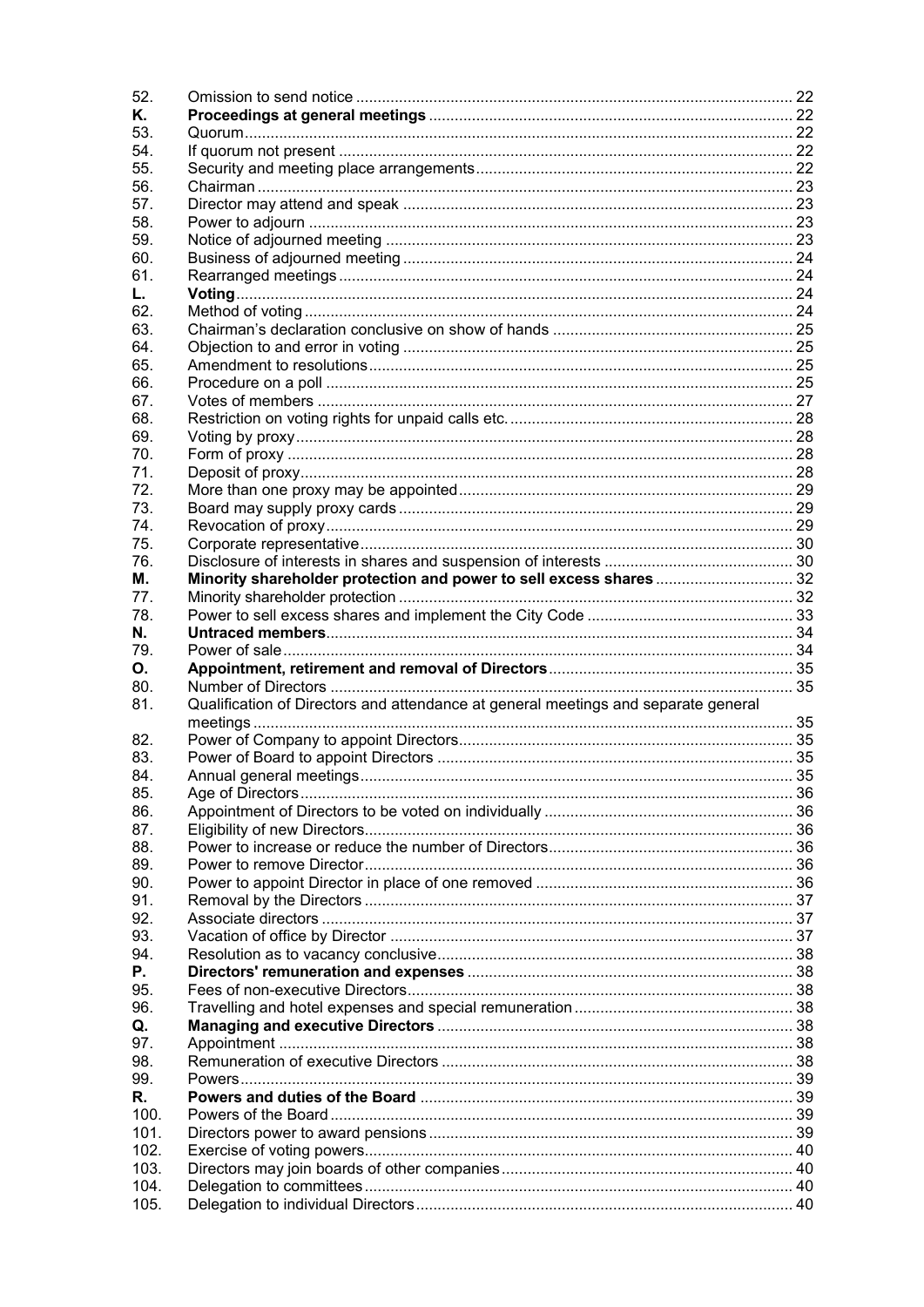| | | |
|---|---|---|
| 52. | Omission to send notice | 22 |
| **K.** | **Proceedings at general meetings** | 22 |
| 53. | Quorum | 22 |
| 54. | If quorum not present | 22 |
| 55. | Security and meeting place arrangements | 22 |
| 56. | Chairman | 23 |
| 57. | Director may attend and speak | 23 |
| 58. | Power to adjourn | 23 |
| 59. | Notice of adjourned meeting | 23 |
| 60. | Business of adjourned meeting | 24 |
| 61. | Rearranged meetings | 24 |
| **L.** | **Voting** | 24 |
| 62. | Method of voting | 24 |
| 63. | Chairman's declaration conclusive on show of hands | 25 |
| 64. | Objection to and error in voting | 25 |
| 65. | Amendment to resolutions | 25 |
| 66. | Procedure on a poll | 25 |
| 67. | Votes of members | 27 |
| 68. | Restriction on voting rights for unpaid calls etc. | 28 |
| 69. | Voting by proxy | 28 |
| 70. | Form of proxy | 28 |
| 71. | Deposit of proxy | 28 |
| 72. | More than one proxy may be appointed | 29 |
| 73. | Board may supply proxy cards | 29 |
| 74. | Revocation of proxy | 29 |
| 75. | Corporate representative | 30 |
| 76. | Disclosure of interests in shares and suspension of interests | 30 |
| **M.** | **Minority shareholder protection and power to sell excess shares** | 32 |
| 77. | Minority shareholder protection | 32 |
| 78. | Power to sell excess shares and implement the City Code | 33 |
| **N.** | **Untraced members** | 34 |
| 79. | Power of sale | 34 |
| **O.** | **Appointment, retirement and removal of Directors** | 35 |
| 80. | Number of Directors | 35 |
| 81. | Qualification of Directors and attendance at general meetings and separate general meetings | 35 |
| 82. | Power of Company to appoint Directors | 35 |
| 83. | Power of Board to appoint Directors | 35 |
| 84. | Annual general meetings | 35 |
| 85. | Age of Directors | 36 |
| 86. | Appointment of Directors to be voted on individually | 36 |
| 87. | Eligibility of new Directors | 36 |
| 88. | Power to increase or reduce the number of Directors | 36 |
| 89. | Power to remove Director | 36 |
| 90. | Power to appoint Director in place of one removed | 36 |
| 91. | Removal by the Directors | 37 |
| 92. | Associate directors | 37 |
| 93. | Vacation of office by Director | 37 |
| 94. | Resolution as to vacancy conclusive | 38 |
| **P.** | **Directors' remuneration and expenses** | 38 |
| 95. | Fees of non-executive Directors | 38 |
| 96. | Travelling and hotel expenses and special remuneration | 38 |
| **Q.** | **Managing and executive Directors** | 38 |
| 97. | Appointment | 38 |
| 98. | Remuneration of executive Directors | 38 |
| 99. | Powers | 39 |
| **R.** | **Powers and duties of the Board** | 39 |
| 100. | Powers of the Board | 39 |
| 101. | Directors power to award pensions | 39 |
| 102. | Exercise of voting powers | 40 |
| 103. | Directors may join boards of other companies | 40 |
| 104. | Delegation to committees | 40 |
| 105. | Delegation to individual Directors | 40 |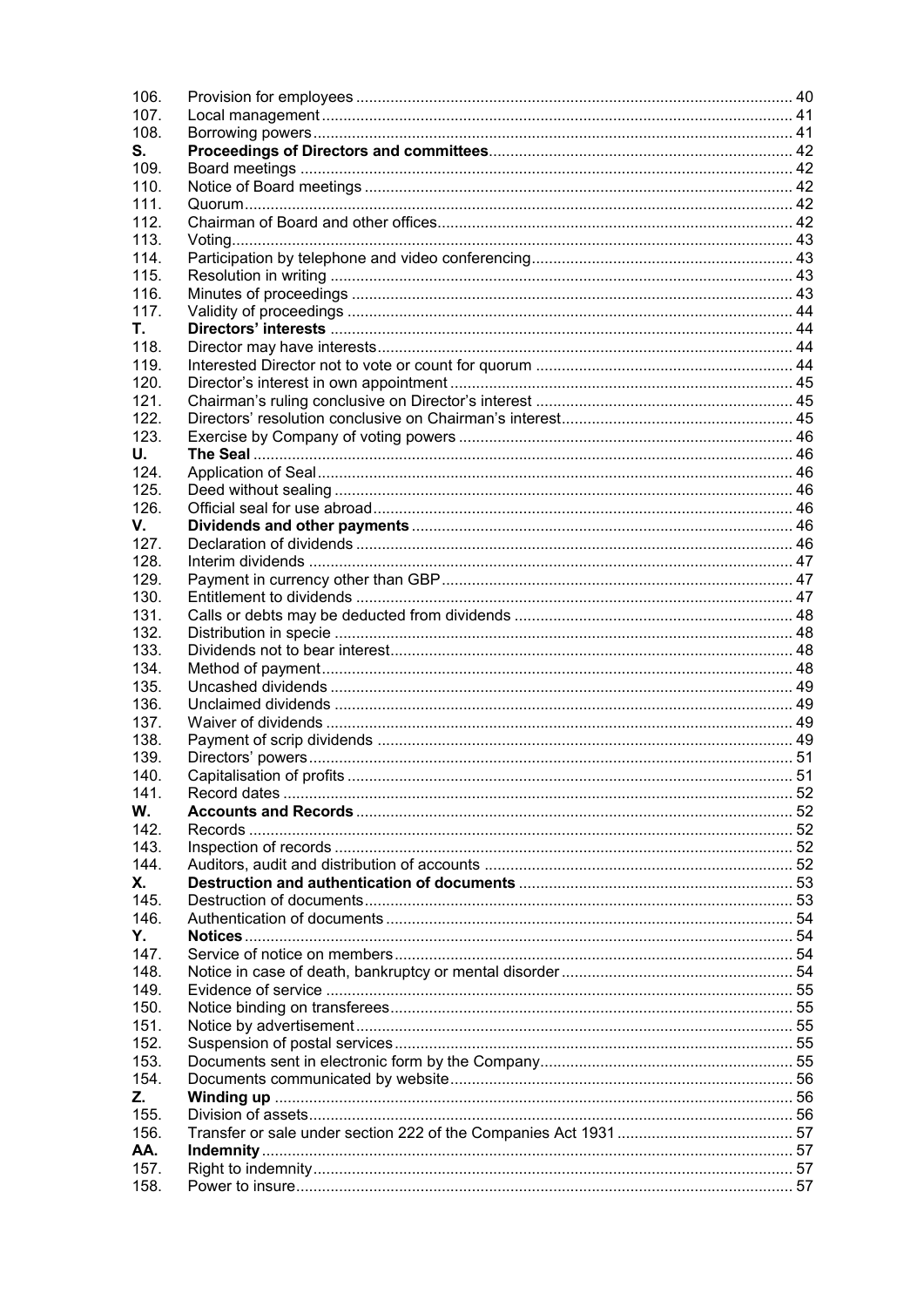| | | |
|---|---|---|
| 106. | Provision for employees | 40 |
| 107. | Local management | 41 |
| 108. | Borrowing powers | 41 |
| **S.** | **Proceedings of Directors and committees** | 42 |
| 109. | Board meetings | 42 |
| 110. | Notice of Board meetings | 42 |
| 111. | Quorum | 42 |
| 112. | Chairman of Board and other offices | 42 |
| 113. | Voting | 43 |
| 114. | Participation by telephone and video conferencing | 43 |
| 115. | Resolution in writing | 43 |
| 116. | Minutes of proceedings | 43 |
| 117. | Validity of proceedings | 44 |
| **T.** | **Directors' interests** | 44 |
| 118. | Director may have interests | 44 |
| 119. | Interested Director not to vote or count for quorum | 44 |
| 120. | Director's interest in own appointment | 45 |
| 121. | Chairman's ruling conclusive on Director's interest | 45 |
| 122. | Directors' resolution conclusive on Chairman's interest | 45 |
| 123. | Exercise by Company of voting powers | 46 |
| **U.** | **The Seal** | 46 |
| 124. | Application of Seal | 46 |
| 125. | Deed without sealing | 46 |
| 126. | Official seal for use abroad | 46 |
| **V.** | **Dividends and other payments** | 46 |
| 127. | Declaration of dividends | 46 |
| 128. | Interim dividends | 47 |
| 129. | Payment in currency other than GBP | 47 |
| 130. | Entitlement to dividends | 47 |
| 131. | Calls or debts may be deducted from dividends | 48 |
| 132. | Distribution in specie | 48 |
| 133. | Dividends not to bear interest | 48 |
| 134. | Method of payment | 48 |
| 135. | Uncashed dividends | 49 |
| 136. | Unclaimed dividends | 49 |
| 137. | Waiver of dividends | 49 |
| 138. | Payment of scrip dividends | 49 |
| 139. | Directors' powers | 51 |
| 140. | Capitalisation of profits | 51 |
| 141. | Record dates | 52 |
| **W.** | **Accounts and Records** | 52 |
| 142. | Records | 52 |
| 143. | Inspection of records | 52 |
| 144. | Auditors, audit and distribution of accounts | 52 |
| **X.** | **Destruction and authentication of documents** | 53 |
| 145. | Destruction of documents | 53 |
| 146. | Authentication of documents | 54 |
| **Y.** | **Notices** | 54 |
| 147. | Service of notice on members | 54 |
| 148. | Notice in case of death, bankruptcy or mental disorder | 54 |
| 149. | Evidence of service | 55 |
| 150. | Notice binding on transferees | 55 |
| 151. | Notice by advertisement | 55 |
| 152. | Suspension of postal services | 55 |
| 153. | Documents sent in electronic form by the Company | 55 |
| 154. | Documents communicated by website | 56 |
| **Z.** | **Winding up** | 56 |
| 155. | Division of assets | 56 |
| 156. | Transfer or sale under section 222 of the Companies Act 1931 | 57 |
| **AA.** | **Indemnity** | 57 |
| 157. | Right to indemnity | 57 |
| 158. | Power to insure | 57 |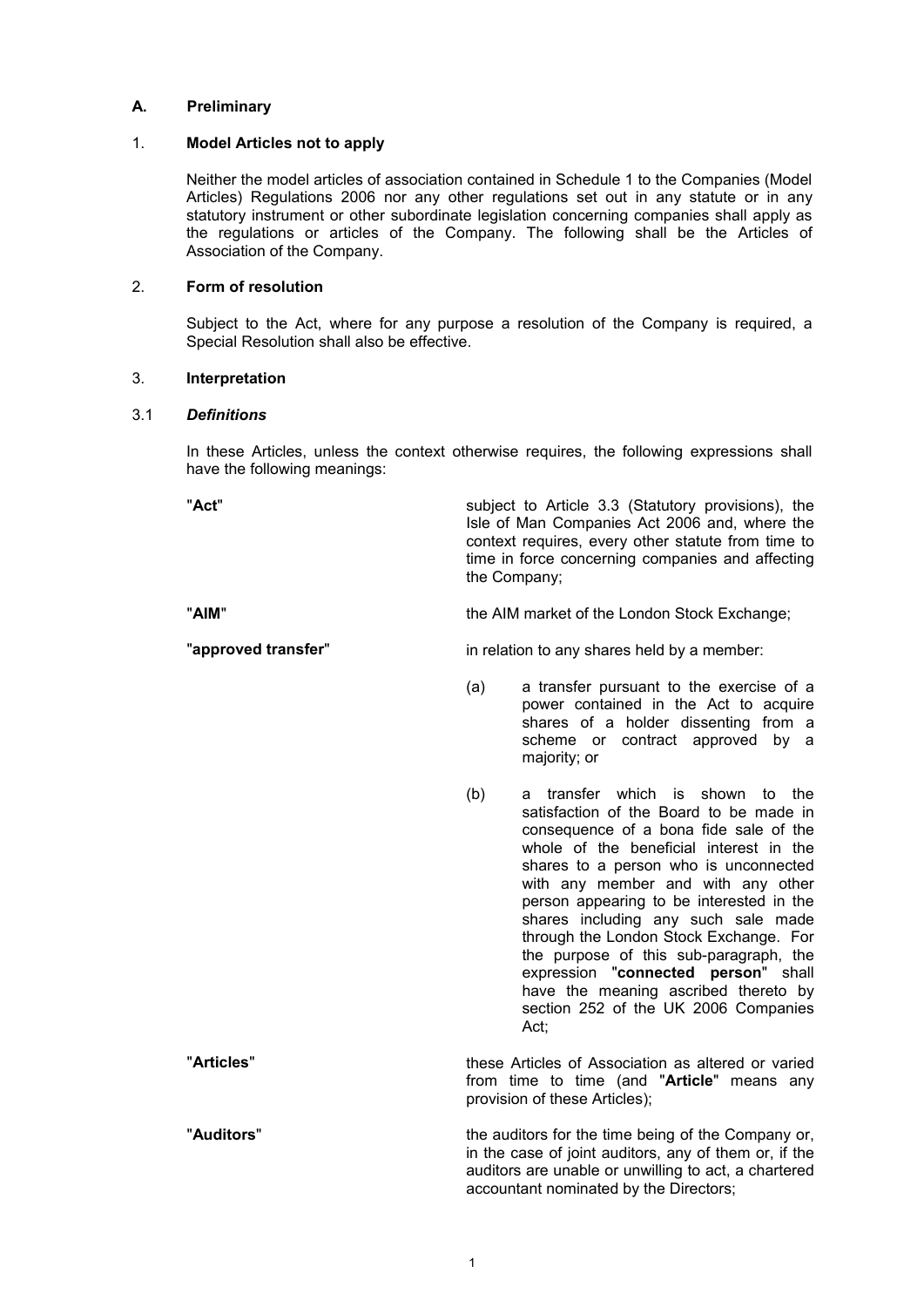## A. Preliminary

### 1. Model Articles not to apply

Neither the model articles of association contained in Schedule 1 to the Companies (Model Articles) Regulations 2006 nor any other regulations set out in any statute or in any statutory instrument or other subordinate legislation concerning companies shall apply as the regulations or articles of the Company. The following shall be the Articles of Association of the Company.

### 2. Form of resolution

Subject to the Act, where for any purpose a resolution of the Company is required, a Special Resolution shall also be effective.

### 3. Interpretation

#### 3.1 *Definitions*

In these Articles, unless the context otherwise requires, the following expressions shall have the following meanings:

"**Act**" subject to Article 3.3 (Statutory provisions), the Isle of Man Companies Act 2006 and, where the context requires, every other statute from time to time in force concerning companies and affecting the Company;

"**AIM**" the AIM market of the London Stock Exchange;

"**approved transfer**" in relation to any shares held by a member:

(a) a transfer pursuant to the exercise of a power contained in the Act to acquire shares of a holder dissenting from a scheme or contract approved by a majority; or

(b) a transfer which is shown to the satisfaction of the Board to be made in consequence of a bona fide sale of the whole of the beneficial interest in the shares to a person who is unconnected with any member and with any other person appearing to be interested in the shares including any such sale made through the London Stock Exchange. For the purpose of this sub-paragraph, the expression "**connected person**" shall have the meaning ascribed thereto by section 252 of the UK 2006 Companies Act;

"**Articles**" these Articles of Association as altered or varied from time to time (and "**Article**" means any provision of these Articles);

"**Auditors**" the auditors for the time being of the Company or, in the case of joint auditors, any of them or, if the auditors are unable or unwilling to act, a chartered accountant nominated by the Directors;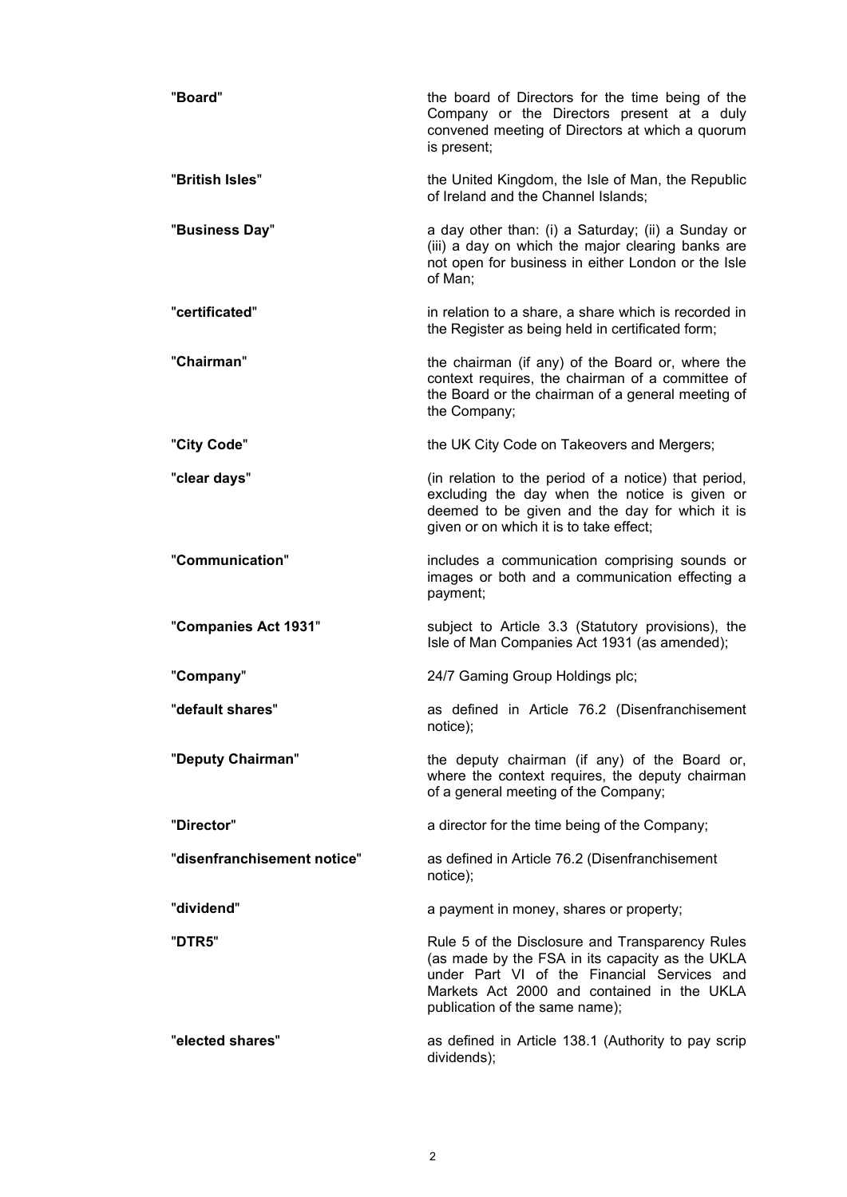| | |
|---|---|
| "**Board**" | the board of Directors for the time being of the Company or the Directors present at a duly convened meeting of Directors at which a quorum is present; |
| "**British Isles**" | the United Kingdom, the Isle of Man, the Republic of Ireland and the Channel Islands; |
| "**Business Day**" | a day other than: (i) a Saturday; (ii) a Sunday or (iii) a day on which the major clearing banks are not open for business in either London or the Isle of Man; |
| "**certificated**" | in relation to a share, a share which is recorded in the Register as being held in certificated form; |
| "**Chairman**" | the chairman (if any) of the Board or, where the context requires, the chairman of a committee of the Board or the chairman of a general meeting of the Company; |
| "**City Code**" | the UK City Code on Takeovers and Mergers; |
| "**clear days**" | (in relation to the period of a notice) that period, excluding the day when the notice is given or deemed to be given and the day for which it is given or on which it is to take effect; |
| "**Communication**" | includes a communication comprising sounds or images or both and a communication effecting a payment; |
| "**Companies Act 1931**" | subject to Article 3.3 (Statutory provisions), the Isle of Man Companies Act 1931 (as amended); |
| "**Company**" | 24/7 Gaming Group Holdings plc; |
| "**default shares**" | as defined in Article 76.2 (Disenfranchisement notice); |
| "**Deputy Chairman**" | the deputy chairman (if any) of the Board or, where the context requires, the deputy chairman of a general meeting of the Company; |
| "**Director**" | a director for the time being of the Company; |
| "**disenfranchisement notice**" | as defined in Article 76.2 (Disenfranchisement notice); |
| "**dividend**" | a payment in money, shares or property; |
| "**DTR5**" | Rule 5 of the Disclosure and Transparency Rules (as made by the FSA in its capacity as the UKLA under Part VI of the Financial Services and Markets Act 2000 and contained in the UKLA publication of the same name); |
| "**elected shares**" | as defined in Article 138.1 (Authority to pay scrip dividends); |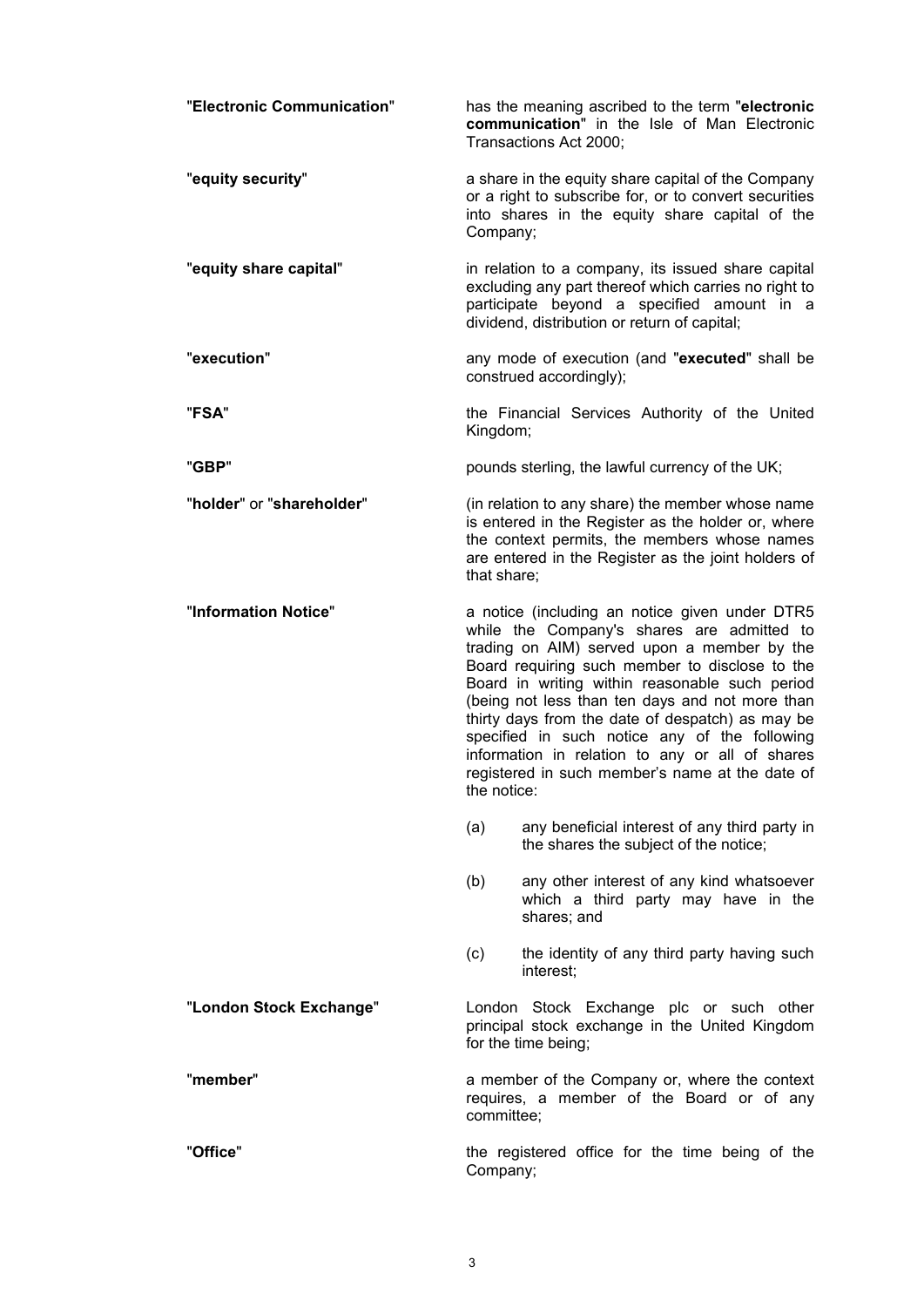"**Electronic Communication**" has the meaning ascribed to the term "**electronic communication**" in the Isle of Man Electronic Transactions Act 2000;

"**equity security**" a share in the equity share capital of the Company or a right to subscribe for, or to convert securities into shares in the equity share capital of the Company;

"**equity share capital**" in relation to a company, its issued share capital excluding any part thereof which carries no right to participate beyond a specified amount in a dividend, distribution or return of capital;

"**execution**" any mode of execution (and "**executed**" shall be construed accordingly);

"**FSA**" the Financial Services Authority of the United Kingdom;

"**GBP**" pounds sterling, the lawful currency of the UK;

"**holder**" or "**shareholder**" (in relation to any share) the member whose name is entered in the Register as the holder or, where the context permits, the members whose names are entered in the Register as the joint holders of that share;

"**Information Notice**" a notice (including an notice given under DTR5 while the Company's shares are admitted to trading on AIM) served upon a member by the Board requiring such member to disclose to the Board in writing within reasonable such period (being not less than ten days and not more than thirty days from the date of despatch) as may be specified in such notice any of the following information in relation to any or all of shares registered in such member's name at the date of the notice:

(a) any beneficial interest of any third party in the shares the subject of the notice;

(b) any other interest of any kind whatsoever which a third party may have in the shares; and

(c) the identity of any third party having such interest;

"**London Stock Exchange**" London Stock Exchange plc or such other principal stock exchange in the United Kingdom for the time being;

"**member**" a member of the Company or, where the context requires, a member of the Board or of any committee;

"**Office**" the registered office for the time being of the Company;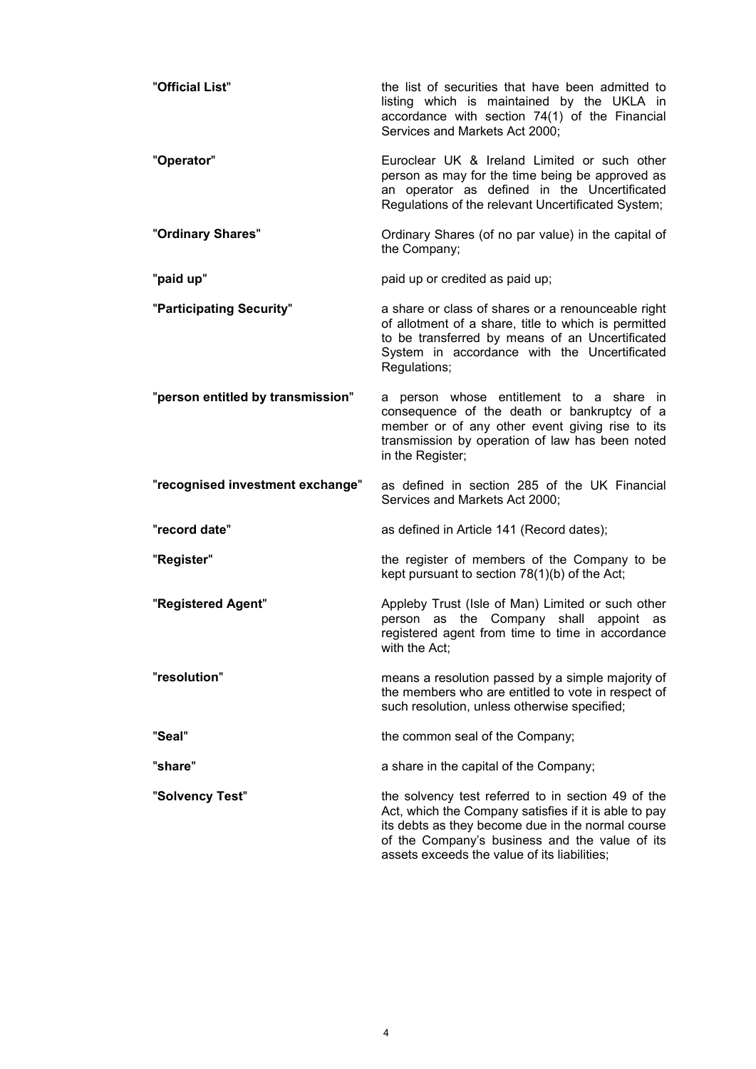| | |
|---|---|
| "**Official List**" | the list of securities that have been admitted to listing which is maintained by the UKLA in accordance with section 74(1) of the Financial Services and Markets Act 2000; |
| "**Operator**" | Euroclear UK & Ireland Limited or such other person as may for the time being be approved as an operator as defined in the Uncertificated Regulations of the relevant Uncertificated System; |
| "**Ordinary Shares**" | Ordinary Shares (of no par value) in the capital of the Company; |
| "**paid up**" | paid up or credited as paid up; |
| "**Participating Security**" | a share or class of shares or a renounceable right of allotment of a share, title to which is permitted to be transferred by means of an Uncertificated System in accordance with the Uncertificated Regulations; |
| "**person entitled by transmission**" | a person whose entitlement to a share in consequence of the death or bankruptcy of a member or of any other event giving rise to its transmission by operation of law has been noted in the Register; |
| "**recognised investment exchange**" | as defined in section 285 of the UK Financial Services and Markets Act 2000; |
| "**record date**" | as defined in Article 141 (Record dates); |
| "**Register**" | the register of members of the Company to be kept pursuant to section 78(1)(b) of the Act; |
| "**Registered Agent**" | Appleby Trust (Isle of Man) Limited or such other person as the Company shall appoint as registered agent from time to time in accordance with the Act; |
| "**resolution**" | means a resolution passed by a simple majority of the members who are entitled to vote in respect of such resolution, unless otherwise specified; |
| "**Seal**" | the common seal of the Company; |
| "**share**" | a share in the capital of the Company; |
| "**Solvency Test**" | the solvency test referred to in section 49 of the Act, which the Company satisfies if it is able to pay its debts as they become due in the normal course of the Company's business and the value of its assets exceeds the value of its liabilities; |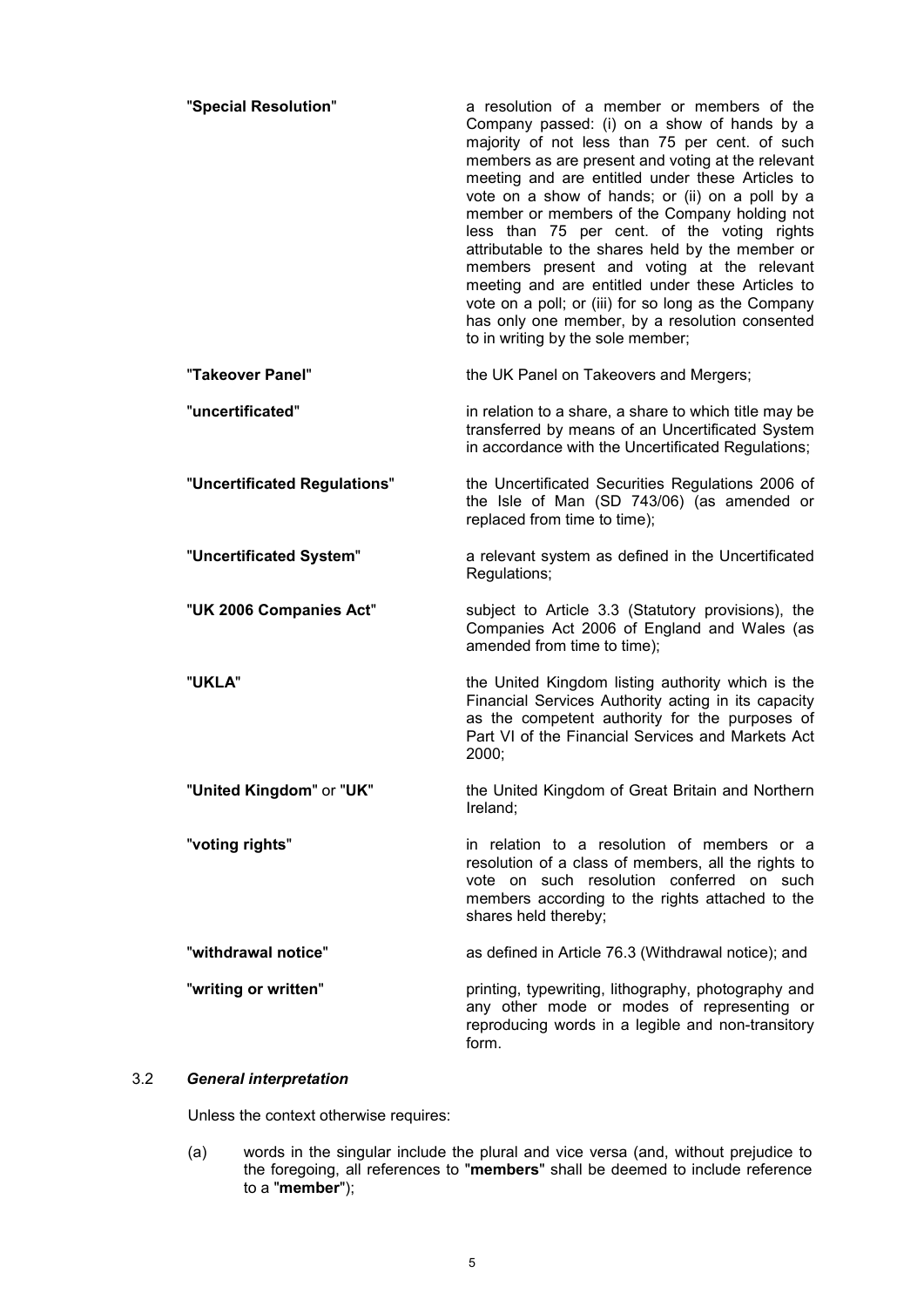| | |
|---|---|
| "**Special Resolution**" | a resolution of a member or members of the Company passed: (i) on a show of hands by a majority of not less than 75 per cent. of such members as are present and voting at the relevant meeting and are entitled under these Articles to vote on a show of hands; or (ii) on a poll by a member or members of the Company holding not less than 75 per cent. of the voting rights attributable to the shares held by the member or members present and voting at the relevant meeting and are entitled under these Articles to vote on a poll; or (iii) for so long as the Company has only one member, by a resolution consented to in writing by the sole member; |
| "**Takeover Panel**" | the UK Panel on Takeovers and Mergers; |
| "**uncertificated**" | in relation to a share, a share to which title may be transferred by means of an Uncertificated System in accordance with the Uncertificated Regulations; |
| "**Uncertificated Regulations**" | the Uncertificated Securities Regulations 2006 of the Isle of Man (SD 743/06) (as amended or replaced from time to time); |
| "**Uncertificated System**" | a relevant system as defined in the Uncertificated Regulations; |
| "**UK 2006 Companies Act**" | subject to Article 3.3 (Statutory provisions), the Companies Act 2006 of England and Wales (as amended from time to time); |
| "**UKLA**" | the United Kingdom listing authority which is the Financial Services Authority acting in its capacity as the competent authority for the purposes of Part VI of the Financial Services and Markets Act 2000; |
| "**United Kingdom**" or "**UK**" | the United Kingdom of Great Britain and Northern Ireland; |
| "**voting rights**" | in relation to a resolution of members or a resolution of a class of members, all the rights to vote on such resolution conferred on such members according to the rights attached to the shares held thereby; |
| "**withdrawal notice**" | as defined in Article 76.3 (Withdrawal notice); and |
| "**writing or written**" | printing, typewriting, lithography, photography and any other mode or modes of representing or reproducing words in a legible and non-transitory form. |

3.2 ***General interpretation***

Unless the context otherwise requires:

(a) words in the singular include the plural and vice versa (and, without prejudice to the foregoing, all references to "**members**" shall be deemed to include reference to a "**member**");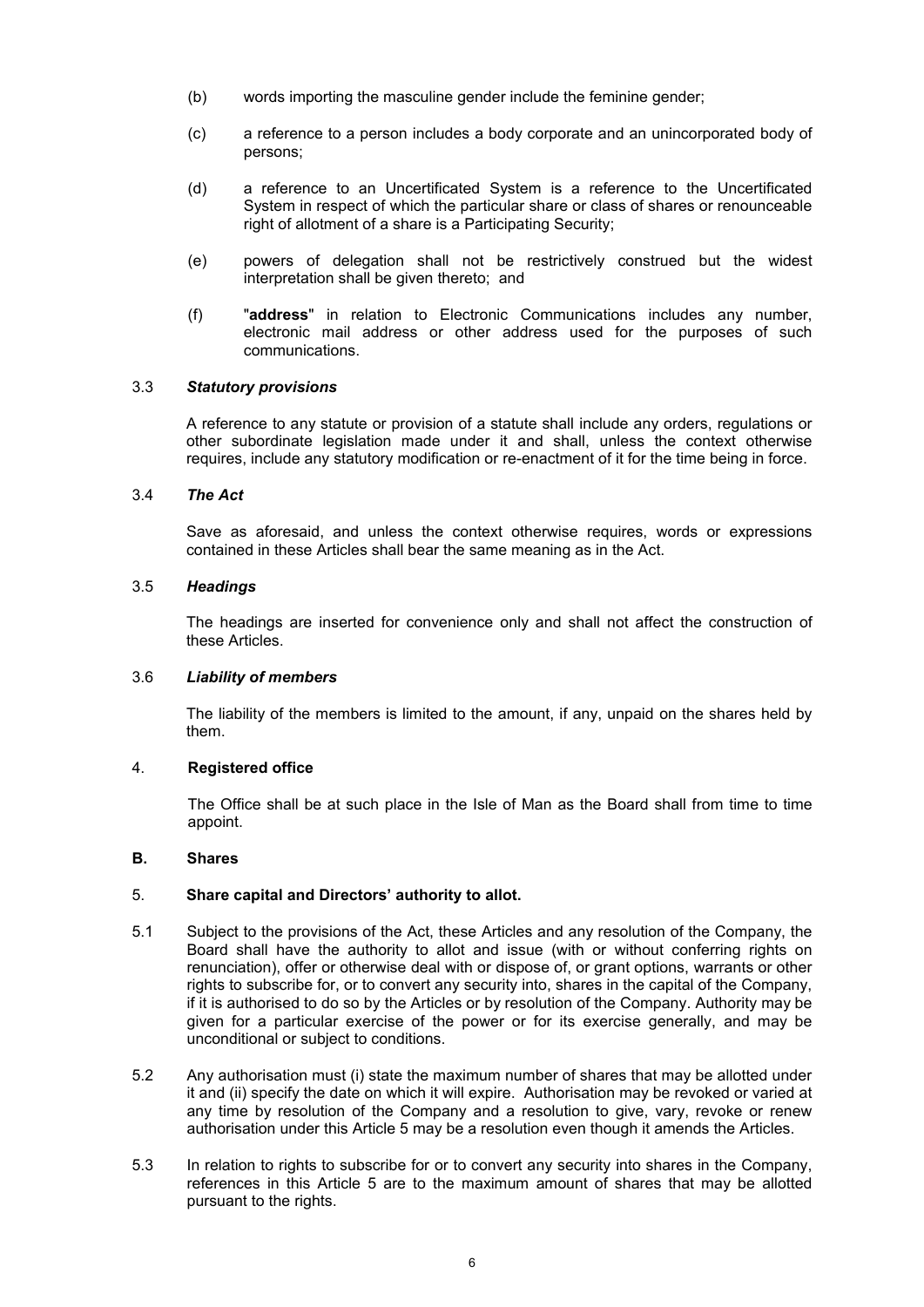(b) words importing the masculine gender include the feminine gender;

(c) a reference to a person includes a body corporate and an unincorporated body of persons;

(d) a reference to an Uncertificated System is a reference to the Uncertificated System in respect of which the particular share or class of shares or renounceable right of allotment of a share is a Participating Security;

(e) powers of delegation shall not be restrictively construed but the widest interpretation shall be given thereto; and

(f) "**address**" in relation to Electronic Communications includes any number, electronic mail address or other address used for the purposes of such communications.

3.3 ***Statutory provisions***

A reference to any statute or provision of a statute shall include any orders, regulations or other subordinate legislation made under it and shall, unless the context otherwise requires, include any statutory modification or re-enactment of it for the time being in force.

3.4 ***The Act***

Save as aforesaid, and unless the context otherwise requires, words or expressions contained in these Articles shall bear the same meaning as in the Act.

3.5 ***Headings***

The headings are inserted for convenience only and shall not affect the construction of these Articles.

3.6 ***Liability of members***

The liability of the members is limited to the amount, if any, unpaid on the shares held by them.

4. **Registered office**

The Office shall be at such place in the Isle of Man as the Board shall from time to time appoint.

**B. Shares**

5. **Share capital and Directors' authority to allot.**

5.1 Subject to the provisions of the Act, these Articles and any resolution of the Company, the Board shall have the authority to allot and issue (with or without conferring rights on renunciation), offer or otherwise deal with or dispose of, or grant options, warrants or other rights to subscribe for, or to convert any security into, shares in the capital of the Company, if it is authorised to do so by the Articles or by resolution of the Company. Authority may be given for a particular exercise of the power or for its exercise generally, and may be unconditional or subject to conditions.

5.2 Any authorisation must (i) state the maximum number of shares that may be allotted under it and (ii) specify the date on which it will expire. Authorisation may be revoked or varied at any time by resolution of the Company and a resolution to give, vary, revoke or renew authorisation under this Article 5 may be a resolution even though it amends the Articles.

5.3 In relation to rights to subscribe for or to convert any security into shares in the Company, references in this Article 5 are to the maximum amount of shares that may be allotted pursuant to the rights.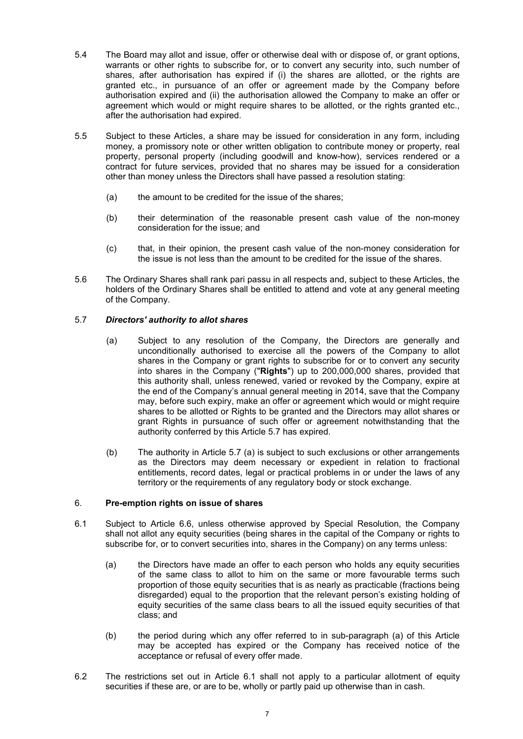5.4 The Board may allot and issue, offer or otherwise deal with or dispose of, or grant options, warrants or other rights to subscribe for, or to convert any security into, such number of shares, after authorisation has expired if (i) the shares are allotted, or the rights are granted etc., in pursuance of an offer or agreement made by the Company before authorisation expired and (ii) the authorisation allowed the Company to make an offer or agreement which would or might require shares to be allotted, or the rights granted etc., after the authorisation had expired.

5.5 Subject to these Articles, a share may be issued for consideration in any form, including money, a promissory note or other written obligation to contribute money or property, real property, personal property (including goodwill and know-how), services rendered or a contract for future services, provided that no shares may be issued for a consideration other than money unless the Directors shall have passed a resolution stating:

(a) the amount to be credited for the issue of the shares;

(b) their determination of the reasonable present cash value of the non-money consideration for the issue; and

(c) that, in their opinion, the present cash value of the non-money consideration for the issue is not less than the amount to be credited for the issue of the shares.

5.6 The Ordinary Shares shall rank pari passu in all respects and, subject to these Articles, the holders of the Ordinary Shares shall be entitled to attend and vote at any general meeting of the Company.

5.7 ***Directors' authority to allot shares***

(a) Subject to any resolution of the Company, the Directors are generally and unconditionally authorised to exercise all the powers of the Company to allot shares in the Company or grant rights to subscribe for or to convert any security into shares in the Company ("**Rights**") up to 200,000,000 shares, provided that this authority shall, unless renewed, varied or revoked by the Company, expire at the end of the Company's annual general meeting in 2014, save that the Company may, before such expiry, make an offer or agreement which would or might require shares to be allotted or Rights to be granted and the Directors may allot shares or grant Rights in pursuance of such offer or agreement notwithstanding that the authority conferred by this Article 5.7 has expired.

(b) The authority in Article 5.7 (a) is subject to such exclusions or other arrangements as the Directors may deem necessary or expedient in relation to fractional entitlements, record dates, legal or practical problems in or under the laws of any territory or the requirements of any regulatory body or stock exchange.

## 6. Pre-emption rights on issue of shares

6.1 Subject to Article 6.6, unless otherwise approved by Special Resolution, the Company shall not allot any equity securities (being shares in the capital of the Company or rights to subscribe for, or to convert securities into, shares in the Company) on any terms unless:

(a) the Directors have made an offer to each person who holds any equity securities of the same class to allot to him on the same or more favourable terms such proportion of those equity securities that is as nearly as practicable (fractions being disregarded) equal to the proportion that the relevant person's existing holding of equity securities of the same class bears to all the issued equity securities of that class; and

(b) the period during which any offer referred to in sub-paragraph (a) of this Article may be accepted has expired or the Company has received notice of the acceptance or refusal of every offer made.

6.2 The restrictions set out in Article 6.1 shall not apply to a particular allotment of equity securities if these are, or are to be, wholly or partly paid up otherwise than in cash.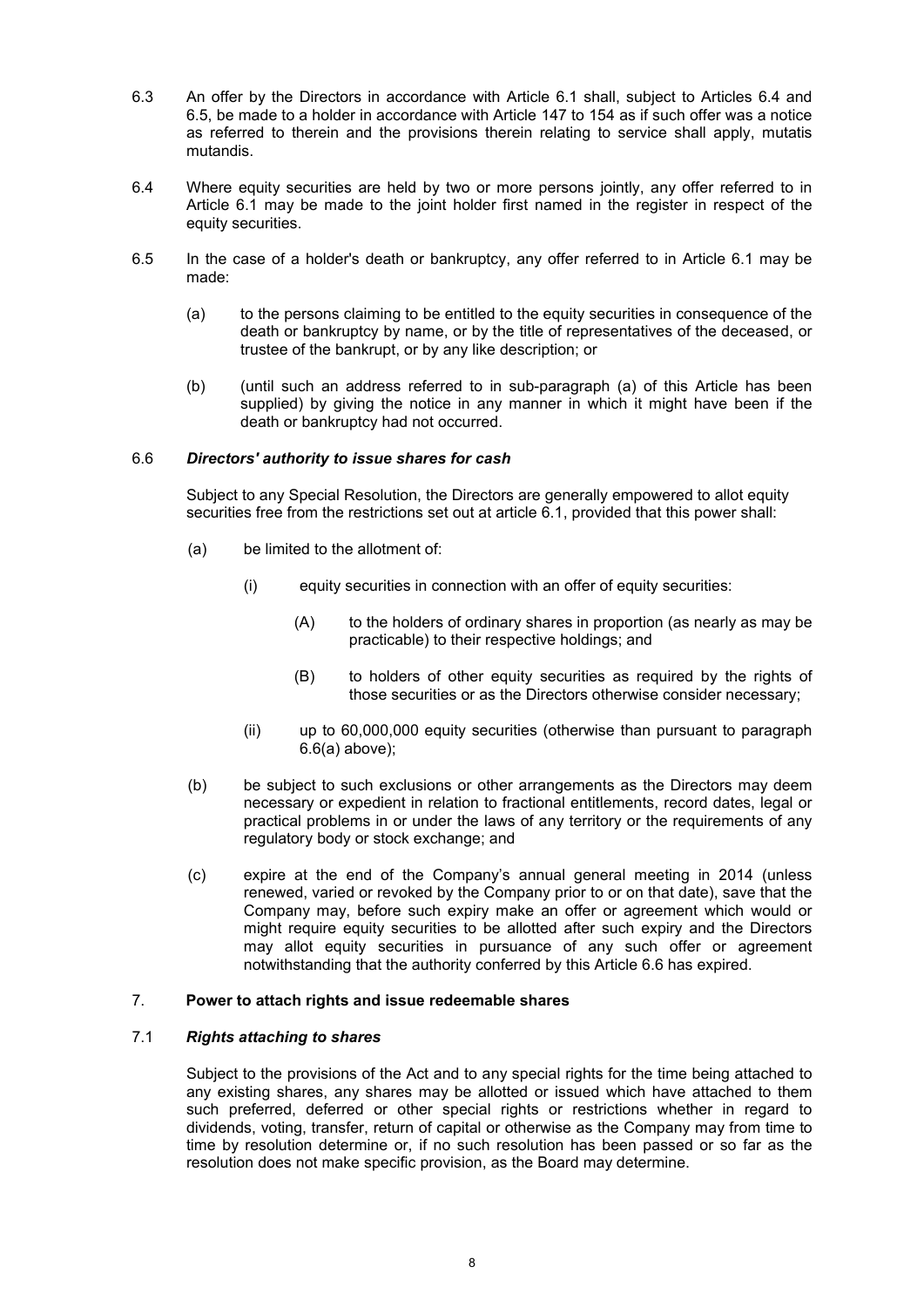6.3 An offer by the Directors in accordance with Article 6.1 shall, subject to Articles 6.4 and 6.5, be made to a holder in accordance with Article 147 to 154 as if such offer was a notice as referred to therein and the provisions therein relating to service shall apply, mutatis mutandis.

6.4 Where equity securities are held by two or more persons jointly, any offer referred to in Article 6.1 may be made to the joint holder first named in the register in respect of the equity securities.

6.5 In the case of a holder's death or bankruptcy, any offer referred to in Article 6.1 may be made:

(a) to the persons claiming to be entitled to the equity securities in consequence of the death or bankruptcy by name, or by the title of representatives of the deceased, or trustee of the bankrupt, or by any like description; or

(b) (until such an address referred to in sub-paragraph (a) of this Article has been supplied) by giving the notice in any manner in which it might have been if the death or bankruptcy had not occurred.

6.6 ***Directors' authority to issue shares for cash***

Subject to any Special Resolution, the Directors are generally empowered to allot equity securities free from the restrictions set out at article 6.1, provided that this power shall:

(a) be limited to the allotment of:

(i) equity securities in connection with an offer of equity securities:

(A) to the holders of ordinary shares in proportion (as nearly as may be practicable) to their respective holdings; and

(B) to holders of other equity securities as required by the rights of those securities or as the Directors otherwise consider necessary;

(ii) up to 60,000,000 equity securities (otherwise than pursuant to paragraph 6.6(a) above);

(b) be subject to such exclusions or other arrangements as the Directors may deem necessary or expedient in relation to fractional entitlements, record dates, legal or practical problems in or under the laws of any territory or the requirements of any regulatory body or stock exchange; and

(c) expire at the end of the Company's annual general meeting in 2014 (unless renewed, varied or revoked by the Company prior to or on that date), save that the Company may, before such expiry make an offer or agreement which would or might require equity securities to be allotted after such expiry and the Directors may allot equity securities in pursuance of any such offer or agreement notwithstanding that the authority conferred by this Article 6.6 has expired.

7. **Power to attach rights and issue redeemable shares**

7.1 ***Rights attaching to shares***

Subject to the provisions of the Act and to any special rights for the time being attached to any existing shares, any shares may be allotted or issued which have attached to them such preferred, deferred or other special rights or restrictions whether in regard to dividends, voting, transfer, return of capital or otherwise as the Company may from time to time by resolution determine or, if no such resolution has been passed or so far as the resolution does not make specific provision, as the Board may determine.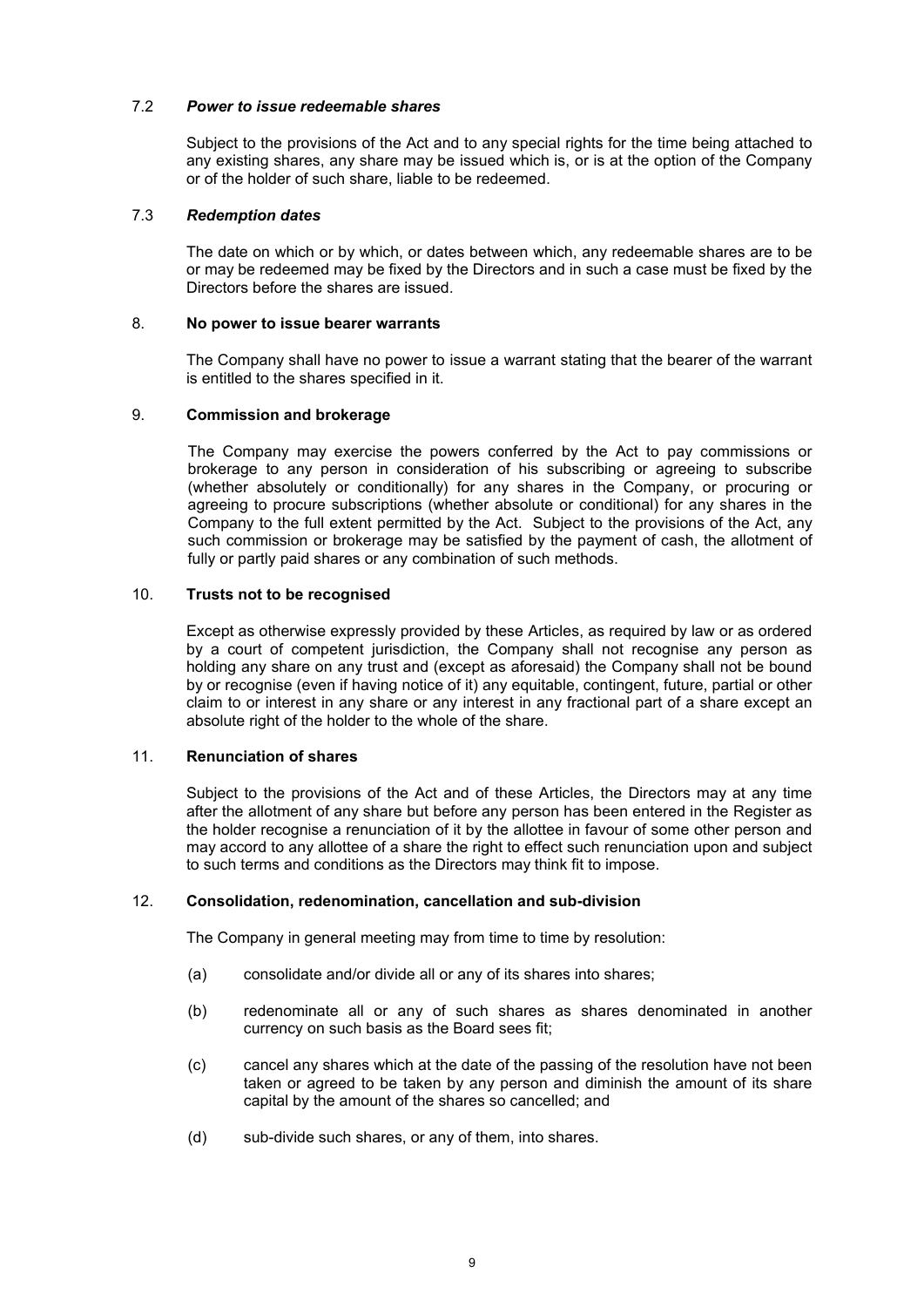### 7.2 *Power to issue redeemable shares*

Subject to the provisions of the Act and to any special rights for the time being attached to any existing shares, any share may be issued which is, or is at the option of the Company or of the holder of such share, liable to be redeemed.

### 7.3 *Redemption dates*

The date on which or by which, or dates between which, any redeemable shares are to be or may be redeemed may be fixed by the Directors and in such a case must be fixed by the Directors before the shares are issued.

## 8. **No power to issue bearer warrants**

The Company shall have no power to issue a warrant stating that the bearer of the warrant is entitled to the shares specified in it.

## 9. **Commission and brokerage**

The Company may exercise the powers conferred by the Act to pay commissions or brokerage to any person in consideration of his subscribing or agreeing to subscribe (whether absolutely or conditionally) for any shares in the Company, or procuring or agreeing to procure subscriptions (whether absolute or conditional) for any shares in the Company to the full extent permitted by the Act. Subject to the provisions of the Act, any such commission or brokerage may be satisfied by the payment of cash, the allotment of fully or partly paid shares or any combination of such methods.

## 10. **Trusts not to be recognised**

Except as otherwise expressly provided by these Articles, as required by law or as ordered by a court of competent jurisdiction, the Company shall not recognise any person as holding any share on any trust and (except as aforesaid) the Company shall not be bound by or recognise (even if having notice of it) any equitable, contingent, future, partial or other claim to or interest in any share or any interest in any fractional part of a share except an absolute right of the holder to the whole of the share.

## 11. **Renunciation of shares**

Subject to the provisions of the Act and of these Articles, the Directors may at any time after the allotment of any share but before any person has been entered in the Register as the holder recognise a renunciation of it by the allottee in favour of some other person and may accord to any allottee of a share the right to effect such renunciation upon and subject to such terms and conditions as the Directors may think fit to impose.

## 12. **Consolidation, redenomination, cancellation and sub-division**

The Company in general meeting may from time to time by resolution:

- (a) consolidate and/or divide all or any of its shares into shares;
- (b) redenominate all or any of such shares as shares denominated in another currency on such basis as the Board sees fit;
- (c) cancel any shares which at the date of the passing of the resolution have not been taken or agreed to be taken by any person and diminish the amount of its share capital by the amount of the shares so cancelled; and
- (d) sub-divide such shares, or any of them, into shares.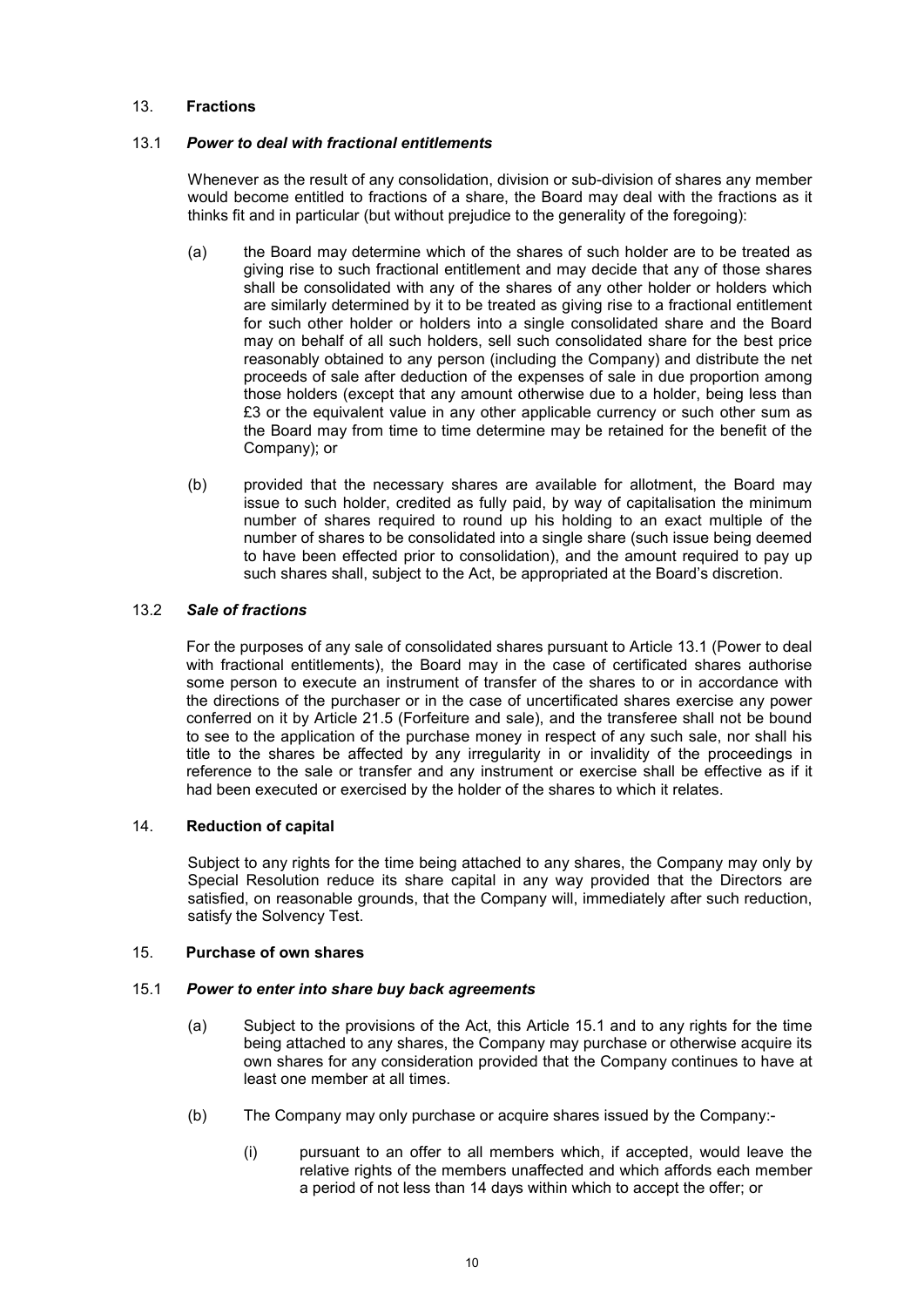## 13. **Fractions**

### 13.1 ***Power to deal with fractional entitlements***

Whenever as the result of any consolidation, division or sub-division of shares any member would become entitled to fractions of a share, the Board may deal with the fractions as it thinks fit and in particular (but without prejudice to the generality of the foregoing):

(a) the Board may determine which of the shares of such holder are to be treated as giving rise to such fractional entitlement and may decide that any of those shares shall be consolidated with any of the shares of any other holder or holders which are similarly determined by it to be treated as giving rise to a fractional entitlement for such other holder or holders into a single consolidated share and the Board may on behalf of all such holders, sell such consolidated share for the best price reasonably obtained to any person (including the Company) and distribute the net proceeds of sale after deduction of the expenses of sale in due proportion among those holders (except that any amount otherwise due to a holder, being less than £3 or the equivalent value in any other applicable currency or such other sum as the Board may from time to time determine may be retained for the benefit of the Company); or

(b) provided that the necessary shares are available for allotment, the Board may issue to such holder, credited as fully paid, by way of capitalisation the minimum number of shares required to round up his holding to an exact multiple of the number of shares to be consolidated into a single share (such issue being deemed to have been effected prior to consolidation), and the amount required to pay up such shares shall, subject to the Act, be appropriated at the Board's discretion.

### 13.2 ***Sale of fractions***

For the purposes of any sale of consolidated shares pursuant to Article 13.1 (Power to deal with fractional entitlements), the Board may in the case of certificated shares authorise some person to execute an instrument of transfer of the shares to or in accordance with the directions of the purchaser or in the case of uncertificated shares exercise any power conferred on it by Article 21.5 (Forfeiture and sale), and the transferee shall not be bound to see to the application of the purchase money in respect of any such sale, nor shall his title to the shares be affected by any irregularity in or invalidity of the proceedings in reference to the sale or transfer and any instrument or exercise shall be effective as if it had been executed or exercised by the holder of the shares to which it relates.

## 14. **Reduction of capital**

Subject to any rights for the time being attached to any shares, the Company may only by Special Resolution reduce its share capital in any way provided that the Directors are satisfied, on reasonable grounds, that the Company will, immediately after such reduction, satisfy the Solvency Test.

## 15. **Purchase of own shares**

### 15.1 ***Power to enter into share buy back agreements***

(a) Subject to the provisions of the Act, this Article 15.1 and to any rights for the time being attached to any shares, the Company may purchase or otherwise acquire its own shares for any consideration provided that the Company continues to have at least one member at all times.

(b) The Company may only purchase or acquire shares issued by the Company:-

(i) pursuant to an offer to all members which, if accepted, would leave the relative rights of the members unaffected and which affords each member a period of not less than 14 days within which to accept the offer; or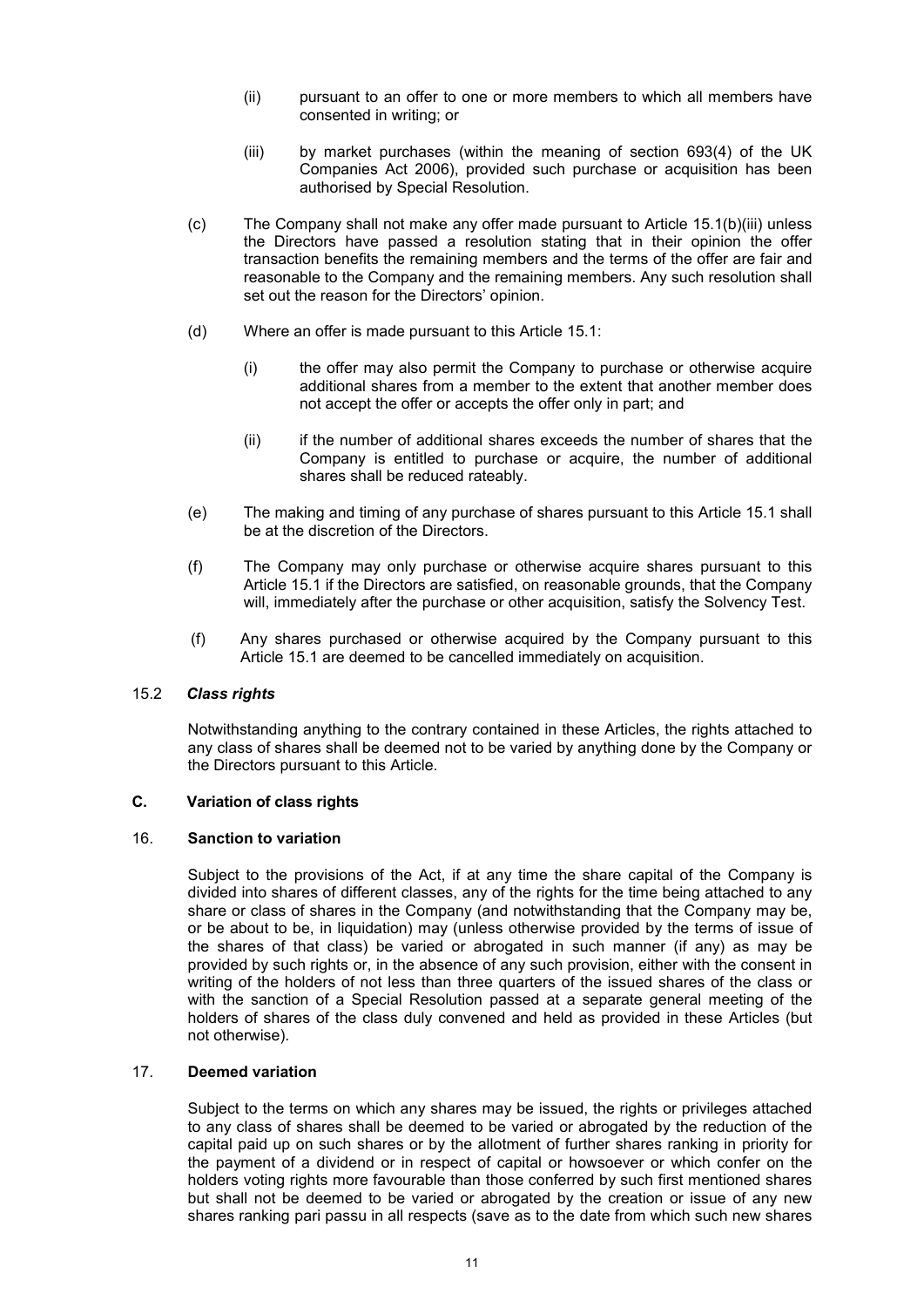(ii) pursuant to an offer to one or more members to which all members have consented in writing; or

(iii) by market purchases (within the meaning of section 693(4) of the UK Companies Act 2006), provided such purchase or acquisition has been authorised by Special Resolution.

(c) The Company shall not make any offer made pursuant to Article 15.1(b)(iii) unless the Directors have passed a resolution stating that in their opinion the offer transaction benefits the remaining members and the terms of the offer are fair and reasonable to the Company and the remaining members. Any such resolution shall set out the reason for the Directors' opinion.

(d) Where an offer is made pursuant to this Article 15.1:

(i) the offer may also permit the Company to purchase or otherwise acquire additional shares from a member to the extent that another member does not accept the offer or accepts the offer only in part; and

(ii) if the number of additional shares exceeds the number of shares that the Company is entitled to purchase or acquire, the number of additional shares shall be reduced rateably.

(e) The making and timing of any purchase of shares pursuant to this Article 15.1 shall be at the discretion of the Directors.

(f) The Company may only purchase or otherwise acquire shares pursuant to this Article 15.1 if the Directors are satisfied, on reasonable grounds, that the Company will, immediately after the purchase or other acquisition, satisfy the Solvency Test.

(f) Any shares purchased or otherwise acquired by the Company pursuant to this Article 15.1 are deemed to be cancelled immediately on acquisition.

15.2 ***Class rights***

Notwithstanding anything to the contrary contained in these Articles, the rights attached to any class of shares shall be deemed not to be varied by anything done by the Company or the Directors pursuant to this Article.

## C. Variation of class rights

### 16. Sanction to variation

Subject to the provisions of the Act, if at any time the share capital of the Company is divided into shares of different classes, any of the rights for the time being attached to any share or class of shares in the Company (and notwithstanding that the Company may be, or be about to be, in liquidation) may (unless otherwise provided by the terms of issue of the shares of that class) be varied or abrogated in such manner (if any) as may be provided by such rights or, in the absence of any such provision, either with the consent in writing of the holders of not less than three quarters of the issued shares of the class or with the sanction of a Special Resolution passed at a separate general meeting of the holders of shares of the class duly convened and held as provided in these Articles (but not otherwise).

### 17. Deemed variation

Subject to the terms on which any shares may be issued, the rights or privileges attached to any class of shares shall be deemed to be varied or abrogated by the reduction of the capital paid up on such shares or by the allotment of further shares ranking in priority for the payment of a dividend or in respect of capital or howsoever or which confer on the holders voting rights more favourable than those conferred by such first mentioned shares but shall not be deemed to be varied or abrogated by the creation or issue of any new shares ranking pari passu in all respects (save as to the date from which such new shares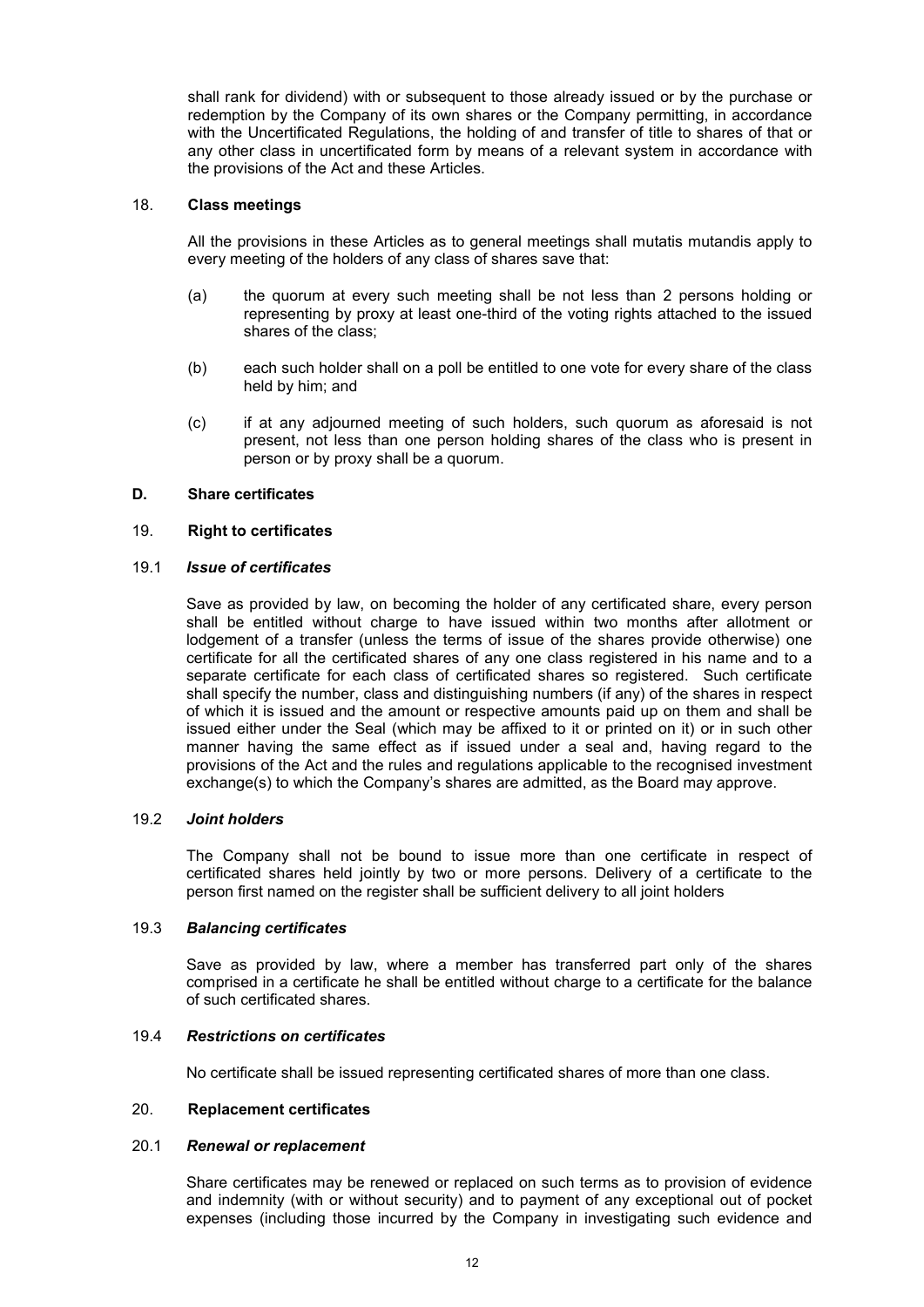shall rank for dividend) with or subsequent to those already issued or by the purchase or redemption by the Company of its own shares or the Company permitting, in accordance with the Uncertificated Regulations, the holding of and transfer of title to shares of that or any other class in uncertificated form by means of a relevant system in accordance with the provisions of the Act and these Articles.

### 18. Class meetings

All the provisions in these Articles as to general meetings shall mutatis mutandis apply to every meeting of the holders of any class of shares save that:

(a) the quorum at every such meeting shall be not less than 2 persons holding or representing by proxy at least one-third of the voting rights attached to the issued shares of the class;

(b) each such holder shall on a poll be entitled to one vote for every share of the class held by him; and

(c) if at any adjourned meeting of such holders, such quorum as aforesaid is not present, not less than one person holding shares of the class who is present in person or by proxy shall be a quorum.

## D. Share certificates

### 19. Right to certificates

#### 19.1 *Issue of certificates*

Save as provided by law, on becoming the holder of any certificated share, every person shall be entitled without charge to have issued within two months after allotment or lodgement of a transfer (unless the terms of issue of the shares provide otherwise) one certificate for all the certificated shares of any one class registered in his name and to a separate certificate for each class of certificated shares so registered. Such certificate shall specify the number, class and distinguishing numbers (if any) of the shares in respect of which it is issued and the amount or respective amounts paid up on them and shall be issued either under the Seal (which may be affixed to it or printed on it) or in such other manner having the same effect as if issued under a seal and, having regard to the provisions of the Act and the rules and regulations applicable to the recognised investment exchange(s) to which the Company's shares are admitted, as the Board may approve.

#### 19.2 *Joint holders*

The Company shall not be bound to issue more than one certificate in respect of certificated shares held jointly by two or more persons. Delivery of a certificate to the person first named on the register shall be sufficient delivery to all joint holders

#### 19.3 *Balancing certificates*

Save as provided by law, where a member has transferred part only of the shares comprised in a certificate he shall be entitled without charge to a certificate for the balance of such certificated shares.

#### 19.4 *Restrictions on certificates*

No certificate shall be issued representing certificated shares of more than one class.

### 20. Replacement certificates

#### 20.1 *Renewal or replacement*

Share certificates may be renewed or replaced on such terms as to provision of evidence and indemnity (with or without security) and to payment of any exceptional out of pocket expenses (including those incurred by the Company in investigating such evidence and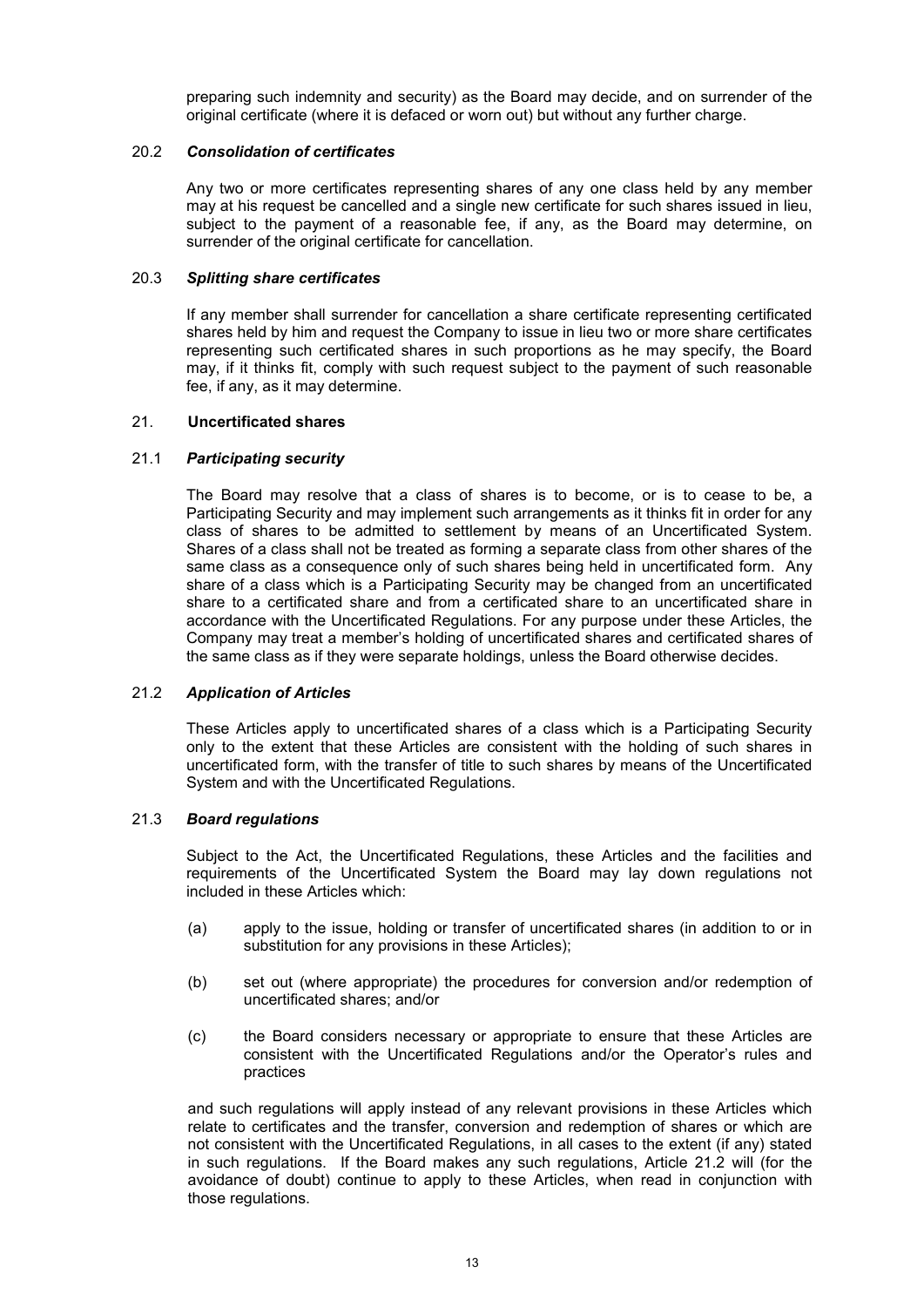preparing such indemnity and security) as the Board may decide, and on surrender of the original certificate (where it is defaced or worn out) but without any further charge.

### 20.2 *Consolidation of certificates*

Any two or more certificates representing shares of any one class held by any member may at his request be cancelled and a single new certificate for such shares issued in lieu, subject to the payment of a reasonable fee, if any, as the Board may determine, on surrender of the original certificate for cancellation.

### 20.3 *Splitting share certificates*

If any member shall surrender for cancellation a share certificate representing certificated shares held by him and request the Company to issue in lieu two or more share certificates representing such certificated shares in such proportions as he may specify, the Board may, if it thinks fit, comply with such request subject to the payment of such reasonable fee, if any, as it may determine.

## 21. Uncertificated shares

### 21.1 *Participating security*

The Board may resolve that a class of shares is to become, or is to cease to be, a Participating Security and may implement such arrangements as it thinks fit in order for any class of shares to be admitted to settlement by means of an Uncertificated System. Shares of a class shall not be treated as forming a separate class from other shares of the same class as a consequence only of such shares being held in uncertificated form. Any share of a class which is a Participating Security may be changed from an uncertificated share to a certificated share and from a certificated share to an uncertificated share in accordance with the Uncertificated Regulations. For any purpose under these Articles, the Company may treat a member's holding of uncertificated shares and certificated shares of the same class as if they were separate holdings, unless the Board otherwise decides.

### 21.2 *Application of Articles*

These Articles apply to uncertificated shares of a class which is a Participating Security only to the extent that these Articles are consistent with the holding of such shares in uncertificated form, with the transfer of title to such shares by means of the Uncertificated System and with the Uncertificated Regulations.

### 21.3 *Board regulations*

Subject to the Act, the Uncertificated Regulations, these Articles and the facilities and requirements of the Uncertificated System the Board may lay down regulations not included in these Articles which:

(a) apply to the issue, holding or transfer of uncertificated shares (in addition to or in substitution for any provisions in these Articles);

(b) set out (where appropriate) the procedures for conversion and/or redemption of uncertificated shares; and/or

(c) the Board considers necessary or appropriate to ensure that these Articles are consistent with the Uncertificated Regulations and/or the Operator's rules and practices

and such regulations will apply instead of any relevant provisions in these Articles which relate to certificates and the transfer, conversion and redemption of shares or which are not consistent with the Uncertificated Regulations, in all cases to the extent (if any) stated in such regulations. If the Board makes any such regulations, Article 21.2 will (for the avoidance of doubt) continue to apply to these Articles, when read in conjunction with those regulations.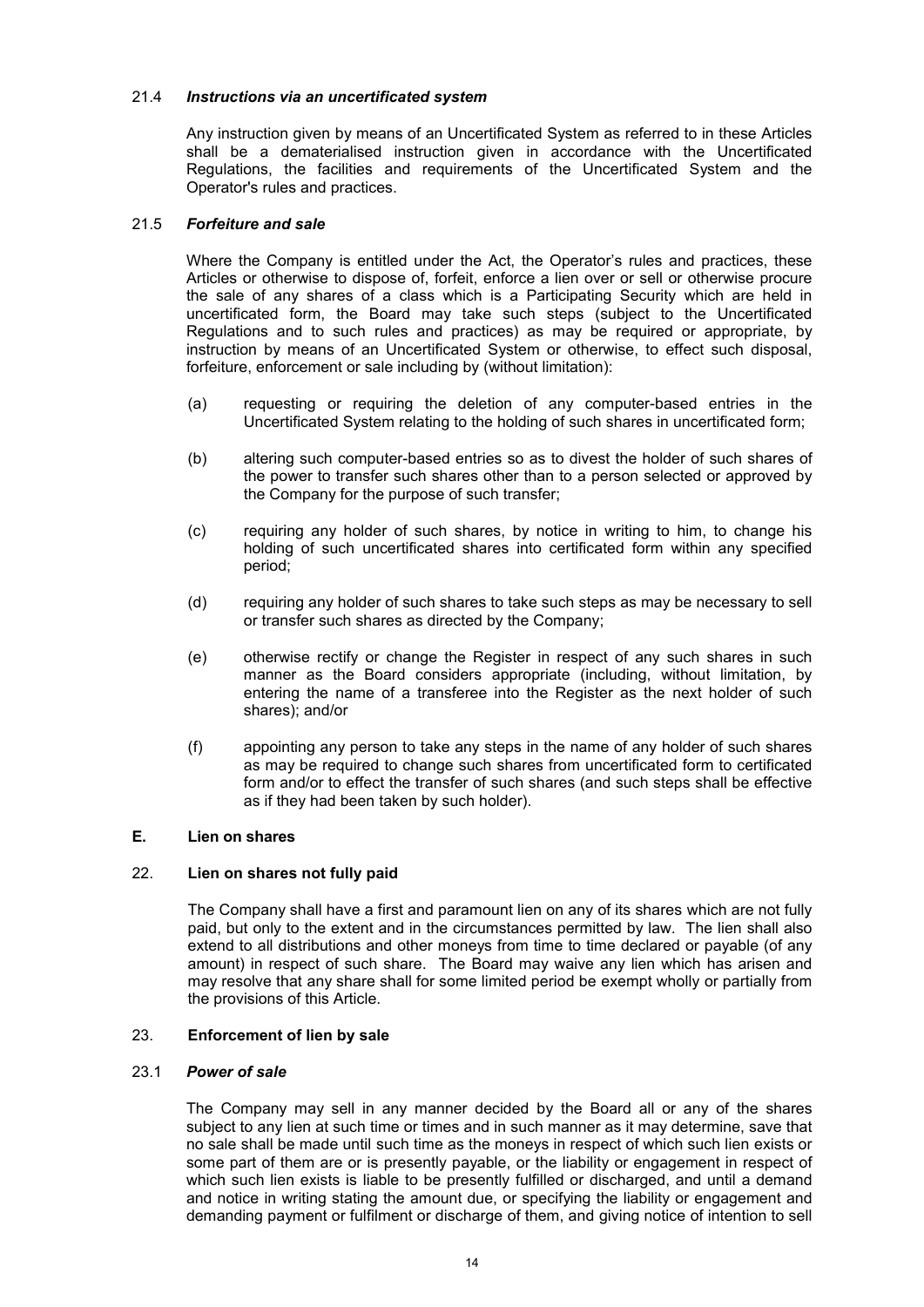#### 21.4 *Instructions via an uncertificated system*

Any instruction given by means of an Uncertificated System as referred to in these Articles shall be a dematerialised instruction given in accordance with the Uncertificated Regulations, the facilities and requirements of the Uncertificated System and the Operator's rules and practices.

#### 21.5 *Forfeiture and sale*

Where the Company is entitled under the Act, the Operator's rules and practices, these Articles or otherwise to dispose of, forfeit, enforce a lien over or sell or otherwise procure the sale of any shares of a class which is a Participating Security which are held in uncertificated form, the Board may take such steps (subject to the Uncertificated Regulations and to such rules and practices) as may be required or appropriate, by instruction by means of an Uncertificated System or otherwise, to effect such disposal, forfeiture, enforcement or sale including by (without limitation):

(a) requesting or requiring the deletion of any computer-based entries in the Uncertificated System relating to the holding of such shares in uncertificated form;

(b) altering such computer-based entries so as to divest the holder of such shares of the power to transfer such shares other than to a person selected or approved by the Company for the purpose of such transfer;

(c) requiring any holder of such shares, by notice in writing to him, to change his holding of such uncertificated shares into certificated form within any specified period;

(d) requiring any holder of such shares to take such steps as may be necessary to sell or transfer such shares as directed by the Company;

(e) otherwise rectify or change the Register in respect of any such shares in such manner as the Board considers appropriate (including, without limitation, by entering the name of a transferee into the Register as the next holder of such shares); and/or

(f) appointing any person to take any steps in the name of any holder of such shares as may be required to change such shares from uncertificated form to certificated form and/or to effect the transfer of such shares (and such steps shall be effective as if they had been taken by such holder).

## E. Lien on shares

### 22. Lien on shares not fully paid

The Company shall have a first and paramount lien on any of its shares which are not fully paid, but only to the extent and in the circumstances permitted by law. The lien shall also extend to all distributions and other moneys from time to time declared or payable (of any amount) in respect of such share. The Board may waive any lien which has arisen and may resolve that any share shall for some limited period be exempt wholly or partially from the provisions of this Article.

### 23. Enforcement of lien by sale

#### 23.1 *Power of sale*

The Company may sell in any manner decided by the Board all or any of the shares subject to any lien at such time or times and in such manner as it may determine, save that no sale shall be made until such time as the moneys in respect of which such lien exists or some part of them are or is presently payable, or the liability or engagement in respect of which such lien exists is liable to be presently fulfilled or discharged, and until a demand and notice in writing stating the amount due, or specifying the liability or engagement and demanding payment or fulfilment or discharge of them, and giving notice of intention to sell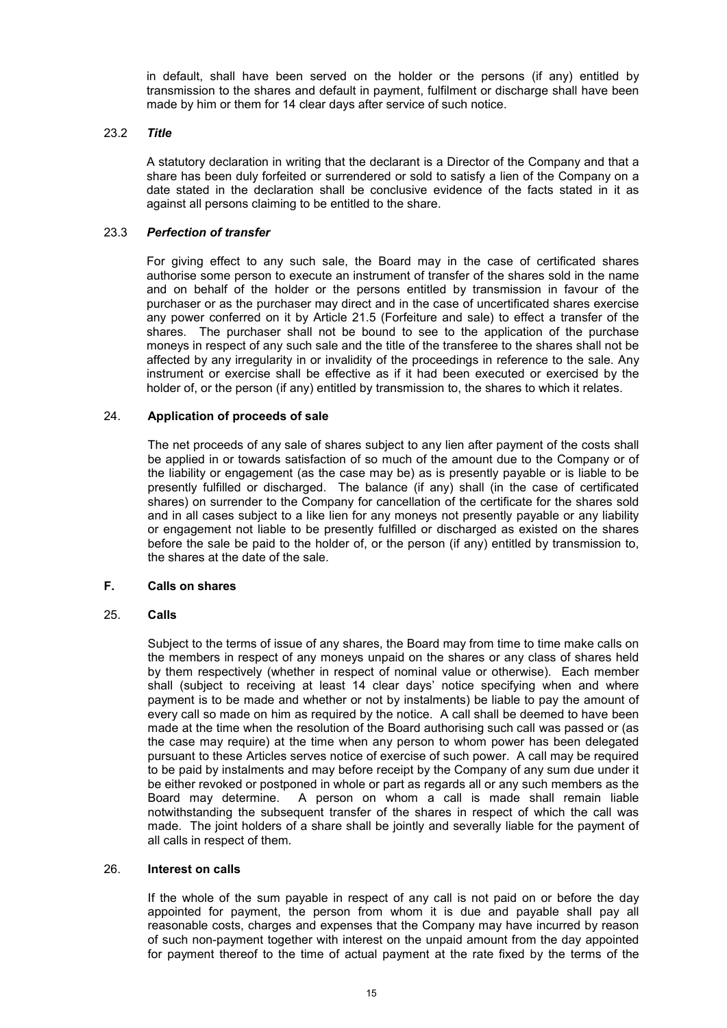in default, shall have been served on the holder or the persons (if any) entitled by transmission to the shares and default in payment, fulfilment or discharge shall have been made by him or them for 14 clear days after service of such notice.

23.2 ***Title***

A statutory declaration in writing that the declarant is a Director of the Company and that a share has been duly forfeited or surrendered or sold to satisfy a lien of the Company on a date stated in the declaration shall be conclusive evidence of the facts stated in it as against all persons claiming to be entitled to the share.

23.3 ***Perfection of transfer***

For giving effect to any such sale, the Board may in the case of certificated shares authorise some person to execute an instrument of transfer of the shares sold in the name and on behalf of the holder or the persons entitled by transmission in favour of the purchaser or as the purchaser may direct and in the case of uncertificated shares exercise any power conferred on it by Article 21.5 (Forfeiture and sale) to effect a transfer of the shares. The purchaser shall not be bound to see to the application of the purchase moneys in respect of any such sale and the title of the transferee to the shares shall not be affected by any irregularity in or invalidity of the proceedings in reference to the sale. Any instrument or exercise shall be effective as if it had been executed or exercised by the holder of, or the person (if any) entitled by transmission to, the shares to which it relates.

24. **Application of proceeds of sale**

The net proceeds of any sale of shares subject to any lien after payment of the costs shall be applied in or towards satisfaction of so much of the amount due to the Company or of the liability or engagement (as the case may be) as is presently payable or is liable to be presently fulfilled or discharged. The balance (if any) shall (in the case of certificated shares) on surrender to the Company for cancellation of the certificate for the shares sold and in all cases subject to a like lien for any moneys not presently payable or any liability or engagement not liable to be presently fulfilled or discharged as existed on the shares before the sale be paid to the holder of, or the person (if any) entitled by transmission to, the shares at the date of the sale.

## F. Calls on shares

25. **Calls**

Subject to the terms of issue of any shares, the Board may from time to time make calls on the members in respect of any moneys unpaid on the shares or any class of shares held by them respectively (whether in respect of nominal value or otherwise). Each member shall (subject to receiving at least 14 clear days' notice specifying when and where payment is to be made and whether or not by instalments) be liable to pay the amount of every call so made on him as required by the notice. A call shall be deemed to have been made at the time when the resolution of the Board authorising such call was passed or (as the case may require) at the time when any person to whom power has been delegated pursuant to these Articles serves notice of exercise of such power. A call may be required to be paid by instalments and may before receipt by the Company of any sum due under it be either revoked or postponed in whole or part as regards all or any such members as the Board may determine. A person on whom a call is made shall remain liable notwithstanding the subsequent transfer of the shares in respect of which the call was made. The joint holders of a share shall be jointly and severally liable for the payment of all calls in respect of them.

26. **Interest on calls**

If the whole of the sum payable in respect of any call is not paid on or before the day appointed for payment, the person from whom it is due and payable shall pay all reasonable costs, charges and expenses that the Company may have incurred by reason of such non-payment together with interest on the unpaid amount from the day appointed for payment thereof to the time of actual payment at the rate fixed by the terms of the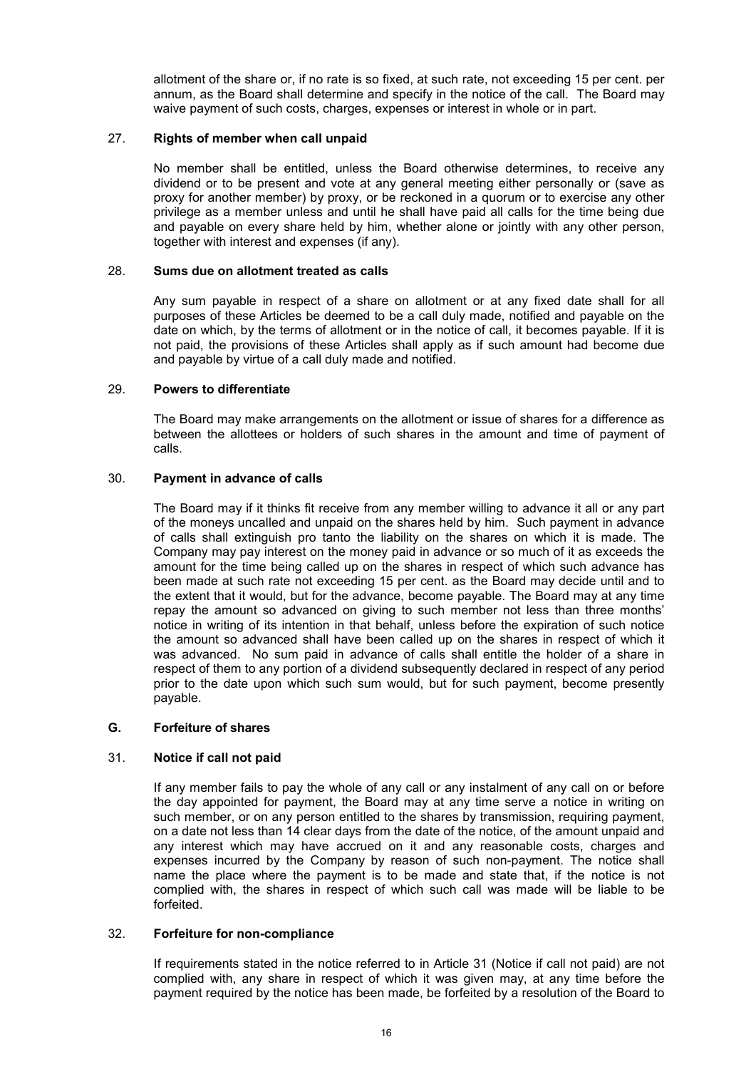allotment of the share or, if no rate is so fixed, at such rate, not exceeding 15 per cent. per annum, as the Board shall determine and specify in the notice of the call. The Board may waive payment of such costs, charges, expenses or interest in whole or in part.

### 27. Rights of member when call unpaid

No member shall be entitled, unless the Board otherwise determines, to receive any dividend or to be present and vote at any general meeting either personally or (save as proxy for another member) by proxy, or be reckoned in a quorum or to exercise any other privilege as a member unless and until he shall have paid all calls for the time being due and payable on every share held by him, whether alone or jointly with any other person, together with interest and expenses (if any).

### 28. Sums due on allotment treated as calls

Any sum payable in respect of a share on allotment or at any fixed date shall for all purposes of these Articles be deemed to be a call duly made, notified and payable on the date on which, by the terms of allotment or in the notice of call, it becomes payable. If it is not paid, the provisions of these Articles shall apply as if such amount had become due and payable by virtue of a call duly made and notified.

### 29. Powers to differentiate

The Board may make arrangements on the allotment or issue of shares for a difference as between the allottees or holders of such shares in the amount and time of payment of calls.

### 30. Payment in advance of calls

The Board may if it thinks fit receive from any member willing to advance it all or any part of the moneys uncalled and unpaid on the shares held by him. Such payment in advance of calls shall extinguish pro tanto the liability on the shares on which it is made. The Company may pay interest on the money paid in advance or so much of it as exceeds the amount for the time being called up on the shares in respect of which such advance has been made at such rate not exceeding 15 per cent. as the Board may decide until and to the extent that it would, but for the advance, become payable. The Board may at any time repay the amount so advanced on giving to such member not less than three months' notice in writing of its intention in that behalf, unless before the expiration of such notice the amount so advanced shall have been called up on the shares in respect of which it was advanced. No sum paid in advance of calls shall entitle the holder of a share in respect of them to any portion of a dividend subsequently declared in respect of any period prior to the date upon which such sum would, but for such payment, become presently payable.

## G. Forfeiture of shares

### 31. Notice if call not paid

If any member fails to pay the whole of any call or any instalment of any call on or before the day appointed for payment, the Board may at any time serve a notice in writing on such member, or on any person entitled to the shares by transmission, requiring payment, on a date not less than 14 clear days from the date of the notice, of the amount unpaid and any interest which may have accrued on it and any reasonable costs, charges and expenses incurred by the Company by reason of such non-payment. The notice shall name the place where the payment is to be made and state that, if the notice is not complied with, the shares in respect of which such call was made will be liable to be forfeited.

### 32. Forfeiture for non-compliance

If requirements stated in the notice referred to in Article 31 (Notice if call not paid) are not complied with, any share in respect of which it was given may, at any time before the payment required by the notice has been made, be forfeited by a resolution of the Board to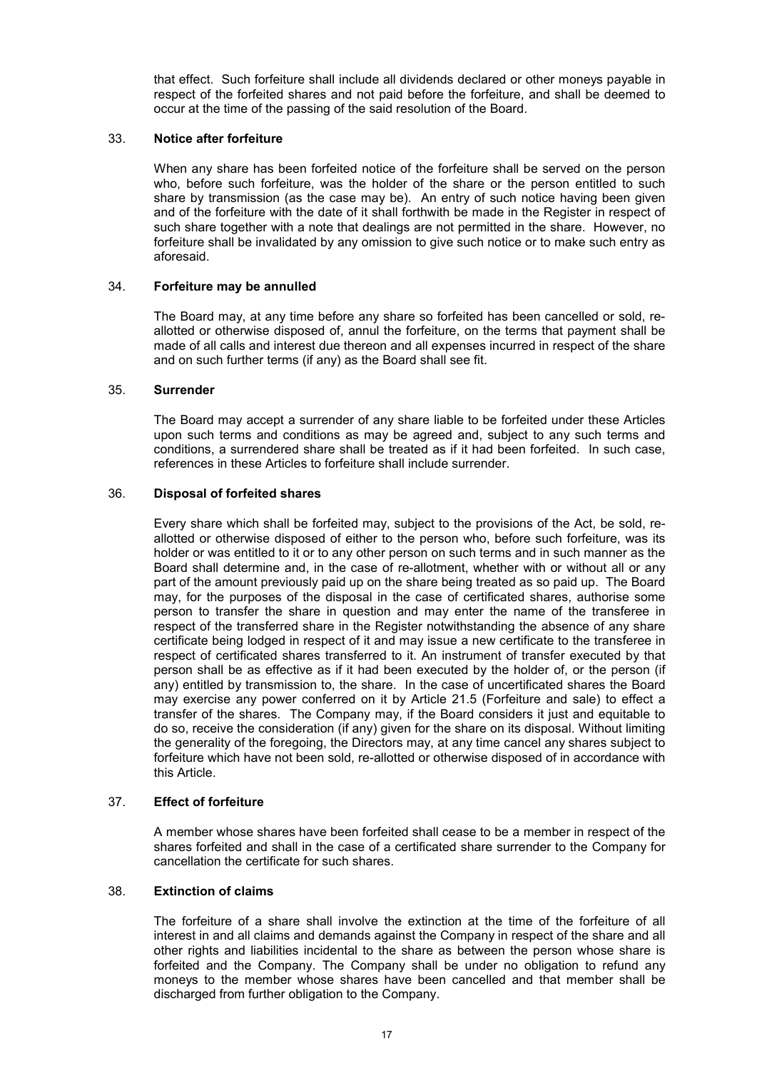that effect. Such forfeiture shall include all dividends declared or other moneys payable in respect of the forfeited shares and not paid before the forfeiture, and shall be deemed to occur at the time of the passing of the said resolution of the Board.

### 33. Notice after forfeiture

When any share has been forfeited notice of the forfeiture shall be served on the person who, before such forfeiture, was the holder of the share or the person entitled to such share by transmission (as the case may be). An entry of such notice having been given and of the forfeiture with the date of it shall forthwith be made in the Register in respect of such share together with a note that dealings are not permitted in the share. However, no forfeiture shall be invalidated by any omission to give such notice or to make such entry as aforesaid.

### 34. Forfeiture may be annulled

The Board may, at any time before any share so forfeited has been cancelled or sold, re-allotted or otherwise disposed of, annul the forfeiture, on the terms that payment shall be made of all calls and interest due thereon and all expenses incurred in respect of the share and on such further terms (if any) as the Board shall see fit.

### 35. Surrender

The Board may accept a surrender of any share liable to be forfeited under these Articles upon such terms and conditions as may be agreed and, subject to any such terms and conditions, a surrendered share shall be treated as if it had been forfeited. In such case, references in these Articles to forfeiture shall include surrender.

### 36. Disposal of forfeited shares

Every share which shall be forfeited may, subject to the provisions of the Act, be sold, re-allotted or otherwise disposed of either to the person who, before such forfeiture, was its holder or was entitled to it or to any other person on such terms and in such manner as the Board shall determine and, in the case of re-allotment, whether with or without all or any part of the amount previously paid up on the share being treated as so paid up. The Board may, for the purposes of the disposal in the case of certificated shares, authorise some person to transfer the share in question and may enter the name of the transferee in respect of the transferred share in the Register notwithstanding the absence of any share certificate being lodged in respect of it and may issue a new certificate to the transferee in respect of certificated shares transferred to it. An instrument of transfer executed by that person shall be as effective as if it had been executed by the holder of, or the person (if any) entitled by transmission to, the share. In the case of uncertificated shares the Board may exercise any power conferred on it by Article 21.5 (Forfeiture and sale) to effect a transfer of the shares. The Company may, if the Board considers it just and equitable to do so, receive the consideration (if any) given for the share on its disposal. Without limiting the generality of the foregoing, the Directors may, at any time cancel any shares subject to forfeiture which have not been sold, re-allotted or otherwise disposed of in accordance with this Article.

### 37. Effect of forfeiture

A member whose shares have been forfeited shall cease to be a member in respect of the shares forfeited and shall in the case of a certificated share surrender to the Company for cancellation the certificate for such shares.

### 38. Extinction of claims

The forfeiture of a share shall involve the extinction at the time of the forfeiture of all interest in and all claims and demands against the Company in respect of the share and all other rights and liabilities incidental to the share as between the person whose share is forfeited and the Company. The Company shall be under no obligation to refund any moneys to the member whose shares have been cancelled and that member shall be discharged from further obligation to the Company.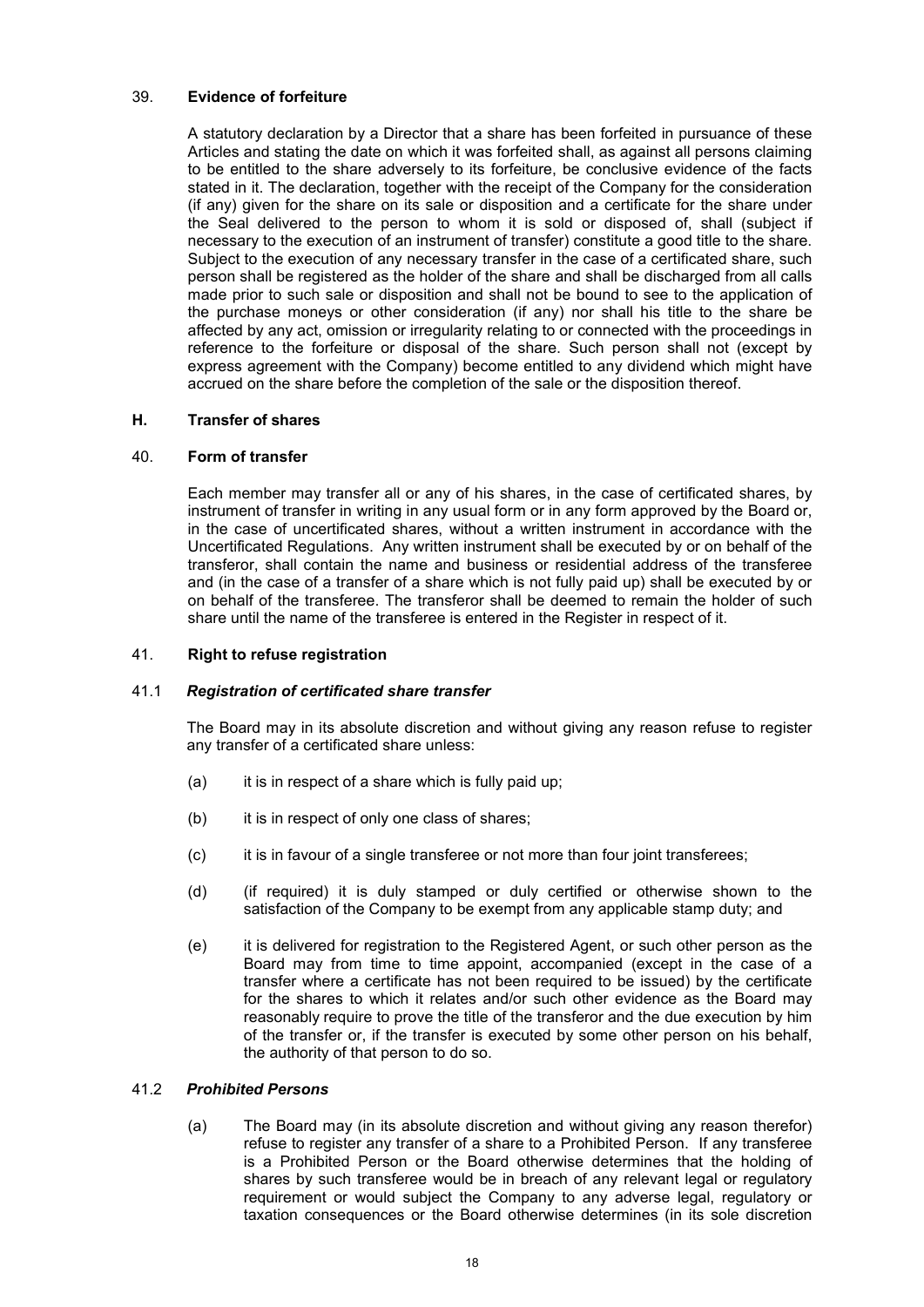### 39. **Evidence of forfeiture**

A statutory declaration by a Director that a share has been forfeited in pursuance of these Articles and stating the date on which it was forfeited shall, as against all persons claiming to be entitled to the share adversely to its forfeiture, be conclusive evidence of the facts stated in it. The declaration, together with the receipt of the Company for the consideration (if any) given for the share on its sale or disposition and a certificate for the share under the Seal delivered to the person to whom it is sold or disposed of, shall (subject if necessary to the execution of an instrument of transfer) constitute a good title to the share. Subject to the execution of any necessary transfer in the case of a certificated share, such person shall be registered as the holder of the share and shall be discharged from all calls made prior to such sale or disposition and shall not be bound to see to the application of the purchase moneys or other consideration (if any) nor shall his title to the share be affected by any act, omission or irregularity relating to or connected with the proceedings in reference to the forfeiture or disposal of the share. Such person shall not (except by express agreement with the Company) become entitled to any dividend which might have accrued on the share before the completion of the sale or the disposition thereof.

## H. **Transfer of shares**

### 40. **Form of transfer**

Each member may transfer all or any of his shares, in the case of certificated shares, by instrument of transfer in writing in any usual form or in any form approved by the Board or, in the case of uncertificated shares, without a written instrument in accordance with the Uncertificated Regulations. Any written instrument shall be executed by or on behalf of the transferor, shall contain the name and business or residential address of the transferee and (in the case of a transfer of a share which is not fully paid up) shall be executed by or on behalf of the transferee. The transferor shall be deemed to remain the holder of such share until the name of the transferee is entered in the Register in respect of it.

### 41. **Right to refuse registration**

#### 41.1 ***Registration of certificated share transfer***

The Board may in its absolute discretion and without giving any reason refuse to register any transfer of a certificated share unless:

(a) it is in respect of a share which is fully paid up;

(b) it is in respect of only one class of shares;

(c) it is in favour of a single transferee or not more than four joint transferees;

(d) (if required) it is duly stamped or duly certified or otherwise shown to the satisfaction of the Company to be exempt from any applicable stamp duty; and

(e) it is delivered for registration to the Registered Agent, or such other person as the Board may from time to time appoint, accompanied (except in the case of a transfer where a certificate has not been required to be issued) by the certificate for the shares to which it relates and/or such other evidence as the Board may reasonably require to prove the title of the transferor and the due execution by him of the transfer or, if the transfer is executed by some other person on his behalf, the authority of that person to do so.

#### 41.2 ***Prohibited Persons***

(a) The Board may (in its absolute discretion and without giving any reason therefor) refuse to register any transfer of a share to a Prohibited Person. If any transferee is a Prohibited Person or the Board otherwise determines that the holding of shares by such transferee would be in breach of any relevant legal or regulatory requirement or would subject the Company to any adverse legal, regulatory or taxation consequences or the Board otherwise determines (in its sole discretion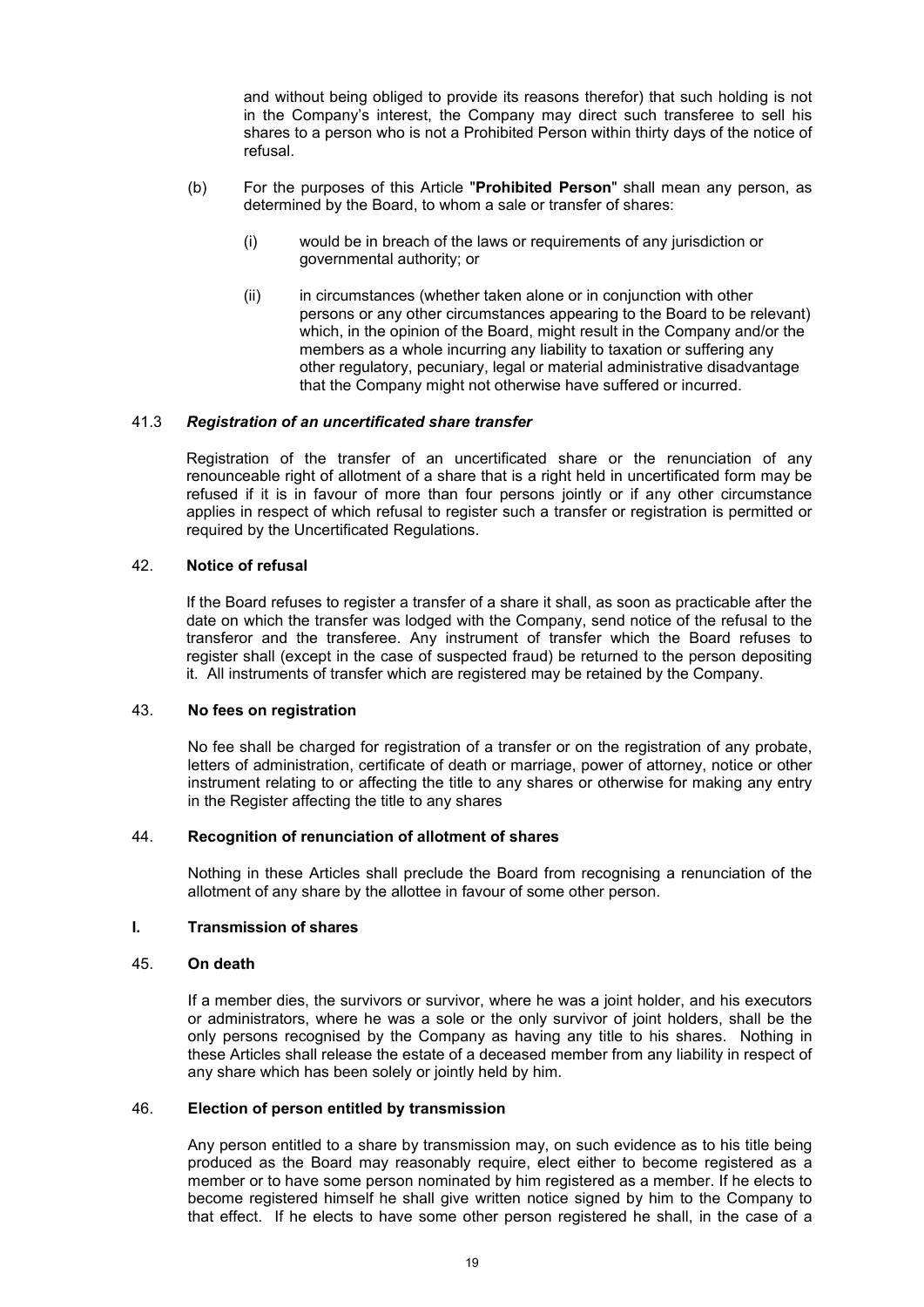and without being obliged to provide its reasons therefor) that such holding is not in the Company's interest, the Company may direct such transferee to sell his shares to a person who is not a Prohibited Person within thirty days of the notice of refusal.

(b) For the purposes of this Article "**Prohibited Person**" shall mean any person, as determined by the Board, to whom a sale or transfer of shares:

(i) would be in breach of the laws or requirements of any jurisdiction or governmental authority; or

(ii) in circumstances (whether taken alone or in conjunction with other persons or any other circumstances appearing to the Board to be relevant) which, in the opinion of the Board, might result in the Company and/or the members as a whole incurring any liability to taxation or suffering any other regulatory, pecuniary, legal or material administrative disadvantage that the Company might not otherwise have suffered or incurred.

### 41.3 *Registration of an uncertificated share transfer*

Registration of the transfer of an uncertificated share or the renunciation of any renounceable right of allotment of a share that is a right held in uncertificated form may be refused if it is in favour of more than four persons jointly or if any other circumstance applies in respect of which refusal to register such a transfer or registration is permitted or required by the Uncertificated Regulations.

### 42. **Notice of refusal**

If the Board refuses to register a transfer of a share it shall, as soon as practicable after the date on which the transfer was lodged with the Company, send notice of the refusal to the transferor and the transferee. Any instrument of transfer which the Board refuses to register shall (except in the case of suspected fraud) be returned to the person depositing it. All instruments of transfer which are registered may be retained by the Company.

### 43. **No fees on registration**

No fee shall be charged for registration of a transfer or on the registration of any probate, letters of administration, certificate of death or marriage, power of attorney, notice or other instrument relating to or affecting the title to any shares or otherwise for making any entry in the Register affecting the title to any shares

### 44. **Recognition of renunciation of allotment of shares**

Nothing in these Articles shall preclude the Board from recognising a renunciation of the allotment of any share by the allottee in favour of some other person.

## I. **Transmission of shares**

### 45. **On death**

If a member dies, the survivors or survivor, where he was a joint holder, and his executors or administrators, where he was a sole or the only survivor of joint holders, shall be the only persons recognised by the Company as having any title to his shares. Nothing in these Articles shall release the estate of a deceased member from any liability in respect of any share which has been solely or jointly held by him.

### 46. **Election of person entitled by transmission**

Any person entitled to a share by transmission may, on such evidence as to his title being produced as the Board may reasonably require, elect either to become registered as a member or to have some person nominated by him registered as a member. If he elects to become registered himself he shall give written notice signed by him to the Company to that effect. If he elects to have some other person registered he shall, in the case of a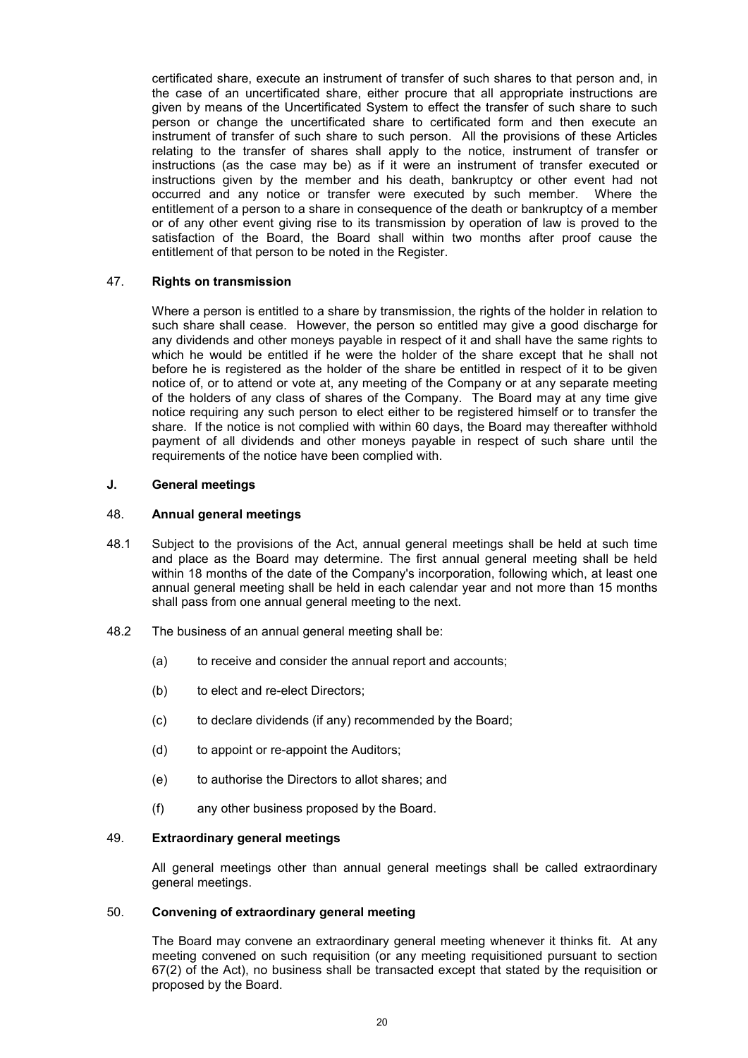certificated share, execute an instrument of transfer of such shares to that person and, in the case of an uncertificated share, either procure that all appropriate instructions are given by means of the Uncertificated System to effect the transfer of such share to such person or change the uncertificated share to certificated form and then execute an instrument of transfer of such share to such person. All the provisions of these Articles relating to the transfer of shares shall apply to the notice, instrument of transfer or instructions (as the case may be) as if it were an instrument of transfer executed or instructions given by the member and his death, bankruptcy or other event had not occurred and any notice or transfer were executed by such member. Where the entitlement of a person to a share in consequence of the death or bankruptcy of a member or of any other event giving rise to its transmission by operation of law is proved to the satisfaction of the Board, the Board shall within two months after proof cause the entitlement of that person to be noted in the Register.

### 47. Rights on transmission

Where a person is entitled to a share by transmission, the rights of the holder in relation to such share shall cease. However, the person so entitled may give a good discharge for any dividends and other moneys payable in respect of it and shall have the same rights to which he would be entitled if he were the holder of the share except that he shall not before he is registered as the holder of the share be entitled in respect of it to be given notice of, or to attend or vote at, any meeting of the Company or at any separate meeting of the holders of any class of shares of the Company. The Board may at any time give notice requiring any such person to elect either to be registered himself or to transfer the share. If the notice is not complied with within 60 days, the Board may thereafter withhold payment of all dividends and other moneys payable in respect of such share until the requirements of the notice have been complied with.

## J. General meetings

### 48. Annual general meetings

48.1 Subject to the provisions of the Act, annual general meetings shall be held at such time and place as the Board may determine. The first annual general meeting shall be held within 18 months of the date of the Company's incorporation, following which, at least one annual general meeting shall be held in each calendar year and not more than 15 months shall pass from one annual general meeting to the next.

48.2 The business of an annual general meeting shall be:

(a) to receive and consider the annual report and accounts;

(b) to elect and re-elect Directors;

(c) to declare dividends (if any) recommended by the Board;

(d) to appoint or re-appoint the Auditors;

(e) to authorise the Directors to allot shares; and

(f) any other business proposed by the Board.

### 49. Extraordinary general meetings

All general meetings other than annual general meetings shall be called extraordinary general meetings.

### 50. Convening of extraordinary general meeting

The Board may convene an extraordinary general meeting whenever it thinks fit. At any meeting convened on such requisition (or any meeting requisitioned pursuant to section 67(2) of the Act), no business shall be transacted except that stated by the requisition or proposed by the Board.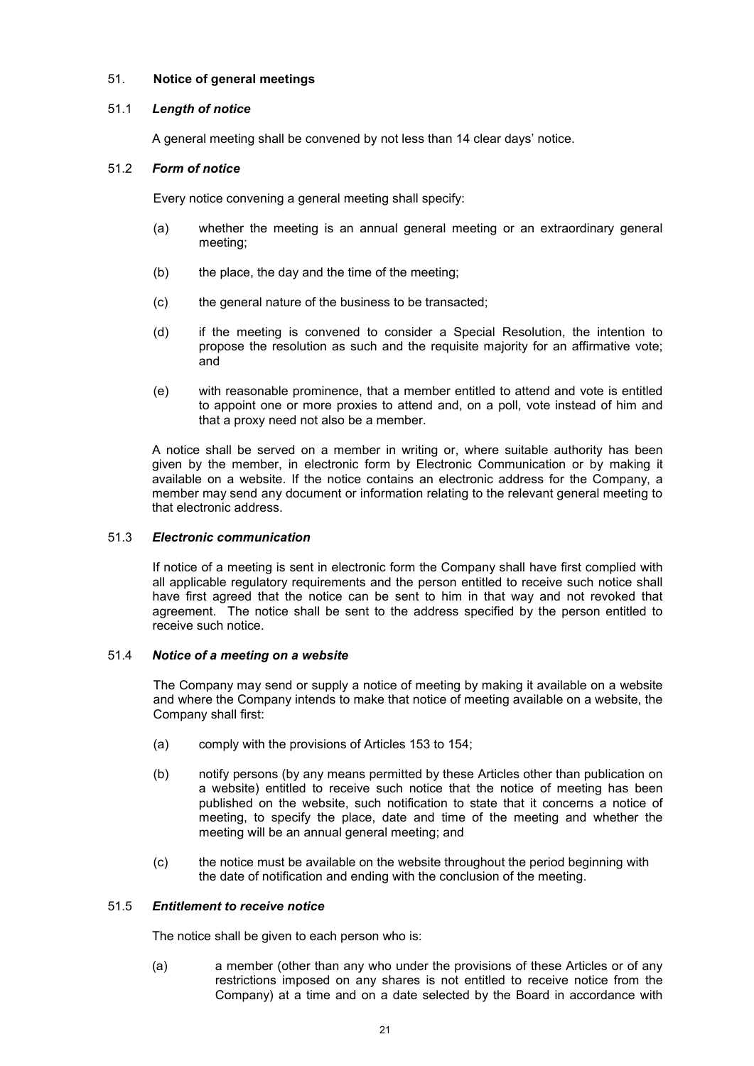## 51. **Notice of general meetings**

### 51.1 *Length of notice*

A general meeting shall be convened by not less than 14 clear days' notice.

### 51.2 *Form of notice*

Every notice convening a general meeting shall specify:

(a) whether the meeting is an annual general meeting or an extraordinary general meeting;

(b) the place, the day and the time of the meeting;

(c) the general nature of the business to be transacted;

(d) if the meeting is convened to consider a Special Resolution, the intention to propose the resolution as such and the requisite majority for an affirmative vote; and

(e) with reasonable prominence, that a member entitled to attend and vote is entitled to appoint one or more proxies to attend and, on a poll, vote instead of him and that a proxy need not also be a member.

A notice shall be served on a member in writing or, where suitable authority has been given by the member, in electronic form by Electronic Communication or by making it available on a website. If the notice contains an electronic address for the Company, a member may send any document or information relating to the relevant general meeting to that electronic address.

### 51.3 *Electronic communication*

If notice of a meeting is sent in electronic form the Company shall have first complied with all applicable regulatory requirements and the person entitled to receive such notice shall have first agreed that the notice can be sent to him in that way and not revoked that agreement. The notice shall be sent to the address specified by the person entitled to receive such notice.

### 51.4 *Notice of a meeting on a website*

The Company may send or supply a notice of meeting by making it available on a website and where the Company intends to make that notice of meeting available on a website, the Company shall first:

(a) comply with the provisions of Articles 153 to 154;

(b) notify persons (by any means permitted by these Articles other than publication on a website) entitled to receive such notice that the notice of meeting has been published on the website, such notification to state that it concerns a notice of meeting, to specify the place, date and time of the meeting and whether the meeting will be an annual general meeting; and

(c) the notice must be available on the website throughout the period beginning with the date of notification and ending with the conclusion of the meeting.

### 51.5 *Entitlement to receive notice*

The notice shall be given to each person who is:

(a) a member (other than any who under the provisions of these Articles or of any restrictions imposed on any shares is not entitled to receive notice from the Company) at a time and on a date selected by the Board in accordance with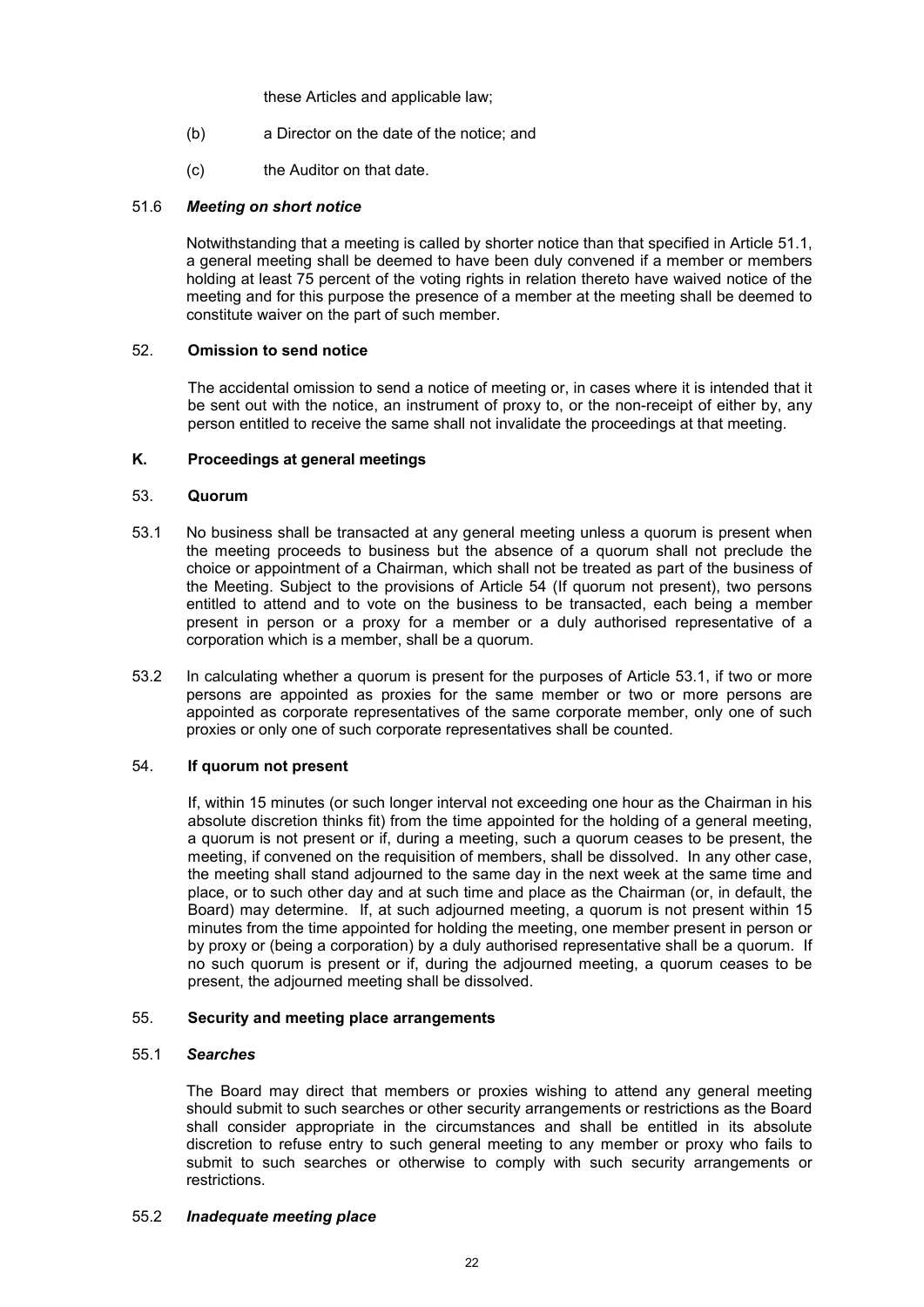these Articles and applicable law;

(b) a Director on the date of the notice; and

(c) the Auditor on that date.

51.6 ***Meeting on short notice***

Notwithstanding that a meeting is called by shorter notice than that specified in Article 51.1, a general meeting shall be deemed to have been duly convened if a member or members holding at least 75 percent of the voting rights in relation thereto have waived notice of the meeting and for this purpose the presence of a member at the meeting shall be deemed to constitute waiver on the part of such member.

52. **Omission to send notice**

The accidental omission to send a notice of meeting or, in cases where it is intended that it be sent out with the notice, an instrument of proxy to, or the non-receipt of either by, any person entitled to receive the same shall not invalidate the proceedings at that meeting.

**K. Proceedings at general meetings**

53. **Quorum**

53.1 No business shall be transacted at any general meeting unless a quorum is present when the meeting proceeds to business but the absence of a quorum shall not preclude the choice or appointment of a Chairman, which shall not be treated as part of the business of the Meeting. Subject to the provisions of Article 54 (If quorum not present), two persons entitled to attend and to vote on the business to be transacted, each being a member present in person or a proxy for a member or a duly authorised representative of a corporation which is a member, shall be a quorum.

53.2 In calculating whether a quorum is present for the purposes of Article 53.1, if two or more persons are appointed as proxies for the same member or two or more persons are appointed as corporate representatives of the same corporate member, only one of such proxies or only one of such corporate representatives shall be counted.

54. **If quorum not present**

If, within 15 minutes (or such longer interval not exceeding one hour as the Chairman in his absolute discretion thinks fit) from the time appointed for the holding of a general meeting, a quorum is not present or if, during a meeting, such a quorum ceases to be present, the meeting, if convened on the requisition of members, shall be dissolved. In any other case, the meeting shall stand adjourned to the same day in the next week at the same time and place, or to such other day and at such time and place as the Chairman (or, in default, the Board) may determine. If, at such adjourned meeting, a quorum is not present within 15 minutes from the time appointed for holding the meeting, one member present in person or by proxy or (being a corporation) by a duly authorised representative shall be a quorum. If no such quorum is present or if, during the adjourned meeting, a quorum ceases to be present, the adjourned meeting shall be dissolved.

55. **Security and meeting place arrangements**

55.1 ***Searches***

The Board may direct that members or proxies wishing to attend any general meeting should submit to such searches or other security arrangements or restrictions as the Board shall consider appropriate in the circumstances and shall be entitled in its absolute discretion to refuse entry to such general meeting to any member or proxy who fails to submit to such searches or otherwise to comply with such security arrangements or restrictions.

55.2 ***Inadequate meeting place***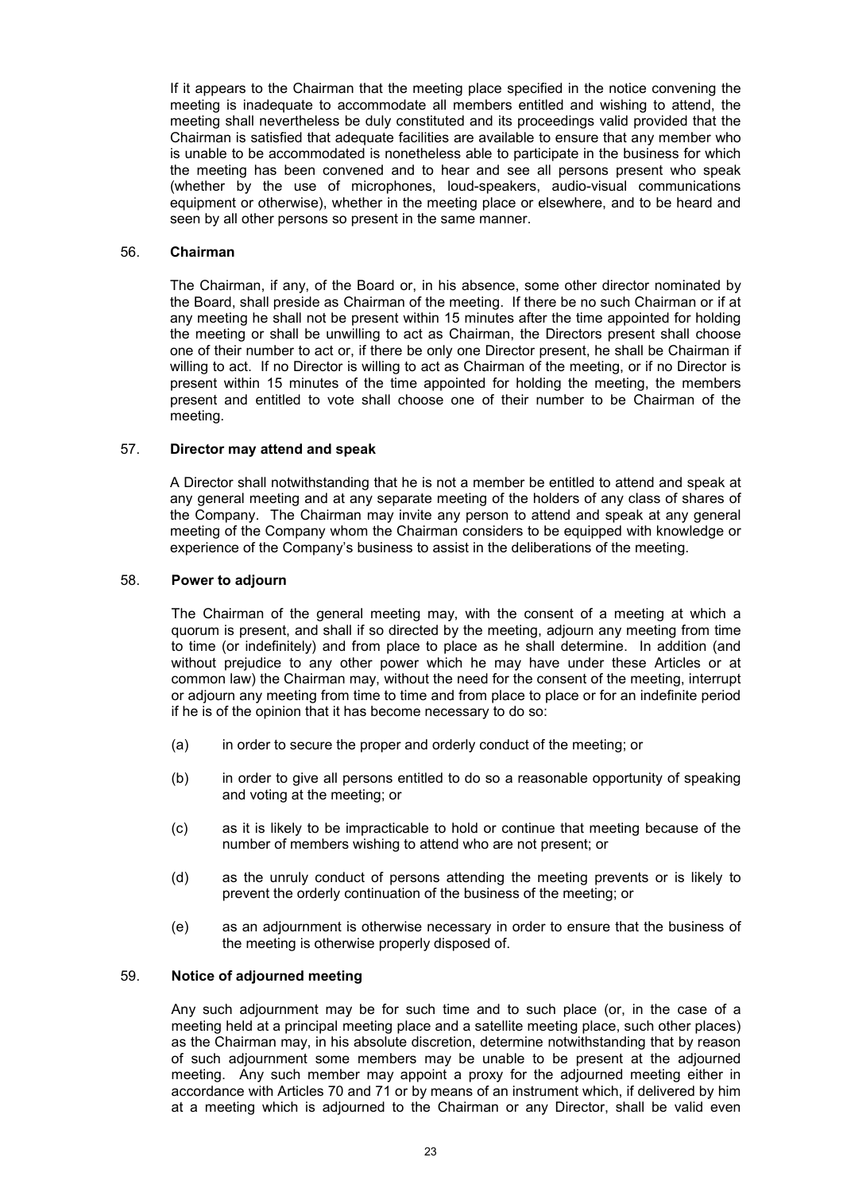If it appears to the Chairman that the meeting place specified in the notice convening the meeting is inadequate to accommodate all members entitled and wishing to attend, the meeting shall nevertheless be duly constituted and its proceedings valid provided that the Chairman is satisfied that adequate facilities are available to ensure that any member who is unable to be accommodated is nonetheless able to participate in the business for which the meeting has been convened and to hear and see all persons present who speak (whether by the use of microphones, loud-speakers, audio-visual communications equipment or otherwise), whether in the meeting place or elsewhere, and to be heard and seen by all other persons so present in the same manner.

### 56. Chairman

The Chairman, if any, of the Board or, in his absence, some other director nominated by the Board, shall preside as Chairman of the meeting. If there be no such Chairman or if at any meeting he shall not be present within 15 minutes after the time appointed for holding the meeting or shall be unwilling to act as Chairman, the Directors present shall choose one of their number to act or, if there be only one Director present, he shall be Chairman if willing to act. If no Director is willing to act as Chairman of the meeting, or if no Director is present within 15 minutes of the time appointed for holding the meeting, the members present and entitled to vote shall choose one of their number to be Chairman of the meeting.

### 57. Director may attend and speak

A Director shall notwithstanding that he is not a member be entitled to attend and speak at any general meeting and at any separate meeting of the holders of any class of shares of the Company. The Chairman may invite any person to attend and speak at any general meeting of the Company whom the Chairman considers to be equipped with knowledge or experience of the Company's business to assist in the deliberations of the meeting.

### 58. Power to adjourn

The Chairman of the general meeting may, with the consent of a meeting at which a quorum is present, and shall if so directed by the meeting, adjourn any meeting from time to time (or indefinitely) and from place to place as he shall determine. In addition (and without prejudice to any other power which he may have under these Articles or at common law) the Chairman may, without the need for the consent of the meeting, interrupt or adjourn any meeting from time to time and from place to place or for an indefinite period if he is of the opinion that it has become necessary to do so:

(a) in order to secure the proper and orderly conduct of the meeting; or

(b) in order to give all persons entitled to do so a reasonable opportunity of speaking and voting at the meeting; or

(c) as it is likely to be impracticable to hold or continue that meeting because of the number of members wishing to attend who are not present; or

(d) as the unruly conduct of persons attending the meeting prevents or is likely to prevent the orderly continuation of the business of the meeting; or

(e) as an adjournment is otherwise necessary in order to ensure that the business of the meeting is otherwise properly disposed of.

### 59. Notice of adjourned meeting

Any such adjournment may be for such time and to such place (or, in the case of a meeting held at a principal meeting place and a satellite meeting place, such other places) as the Chairman may, in his absolute discretion, determine notwithstanding that by reason of such adjournment some members may be unable to be present at the adjourned meeting. Any such member may appoint a proxy for the adjourned meeting either in accordance with Articles 70 and 71 or by means of an instrument which, if delivered by him at a meeting which is adjourned to the Chairman or any Director, shall be valid even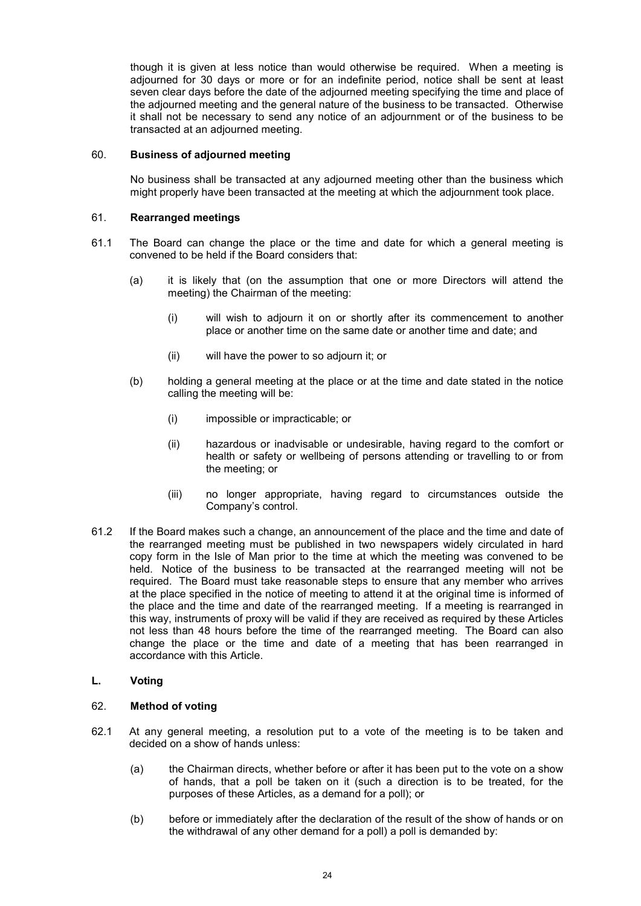though it is given at less notice than would otherwise be required. When a meeting is adjourned for 30 days or more or for an indefinite period, notice shall be sent at least seven clear days before the date of the adjourned meeting specifying the time and place of the adjourned meeting and the general nature of the business to be transacted. Otherwise it shall not be necessary to send any notice of an adjournment or of the business to be transacted at an adjourned meeting.

### 60. Business of adjourned meeting

No business shall be transacted at any adjourned meeting other than the business which might properly have been transacted at the meeting at which the adjournment took place.

### 61. Rearranged meetings

61.1 The Board can change the place or the time and date for which a general meeting is convened to be held if the Board considers that:

(a) it is likely that (on the assumption that one or more Directors will attend the meeting) the Chairman of the meeting:

(i) will wish to adjourn it on or shortly after its commencement to another place or another time on the same date or another time and date; and

(ii) will have the power to so adjourn it; or

(b) holding a general meeting at the place or at the time and date stated in the notice calling the meeting will be:

(i) impossible or impracticable; or

(ii) hazardous or inadvisable or undesirable, having regard to the comfort or health or safety or wellbeing of persons attending or travelling to or from the meeting; or

(iii) no longer appropriate, having regard to circumstances outside the Company's control.

61.2 If the Board makes such a change, an announcement of the place and the time and date of the rearranged meeting must be published in two newspapers widely circulated in hard copy form in the Isle of Man prior to the time at which the meeting was convened to be held. Notice of the business to be transacted at the rearranged meeting will not be required. The Board must take reasonable steps to ensure that any member who arrives at the place specified in the notice of meeting to attend it at the original time is informed of the place and the time and date of the rearranged meeting. If a meeting is rearranged in this way, instruments of proxy will be valid if they are received as required by these Articles not less than 48 hours before the time of the rearranged meeting. The Board can also change the place or the time and date of a meeting that has been rearranged in accordance with this Article.

## L. Voting

### 62. Method of voting

62.1 At any general meeting, a resolution put to a vote of the meeting is to be taken and decided on a show of hands unless:

(a) the Chairman directs, whether before or after it has been put to the vote on a show of hands, that a poll be taken on it (such a direction is to be treated, for the purposes of these Articles, as a demand for a poll); or

(b) before or immediately after the declaration of the result of the show of hands or on the withdrawal of any other demand for a poll) a poll is demanded by: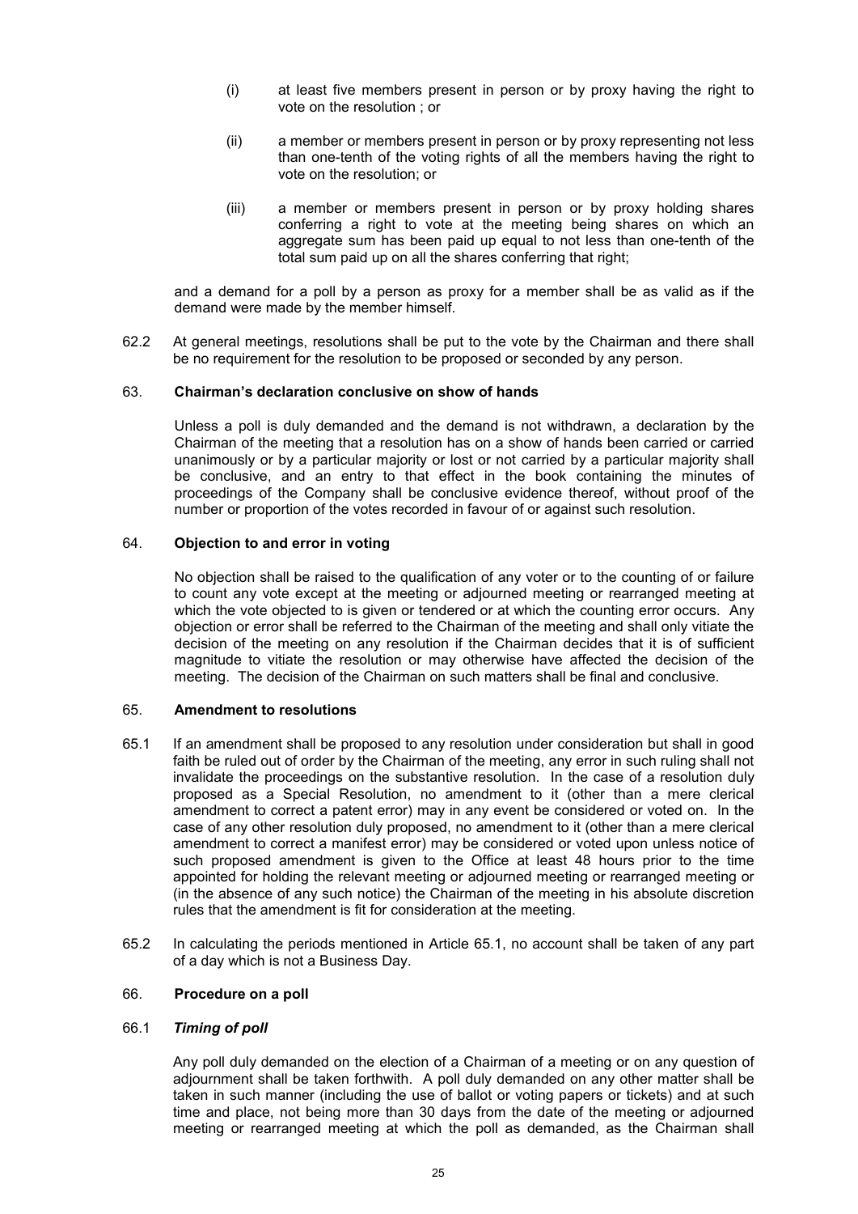(i) at least five members present in person or by proxy having the right to vote on the resolution ; or

(ii) a member or members present in person or by proxy representing not less than one-tenth of the voting rights of all the members having the right to vote on the resolution; or

(iii) a member or members present in person or by proxy holding shares conferring a right to vote at the meeting being shares on which an aggregate sum has been paid up equal to not less than one-tenth of the total sum paid up on all the shares conferring that right;

and a demand for a poll by a person as proxy for a member shall be as valid as if the demand were made by the member himself.

62.2 At general meetings, resolutions shall be put to the vote by the Chairman and there shall be no requirement for the resolution to be proposed or seconded by any person.

### 63. Chairman's declaration conclusive on show of hands

Unless a poll is duly demanded and the demand is not withdrawn, a declaration by the Chairman of the meeting that a resolution has on a show of hands been carried or carried unanimously or by a particular majority or lost or not carried by a particular majority shall be conclusive, and an entry to that effect in the book containing the minutes of proceedings of the Company shall be conclusive evidence thereof, without proof of the number or proportion of the votes recorded in favour of or against such resolution.

### 64. Objection to and error in voting

No objection shall be raised to the qualification of any voter or to the counting of or failure to count any vote except at the meeting or adjourned meeting or rearranged meeting at which the vote objected to is given or tendered or at which the counting error occurs. Any objection or error shall be referred to the Chairman of the meeting and shall only vitiate the decision of the meeting on any resolution if the Chairman decides that it is of sufficient magnitude to vitiate the resolution or may otherwise have affected the decision of the meeting. The decision of the Chairman on such matters shall be final and conclusive.

### 65. Amendment to resolutions

65.1 If an amendment shall be proposed to any resolution under consideration but shall in good faith be ruled out of order by the Chairman of the meeting, any error in such ruling shall not invalidate the proceedings on the substantive resolution. In the case of a resolution duly proposed as a Special Resolution, no amendment to it (other than a mere clerical amendment to correct a patent error) may in any event be considered or voted on. In the case of any other resolution duly proposed, no amendment to it (other than a mere clerical amendment to correct a manifest error) may be considered or voted upon unless notice of such proposed amendment is given to the Office at least 48 hours prior to the time appointed for holding the relevant meeting or adjourned meeting or rearranged meeting or (in the absence of any such notice) the Chairman of the meeting in his absolute discretion rules that the amendment is fit for consideration at the meeting.

65.2 In calculating the periods mentioned in Article 65.1, no account shall be taken of any part of a day which is not a Business Day.

### 66. Procedure on a poll

#### 66.1 *Timing of poll*

Any poll duly demanded on the election of a Chairman of a meeting or on any question of adjournment shall be taken forthwith. A poll duly demanded on any other matter shall be taken in such manner (including the use of ballot or voting papers or tickets) and at such time and place, not being more than 30 days from the date of the meeting or adjourned meeting or rearranged meeting at which the poll as demanded, as the Chairman shall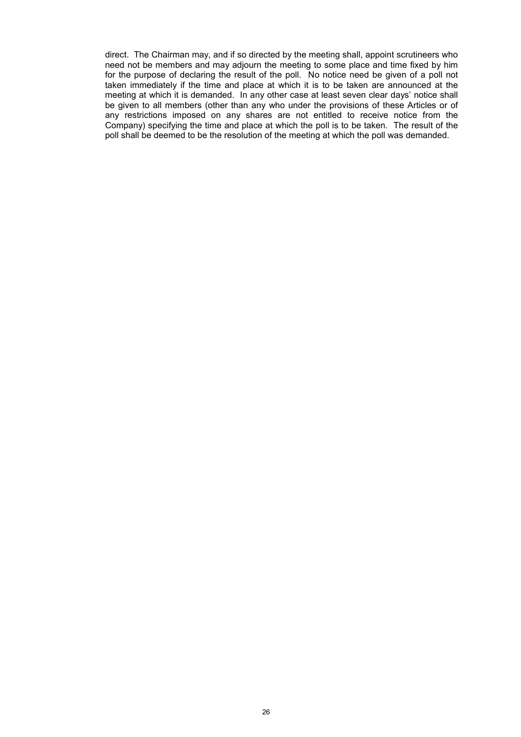direct. The Chairman may, and if so directed by the meeting shall, appoint scrutineers who need not be members and may adjourn the meeting to some place and time fixed by him for the purpose of declaring the result of the poll. No notice need be given of a poll not taken immediately if the time and place at which it is to be taken are announced at the meeting at which it is demanded. In any other case at least seven clear days' notice shall be given to all members (other than any who under the provisions of these Articles or of any restrictions imposed on any shares are not entitled to receive notice from the Company) specifying the time and place at which the poll is to be taken. The result of the poll shall be deemed to be the resolution of the meeting at which the poll was demanded.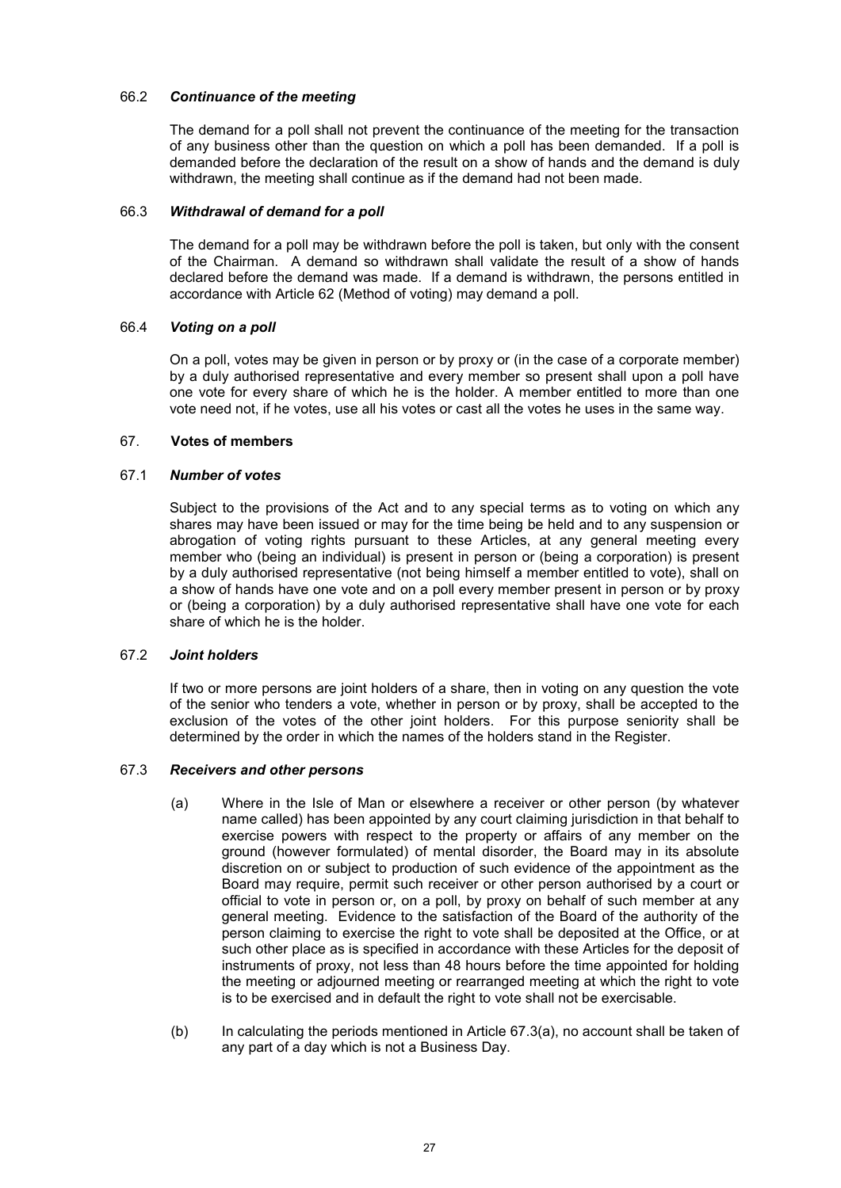66.2 ***Continuance of the meeting***

The demand for a poll shall not prevent the continuance of the meeting for the transaction of any business other than the question on which a poll has been demanded. If a poll is demanded before the declaration of the result on a show of hands and the demand is duly withdrawn, the meeting shall continue as if the demand had not been made.

66.3 ***Withdrawal of demand for a poll***

The demand for a poll may be withdrawn before the poll is taken, but only with the consent of the Chairman. A demand so withdrawn shall validate the result of a show of hands declared before the demand was made. If a demand is withdrawn, the persons entitled in accordance with Article 62 (Method of voting) may demand a poll.

66.4 ***Voting on a poll***

On a poll, votes may be given in person or by proxy or (in the case of a corporate member) by a duly authorised representative and every member so present shall upon a poll have one vote for every share of which he is the holder. A member entitled to more than one vote need not, if he votes, use all his votes or cast all the votes he uses in the same way.

67. **Votes of members**

67.1 ***Number of votes***

Subject to the provisions of the Act and to any special terms as to voting on which any shares may have been issued or may for the time being be held and to any suspension or abrogation of voting rights pursuant to these Articles, at any general meeting every member who (being an individual) is present in person or (being a corporation) is present by a duly authorised representative (not being himself a member entitled to vote), shall on a show of hands have one vote and on a poll every member present in person or by proxy or (being a corporation) by a duly authorised representative shall have one vote for each share of which he is the holder.

67.2 ***Joint holders***

If two or more persons are joint holders of a share, then in voting on any question the vote of the senior who tenders a vote, whether in person or by proxy, shall be accepted to the exclusion of the votes of the other joint holders. For this purpose seniority shall be determined by the order in which the names of the holders stand in the Register.

67.3 ***Receivers and other persons***

(a) Where in the Isle of Man or elsewhere a receiver or other person (by whatever name called) has been appointed by any court claiming jurisdiction in that behalf to exercise powers with respect to the property or affairs of any member on the ground (however formulated) of mental disorder, the Board may in its absolute discretion on or subject to production of such evidence of the appointment as the Board may require, permit such receiver or other person authorised by a court or official to vote in person or, on a poll, by proxy on behalf of such member at any general meeting. Evidence to the satisfaction of the Board of the authority of the person claiming to exercise the right to vote shall be deposited at the Office, or at such other place as is specified in accordance with these Articles for the deposit of instruments of proxy, not less than 48 hours before the time appointed for holding the meeting or adjourned meeting or rearranged meeting at which the right to vote is to be exercised and in default the right to vote shall not be exercisable.

(b) In calculating the periods mentioned in Article 67.3(a), no account shall be taken of any part of a day which is not a Business Day.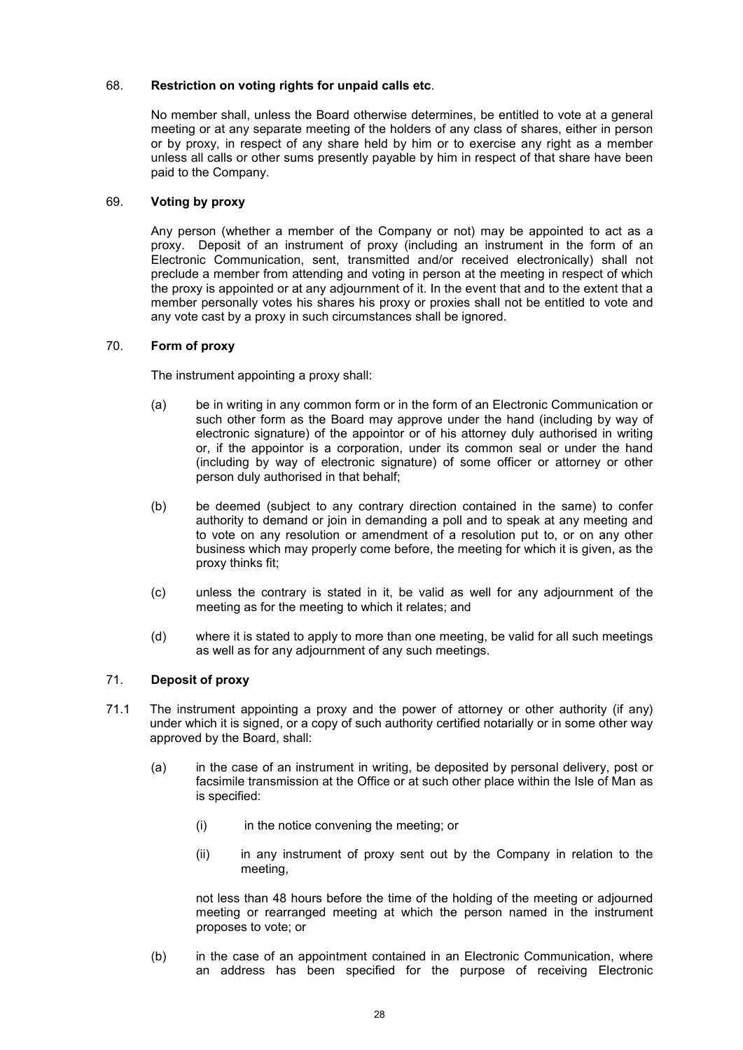### 68. **Restriction on voting rights for unpaid calls etc**.

No member shall, unless the Board otherwise determines, be entitled to vote at a general meeting or at any separate meeting of the holders of any class of shares, either in person or by proxy, in respect of any share held by him or to exercise any right as a member unless all calls or other sums presently payable by him in respect of that share have been paid to the Company.

### 69. **Voting by proxy**

Any person (whether a member of the Company or not) may be appointed to act as a proxy. Deposit of an instrument of proxy (including an instrument in the form of an Electronic Communication, sent, transmitted and/or received electronically) shall not preclude a member from attending and voting in person at the meeting in respect of which the proxy is appointed or at any adjournment of it. In the event that and to the extent that a member personally votes his shares his proxy or proxies shall not be entitled to vote and any vote cast by a proxy in such circumstances shall be ignored.

### 70. **Form of proxy**

The instrument appointing a proxy shall:

(a) be in writing in any common form or in the form of an Electronic Communication or such other form as the Board may approve under the hand (including by way of electronic signature) of the appointor or of his attorney duly authorised in writing or, if the appointor is a corporation, under its common seal or under the hand (including by way of electronic signature) of some officer or attorney or other person duly authorised in that behalf;

(b) be deemed (subject to any contrary direction contained in the same) to confer authority to demand or join in demanding a poll and to speak at any meeting and to vote on any resolution or amendment of a resolution put to, or on any other business which may properly come before, the meeting for which it is given, as the proxy thinks fit;

(c) unless the contrary is stated in it, be valid as well for any adjournment of the meeting as for the meeting to which it relates; and

(d) where it is stated to apply to more than one meeting, be valid for all such meetings as well as for any adjournment of any such meetings.

### 71. **Deposit of proxy**

71.1 The instrument appointing a proxy and the power of attorney or other authority (if any) under which it is signed, or a copy of such authority certified notarially or in some other way approved by the Board, shall:

(a) in the case of an instrument in writing, be deposited by personal delivery, post or facsimile transmission at the Office or at such other place within the Isle of Man as is specified:

(i) in the notice convening the meeting; or

(ii) in any instrument of proxy sent out by the Company in relation to the meeting,

not less than 48 hours before the time of the holding of the meeting or adjourned meeting or rearranged meeting at which the person named in the instrument proposes to vote; or

(b) in the case of an appointment contained in an Electronic Communication, where an address has been specified for the purpose of receiving Electronic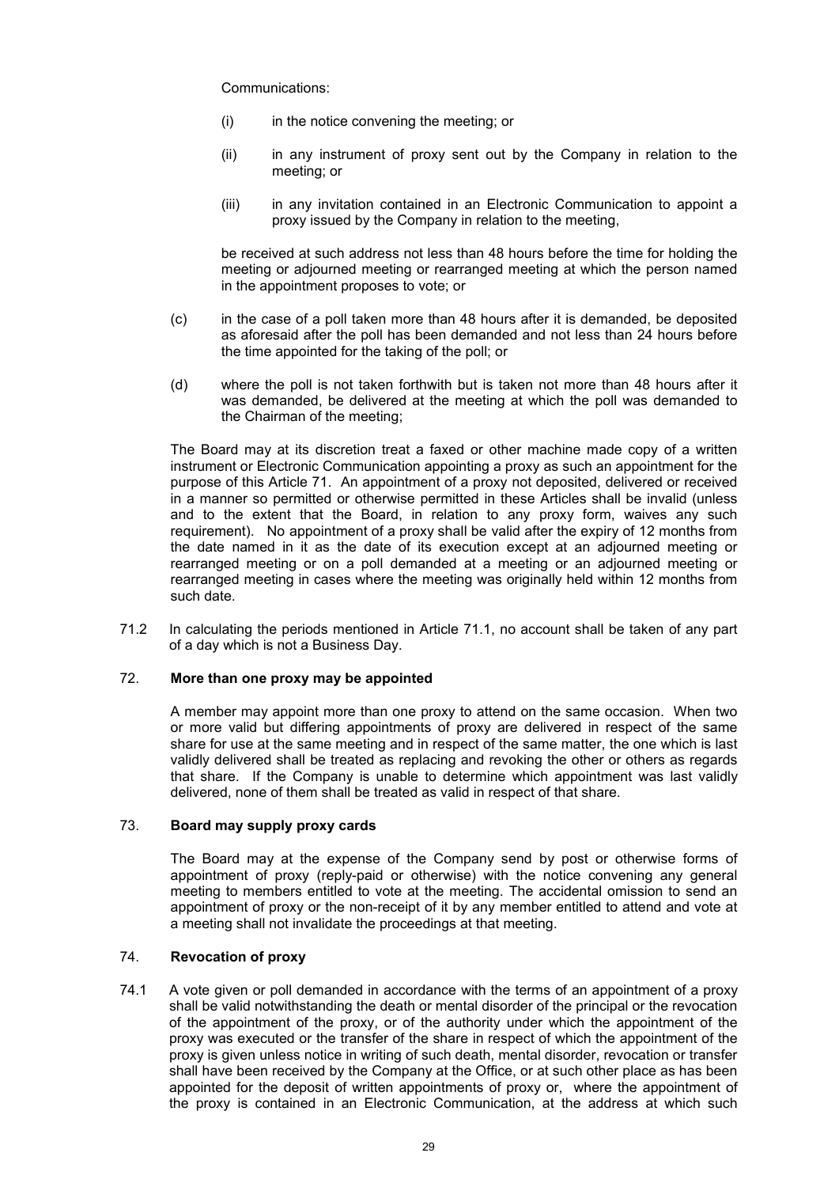Communications:

(i) in the notice convening the meeting; or

(ii) in any instrument of proxy sent out by the Company in relation to the meeting; or

(iii) in any invitation contained in an Electronic Communication to appoint a proxy issued by the Company in relation to the meeting,

be received at such address not less than 48 hours before the time for holding the meeting or adjourned meeting or rearranged meeting at which the person named in the appointment proposes to vote; or

(c) in the case of a poll taken more than 48 hours after it is demanded, be deposited as aforesaid after the poll has been demanded and not less than 24 hours before the time appointed for the taking of the poll; or

(d) where the poll is not taken forthwith but is taken not more than 48 hours after it was demanded, be delivered at the meeting at which the poll was demanded to the Chairman of the meeting;

The Board may at its discretion treat a faxed or other machine made copy of a written instrument or Electronic Communication appointing a proxy as such an appointment for the purpose of this Article 71. An appointment of a proxy not deposited, delivered or received in a manner so permitted or otherwise permitted in these Articles shall be invalid (unless and to the extent that the Board, in relation to any proxy form, waives any such requirement). No appointment of a proxy shall be valid after the expiry of 12 months from the date named in it as the date of its execution except at an adjourned meeting or rearranged meeting or on a poll demanded at a meeting or an adjourned meeting or rearranged meeting in cases where the meeting was originally held within 12 months from such date.

71.2 In calculating the periods mentioned in Article 71.1, no account shall be taken of any part of a day which is not a Business Day.

## 72. More than one proxy may be appointed

A member may appoint more than one proxy to attend on the same occasion. When two or more valid but differing appointments of proxy are delivered in respect of the same share for use at the same meeting and in respect of the same matter, the one which is last validly delivered shall be treated as replacing and revoking the other or others as regards that share. If the Company is unable to determine which appointment was last validly delivered, none of them shall be treated as valid in respect of that share.

## 73. Board may supply proxy cards

The Board may at the expense of the Company send by post or otherwise forms of appointment of proxy (reply-paid or otherwise) with the notice convening any general meeting to members entitled to vote at the meeting. The accidental omission to send an appointment of proxy or the non-receipt of it by any member entitled to attend and vote at a meeting shall not invalidate the proceedings at that meeting.

## 74. Revocation of proxy

74.1 A vote given or poll demanded in accordance with the terms of an appointment of a proxy shall be valid notwithstanding the death or mental disorder of the principal or the revocation of the appointment of the proxy, or of the authority under which the appointment of the proxy was executed or the transfer of the share in respect of which the appointment of the proxy is given unless notice in writing of such death, mental disorder, revocation or transfer shall have been received by the Company at the Office, or at such other place as has been appointed for the deposit of written appointments of proxy or, where the appointment of the proxy is contained in an Electronic Communication, at the address at which such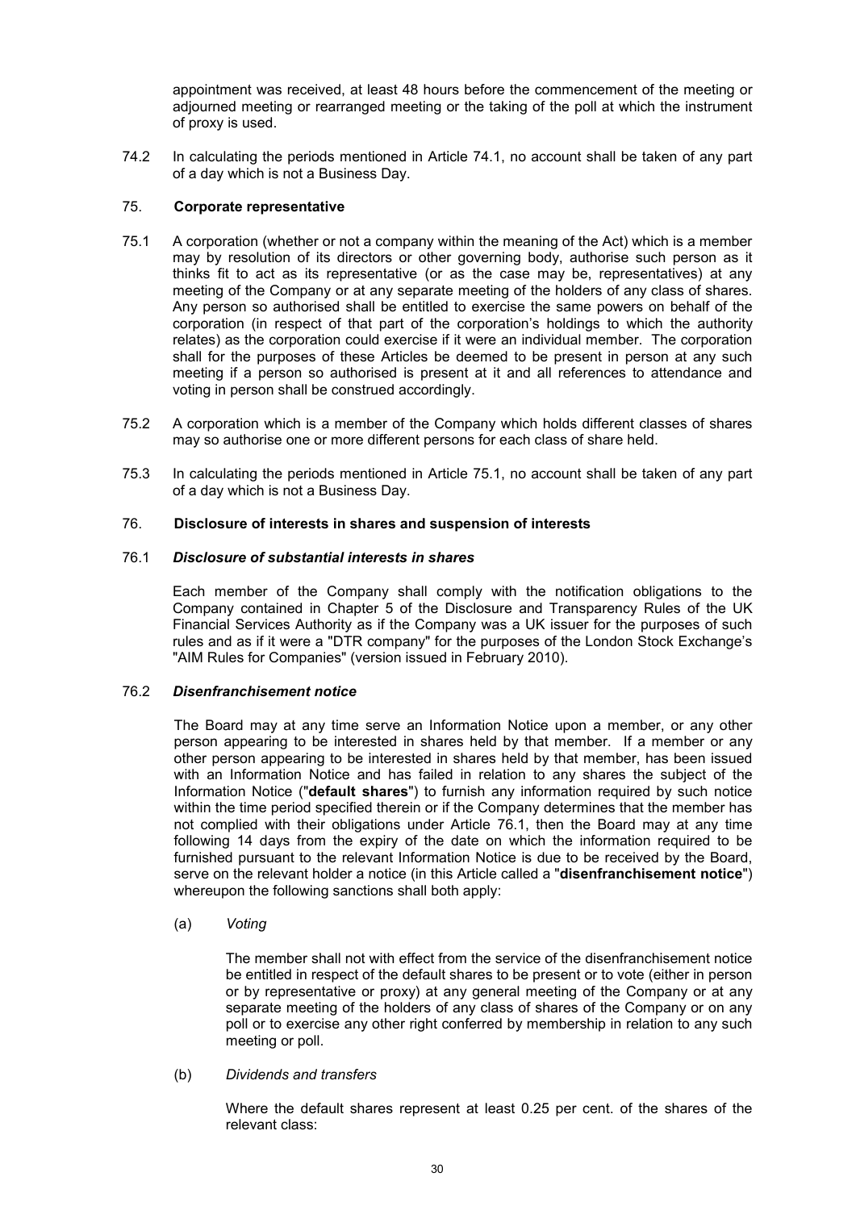appointment was received, at least 48 hours before the commencement of the meeting or adjourned meeting or rearranged meeting or the taking of the poll at which the instrument of proxy is used.

74.2 In calculating the periods mentioned in Article 74.1, no account shall be taken of any part of a day which is not a Business Day.

## 75. Corporate representative

75.1 A corporation (whether or not a company within the meaning of the Act) which is a member may by resolution of its directors or other governing body, authorise such person as it thinks fit to act as its representative (or as the case may be, representatives) at any meeting of the Company or at any separate meeting of the holders of any class of shares. Any person so authorised shall be entitled to exercise the same powers on behalf of the corporation (in respect of that part of the corporation's holdings to which the authority relates) as the corporation could exercise if it were an individual member. The corporation shall for the purposes of these Articles be deemed to be present in person at any such meeting if a person so authorised is present at it and all references to attendance and voting in person shall be construed accordingly.

75.2 A corporation which is a member of the Company which holds different classes of shares may so authorise one or more different persons for each class of share held.

75.3 In calculating the periods mentioned in Article 75.1, no account shall be taken of any part of a day which is not a Business Day.

## 76. Disclosure of interests in shares and suspension of interests

### 76.1 *Disclosure of substantial interests in shares*

Each member of the Company shall comply with the notification obligations to the Company contained in Chapter 5 of the Disclosure and Transparency Rules of the UK Financial Services Authority as if the Company was a UK issuer for the purposes of such rules and as if it were a "DTR company" for the purposes of the London Stock Exchange's "AIM Rules for Companies" (version issued in February 2010).

### 76.2 *Disenfranchisement notice*

The Board may at any time serve an Information Notice upon a member, or any other person appearing to be interested in shares held by that member. If a member or any other person appearing to be interested in shares held by that member, has been issued with an Information Notice and has failed in relation to any shares the subject of the Information Notice ("**default shares**") to furnish any information required by such notice within the time period specified therein or if the Company determines that the member has not complied with their obligations under Article 76.1, then the Board may at any time following 14 days from the expiry of the date on which the information required to be furnished pursuant to the relevant Information Notice is due to be received by the Board, serve on the relevant holder a notice (in this Article called a "**disenfranchisement notice**") whereupon the following sanctions shall both apply:

(a) *Voting*

The member shall not with effect from the service of the disenfranchisement notice be entitled in respect of the default shares to be present or to vote (either in person or by representative or proxy) at any general meeting of the Company or at any separate meeting of the holders of any class of shares of the Company or on any poll or to exercise any other right conferred by membership in relation to any such meeting or poll.

(b) *Dividends and transfers*

Where the default shares represent at least 0.25 per cent. of the shares of the relevant class: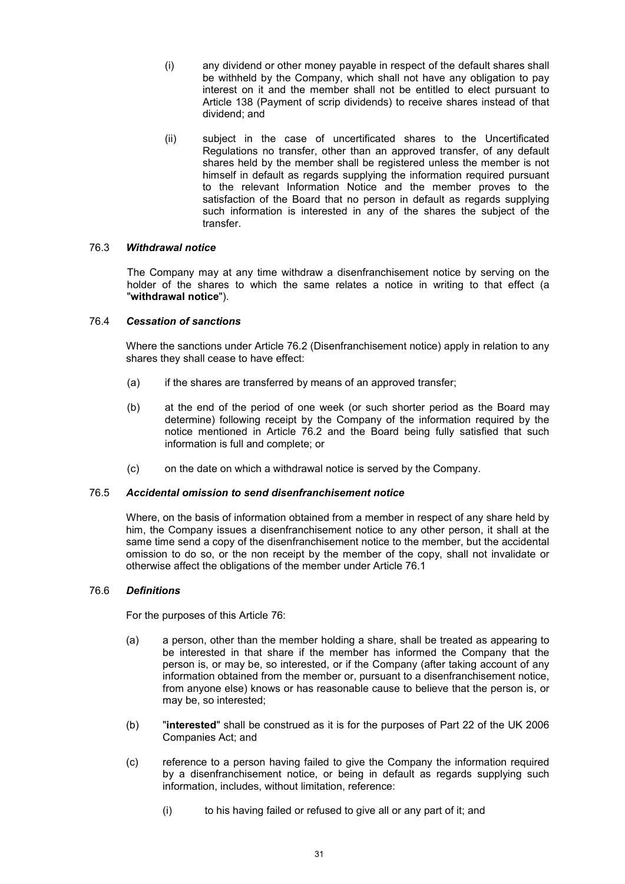(i) any dividend or other money payable in respect of the default shares shall be withheld by the Company, which shall not have any obligation to pay interest on it and the member shall not be entitled to elect pursuant to Article 138 (Payment of scrip dividends) to receive shares instead of that dividend; and

(ii) subject in the case of uncertificated shares to the Uncertificated Regulations no transfer, other than an approved transfer, of any default shares held by the member shall be registered unless the member is not himself in default as regards supplying the information required pursuant to the relevant Information Notice and the member proves to the satisfaction of the Board that no person in default as regards supplying such information is interested in any of the shares the subject of the transfer.

### 76.3 *Withdrawal notice*

The Company may at any time withdraw a disenfranchisement notice by serving on the holder of the shares to which the same relates a notice in writing to that effect (a "**withdrawal notice**").

### 76.4 *Cessation of sanctions*

Where the sanctions under Article 76.2 (Disenfranchisement notice) apply in relation to any shares they shall cease to have effect:

(a) if the shares are transferred by means of an approved transfer;

(b) at the end of the period of one week (or such shorter period as the Board may determine) following receipt by the Company of the information required by the notice mentioned in Article 76.2 and the Board being fully satisfied that such information is full and complete; or

(c) on the date on which a withdrawal notice is served by the Company.

### 76.5 *Accidental omission to send disenfranchisement notice*

Where, on the basis of information obtained from a member in respect of any share held by him, the Company issues a disenfranchisement notice to any other person, it shall at the same time send a copy of the disenfranchisement notice to the member, but the accidental omission to do so, or the non receipt by the member of the copy, shall not invalidate or otherwise affect the obligations of the member under Article 76.1

### 76.6 *Definitions*

For the purposes of this Article 76:

(a) a person, other than the member holding a share, shall be treated as appearing to be interested in that share if the member has informed the Company that the person is, or may be, so interested, or if the Company (after taking account of any information obtained from the member or, pursuant to a disenfranchisement notice, from anyone else) knows or has reasonable cause to believe that the person is, or may be, so interested;

(b) "**interested**" shall be construed as it is for the purposes of Part 22 of the UK 2006 Companies Act; and

(c) reference to a person having failed to give the Company the information required by a disenfranchisement notice, or being in default as regards supplying such information, includes, without limitation, reference:

(i) to his having failed or refused to give all or any part of it; and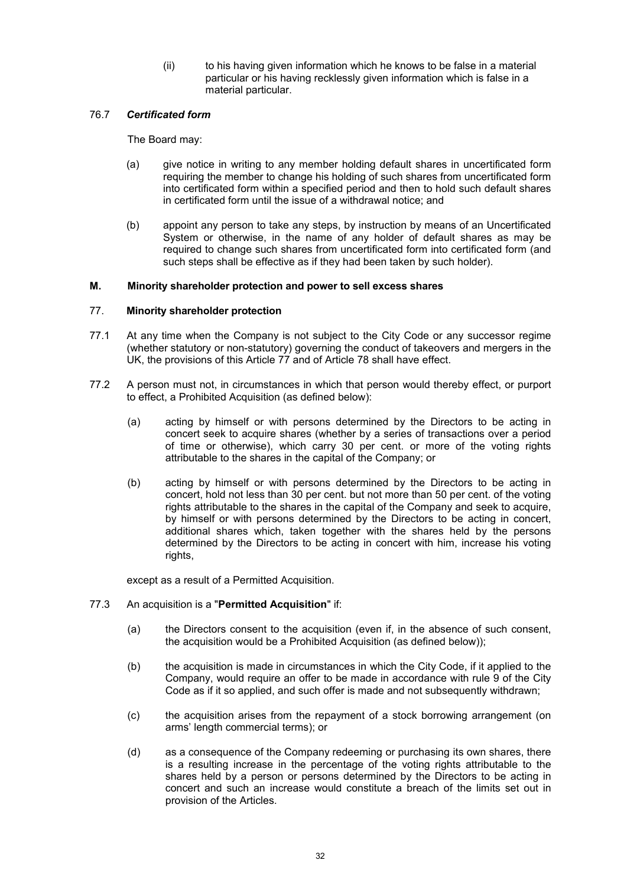(ii) to his having given information which he knows to be false in a material particular or his having recklessly given information which is false in a material particular.

### 76.7 *Certificated form*

The Board may:

(a) give notice in writing to any member holding default shares in uncertificated form requiring the member to change his holding of such shares from uncertificated form into certificated form within a specified period and then to hold such default shares in certificated form until the issue of a withdrawal notice; and

(b) appoint any person to take any steps, by instruction by means of an Uncertificated System or otherwise, in the name of any holder of default shares as may be required to change such shares from uncertificated form into certificated form (and such steps shall be effective as if they had been taken by such holder).

## M. Minority shareholder protection and power to sell excess shares

### 77. Minority shareholder protection

77.1 At any time when the Company is not subject to the City Code or any successor regime (whether statutory or non-statutory) governing the conduct of takeovers and mergers in the UK, the provisions of this Article 77 and of Article 78 shall have effect.

77.2 A person must not, in circumstances in which that person would thereby effect, or purport to effect, a Prohibited Acquisition (as defined below):

(a) acting by himself or with persons determined by the Directors to be acting in concert seek to acquire shares (whether by a series of transactions over a period of time or otherwise), which carry 30 per cent. or more of the voting rights attributable to the shares in the capital of the Company; or

(b) acting by himself or with persons determined by the Directors to be acting in concert, hold not less than 30 per cent. but not more than 50 per cent. of the voting rights attributable to the shares in the capital of the Company and seek to acquire, by himself or with persons determined by the Directors to be acting in concert, additional shares which, taken together with the shares held by the persons determined by the Directors to be acting in concert with him, increase his voting rights,

except as a result of a Permitted Acquisition.

77.3 An acquisition is a "**Permitted Acquisition**" if:

(a) the Directors consent to the acquisition (even if, in the absence of such consent, the acquisition would be a Prohibited Acquisition (as defined below));

(b) the acquisition is made in circumstances in which the City Code, if it applied to the Company, would require an offer to be made in accordance with rule 9 of the City Code as if it so applied, and such offer is made and not subsequently withdrawn;

(c) the acquisition arises from the repayment of a stock borrowing arrangement (on arms' length commercial terms); or

(d) as a consequence of the Company redeeming or purchasing its own shares, there is a resulting increase in the percentage of the voting rights attributable to the shares held by a person or persons determined by the Directors to be acting in concert and such an increase would constitute a breach of the limits set out in provision of the Articles.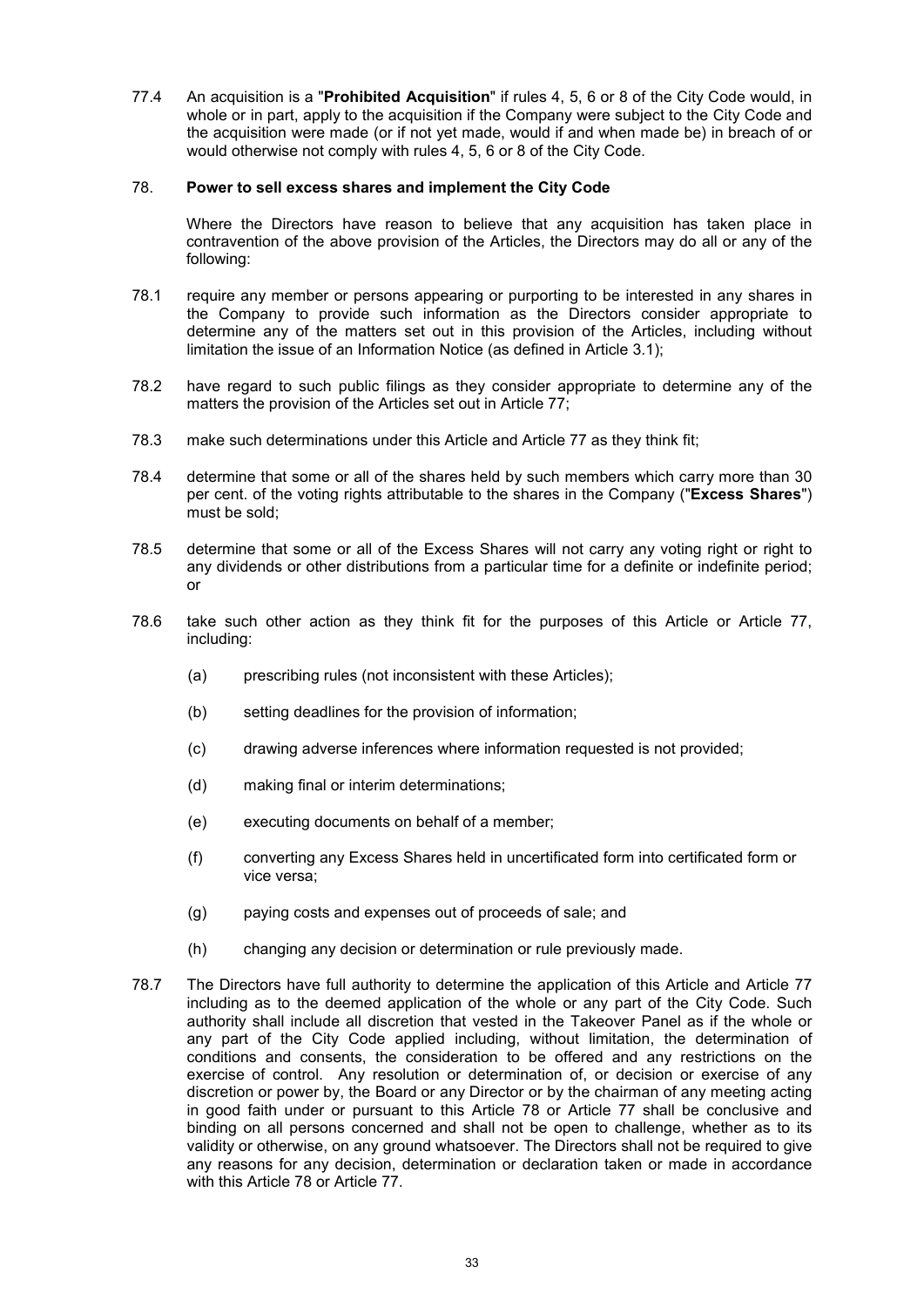77.4 An acquisition is a "**Prohibited Acquisition**" if rules 4, 5, 6 or 8 of the City Code would, in whole or in part, apply to the acquisition if the Company were subject to the City Code and the acquisition were made (or if not yet made, would if and when made be) in breach of or would otherwise not comply with rules 4, 5, 6 or 8 of the City Code.

### 78. Power to sell excess shares and implement the City Code

Where the Directors have reason to believe that any acquisition has taken place in contravention of the above provision of the Articles, the Directors may do all or any of the following:

78.1 require any member or persons appearing or purporting to be interested in any shares in the Company to provide such information as the Directors consider appropriate to determine any of the matters set out in this provision of the Articles, including without limitation the issue of an Information Notice (as defined in Article 3.1);

78.2 have regard to such public filings as they consider appropriate to determine any of the matters the provision of the Articles set out in Article 77;

78.3 make such determinations under this Article and Article 77 as they think fit;

78.4 determine that some or all of the shares held by such members which carry more than 30 per cent. of the voting rights attributable to the shares in the Company ("**Excess Shares**") must be sold;

78.5 determine that some or all of the Excess Shares will not carry any voting right or right to any dividends or other distributions from a particular time for a definite or indefinite period; or

78.6 take such other action as they think fit for the purposes of this Article or Article 77, including:

(a) prescribing rules (not inconsistent with these Articles);

(b) setting deadlines for the provision of information;

(c) drawing adverse inferences where information requested is not provided;

(d) making final or interim determinations;

(e) executing documents on behalf of a member;

(f) converting any Excess Shares held in uncertificated form into certificated form or vice versa;

(g) paying costs and expenses out of proceeds of sale; and

(h) changing any decision or determination or rule previously made.

78.7 The Directors have full authority to determine the application of this Article and Article 77 including as to the deemed application of the whole or any part of the City Code. Such authority shall include all discretion that vested in the Takeover Panel as if the whole or any part of the City Code applied including, without limitation, the determination of conditions and consents, the consideration to be offered and any restrictions on the exercise of control. Any resolution or determination of, or decision or exercise of any discretion or power by, the Board or any Director or by the chairman of any meeting acting in good faith under or pursuant to this Article 78 or Article 77 shall be conclusive and binding on all persons concerned and shall not be open to challenge, whether as to its validity or otherwise, on any ground whatsoever. The Directors shall not be required to give any reasons for any decision, determination or declaration taken or made in accordance with this Article 78 or Article 77.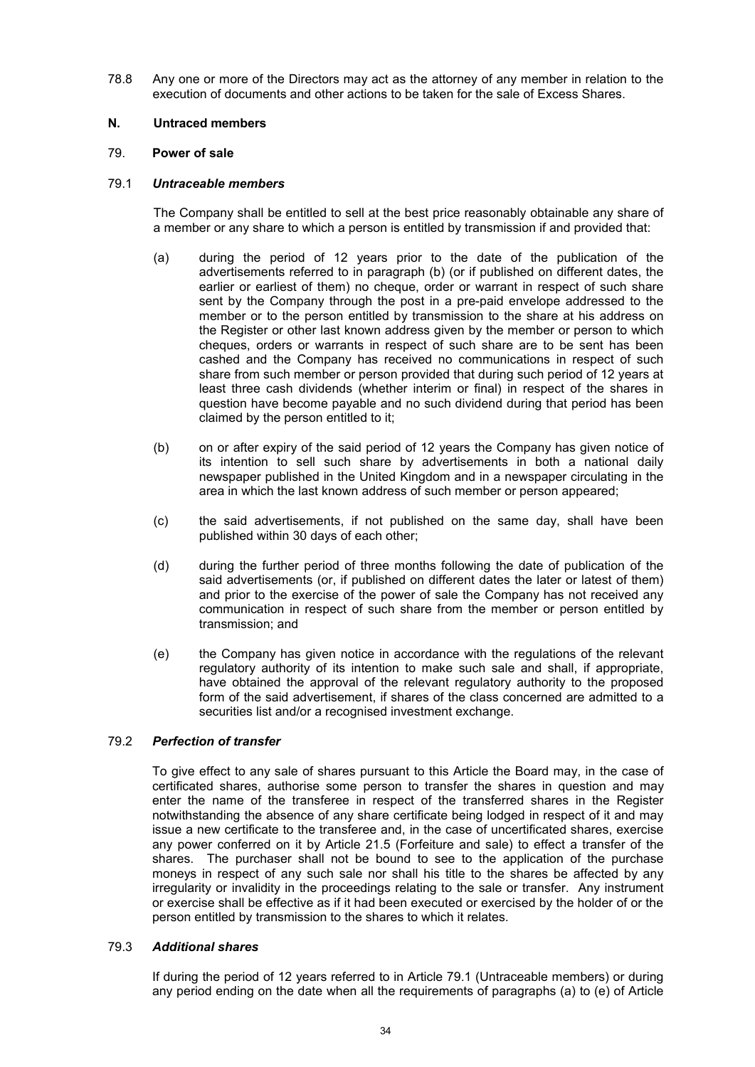78.8 Any one or more of the Directors may act as the attorney of any member in relation to the execution of documents and other actions to be taken for the sale of Excess Shares.

## N. Untraced members

### 79. Power of sale

#### 79.1 *Untraceable members*

The Company shall be entitled to sell at the best price reasonably obtainable any share of a member or any share to which a person is entitled by transmission if and provided that:

(a) during the period of 12 years prior to the date of the publication of the advertisements referred to in paragraph (b) (or if published on different dates, the earlier or earliest of them) no cheque, order or warrant in respect of such share sent by the Company through the post in a pre-paid envelope addressed to the member or to the person entitled by transmission to the share at his address on the Register or other last known address given by the member or person to which cheques, orders or warrants in respect of such share are to be sent has been cashed and the Company has received no communications in respect of such share from such member or person provided that during such period of 12 years at least three cash dividends (whether interim or final) in respect of the shares in question have become payable and no such dividend during that period has been claimed by the person entitled to it;

(b) on or after expiry of the said period of 12 years the Company has given notice of its intention to sell such share by advertisements in both a national daily newspaper published in the United Kingdom and in a newspaper circulating in the area in which the last known address of such member or person appeared;

(c) the said advertisements, if not published on the same day, shall have been published within 30 days of each other;

(d) during the further period of three months following the date of publication of the said advertisements (or, if published on different dates the later or latest of them) and prior to the exercise of the power of sale the Company has not received any communication in respect of such share from the member or person entitled by transmission; and

(e) the Company has given notice in accordance with the regulations of the relevant regulatory authority of its intention to make such sale and shall, if appropriate, have obtained the approval of the relevant regulatory authority to the proposed form of the said advertisement, if shares of the class concerned are admitted to a securities list and/or a recognised investment exchange.

#### 79.2 *Perfection of transfer*

To give effect to any sale of shares pursuant to this Article the Board may, in the case of certificated shares, authorise some person to transfer the shares in question and may enter the name of the transferee in respect of the transferred shares in the Register notwithstanding the absence of any share certificate being lodged in respect of it and may issue a new certificate to the transferee and, in the case of uncertificated shares, exercise any power conferred on it by Article 21.5 (Forfeiture and sale) to effect a transfer of the shares. The purchaser shall not be bound to see to the application of the purchase moneys in respect of any such sale nor shall his title to the shares be affected by any irregularity or invalidity in the proceedings relating to the sale or transfer. Any instrument or exercise shall be effective as if it had been executed or exercised by the holder of or the person entitled by transmission to the shares to which it relates.

#### 79.3 *Additional shares*

If during the period of 12 years referred to in Article 79.1 (Untraceable members) or during any period ending on the date when all the requirements of paragraphs (a) to (e) of Article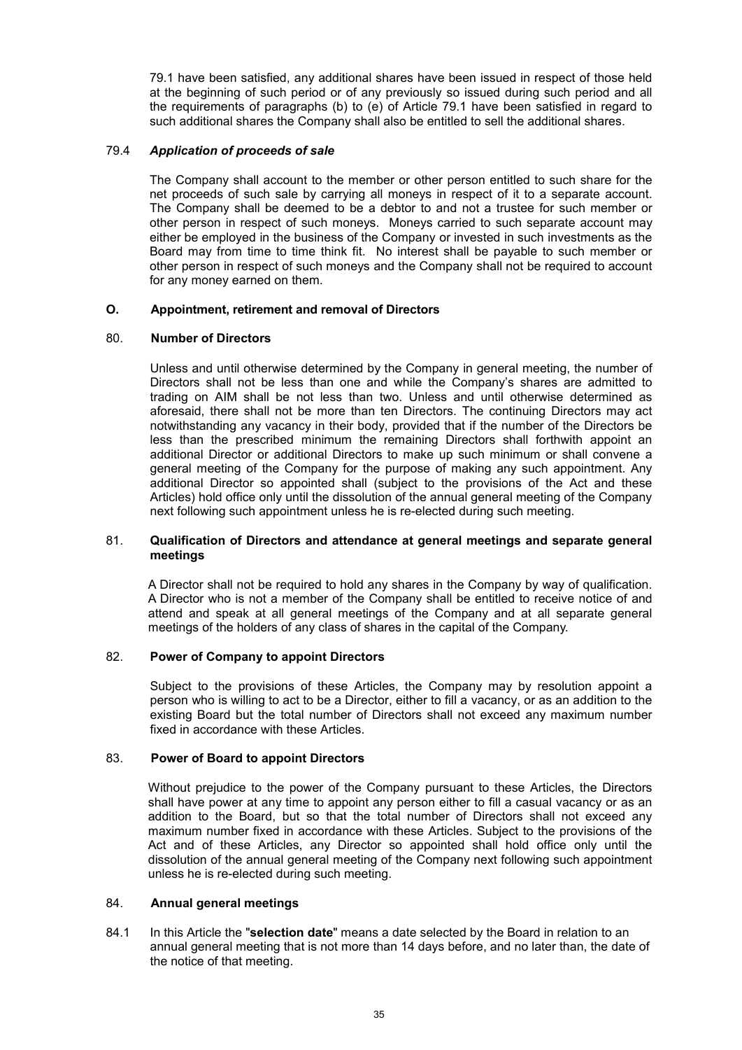79.1 have been satisfied, any additional shares have been issued in respect of those held at the beginning of such period or of any previously so issued during such period and all the requirements of paragraphs (b) to (e) of Article 79.1 have been satisfied in regard to such additional shares the Company shall also be entitled to sell the additional shares.

79.4 ***Application of proceeds of sale***

The Company shall account to the member or other person entitled to such share for the net proceeds of such sale by carrying all moneys in respect of it to a separate account. The Company shall be deemed to be a debtor to and not a trustee for such member or other person in respect of such moneys. Moneys carried to such separate account may either be employed in the business of the Company or invested in such investments as the Board may from time to time think fit. No interest shall be payable to such member or other person in respect of such moneys and the Company shall not be required to account for any money earned on them.

## O. Appointment, retirement and removal of Directors

### 80. Number of Directors

Unless and until otherwise determined by the Company in general meeting, the number of Directors shall not be less than one and while the Company's shares are admitted to trading on AIM shall be not less than two. Unless and until otherwise determined as aforesaid, there shall not be more than ten Directors. The continuing Directors may act notwithstanding any vacancy in their body, provided that if the number of the Directors be less than the prescribed minimum the remaining Directors shall forthwith appoint an additional Director or additional Directors to make up such minimum or shall convene a general meeting of the Company for the purpose of making any such appointment. Any additional Director so appointed shall (subject to the provisions of the Act and these Articles) hold office only until the dissolution of the annual general meeting of the Company next following such appointment unless he is re-elected during such meeting.

### 81. Qualification of Directors and attendance at general meetings and separate general meetings

A Director shall not be required to hold any shares in the Company by way of qualification. A Director who is not a member of the Company shall be entitled to receive notice of and attend and speak at all general meetings of the Company and at all separate general meetings of the holders of any class of shares in the capital of the Company.

### 82. Power of Company to appoint Directors

Subject to the provisions of these Articles, the Company may by resolution appoint a person who is willing to act to be a Director, either to fill a vacancy, or as an addition to the existing Board but the total number of Directors shall not exceed any maximum number fixed in accordance with these Articles.

### 83. Power of Board to appoint Directors

Without prejudice to the power of the Company pursuant to these Articles, the Directors shall have power at any time to appoint any person either to fill a casual vacancy or as an addition to the Board, but so that the total number of Directors shall not exceed any maximum number fixed in accordance with these Articles. Subject to the provisions of the Act and of these Articles, any Director so appointed shall hold office only until the dissolution of the annual general meeting of the Company next following such appointment unless he is re-elected during such meeting.

### 84. Annual general meetings

84.1 In this Article the "**selection date**" means a date selected by the Board in relation to an annual general meeting that is not more than 14 days before, and no later than, the date of the notice of that meeting.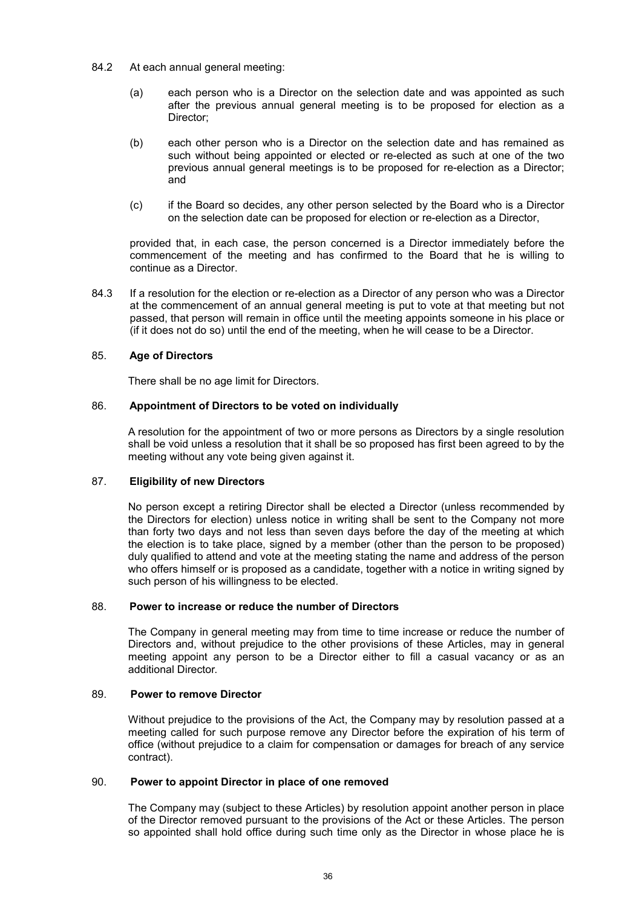84.2 At each annual general meeting:

(a) each person who is a Director on the selection date and was appointed as such after the previous annual general meeting is to be proposed for election as a Director;

(b) each other person who is a Director on the selection date and has remained as such without being appointed or elected or re-elected as such at one of the two previous annual general meetings is to be proposed for re-election as a Director; and

(c) if the Board so decides, any other person selected by the Board who is a Director on the selection date can be proposed for election or re-election as a Director,

provided that, in each case, the person concerned is a Director immediately before the commencement of the meeting and has confirmed to the Board that he is willing to continue as a Director.

84.3 If a resolution for the election or re-election as a Director of any person who was a Director at the commencement of an annual general meeting is put to vote at that meeting but not passed, that person will remain in office until the meeting appoints someone in his place or (if it does not do so) until the end of the meeting, when he will cease to be a Director.

## 85. Age of Directors

There shall be no age limit for Directors.

## 86. Appointment of Directors to be voted on individually

A resolution for the appointment of two or more persons as Directors by a single resolution shall be void unless a resolution that it shall be so proposed has first been agreed to by the meeting without any vote being given against it.

## 87. Eligibility of new Directors

No person except a retiring Director shall be elected a Director (unless recommended by the Directors for election) unless notice in writing shall be sent to the Company not more than forty two days and not less than seven days before the day of the meeting at which the election is to take place, signed by a member (other than the person to be proposed) duly qualified to attend and vote at the meeting stating the name and address of the person who offers himself or is proposed as a candidate, together with a notice in writing signed by such person of his willingness to be elected.

## 88. Power to increase or reduce the number of Directors

The Company in general meeting may from time to time increase or reduce the number of Directors and, without prejudice to the other provisions of these Articles, may in general meeting appoint any person to be a Director either to fill a casual vacancy or as an additional Director.

## 89. Power to remove Director

Without prejudice to the provisions of the Act, the Company may by resolution passed at a meeting called for such purpose remove any Director before the expiration of his term of office (without prejudice to a claim for compensation or damages for breach of any service contract).

## 90. Power to appoint Director in place of one removed

The Company may (subject to these Articles) by resolution appoint another person in place of the Director removed pursuant to the provisions of the Act or these Articles. The person so appointed shall hold office during such time only as the Director in whose place he is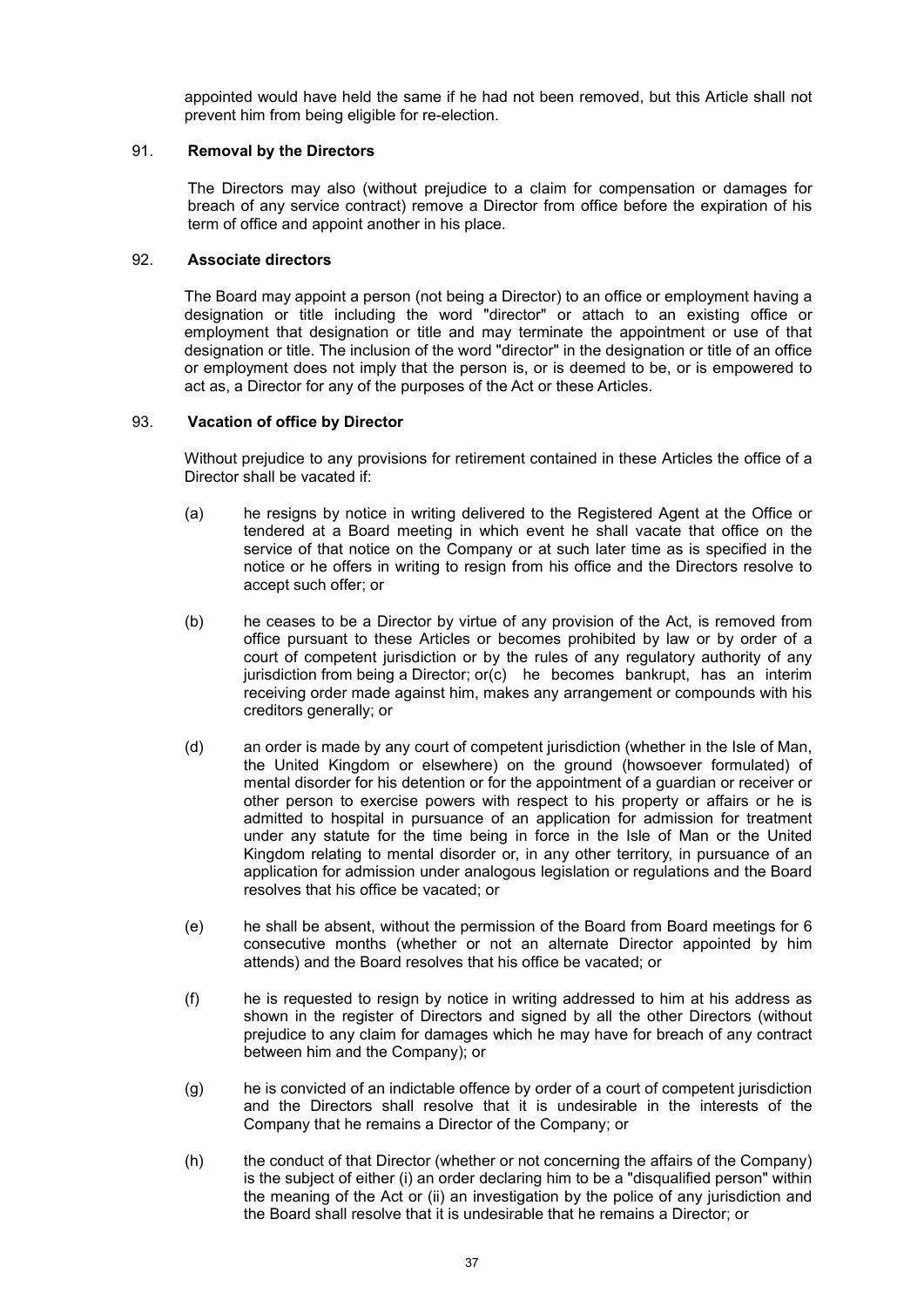appointed would have held the same if he had not been removed, but this Article shall not prevent him from being eligible for re-election.

## 91. Removal by the Directors

The Directors may also (without prejudice to a claim for compensation or damages for breach of any service contract) remove a Director from office before the expiration of his term of office and appoint another in his place.

## 92. Associate directors

The Board may appoint a person (not being a Director) to an office or employment having a designation or title including the word "director" or attach to an existing office or employment that designation or title and may terminate the appointment or use of that designation or title. The inclusion of the word "director" in the designation or title of an office or employment does not imply that the person is, or is deemed to be, or is empowered to act as, a Director for any of the purposes of the Act or these Articles.

## 93. Vacation of office by Director

Without prejudice to any provisions for retirement contained in these Articles the office of a Director shall be vacated if:

(a) he resigns by notice in writing delivered to the Registered Agent at the Office or tendered at a Board meeting in which event he shall vacate that office on the service of that notice on the Company or at such later time as is specified in the notice or he offers in writing to resign from his office and the Directors resolve to accept such offer; or

(b) he ceases to be a Director by virtue of any provision of the Act, is removed from office pursuant to these Articles or becomes prohibited by law or by order of a court of competent jurisdiction or by the rules of any regulatory authority of any jurisdiction from being a Director; or(c) he becomes bankrupt, has an interim receiving order made against him, makes any arrangement or compounds with his creditors generally; or

(d) an order is made by any court of competent jurisdiction (whether in the Isle of Man, the United Kingdom or elsewhere) on the ground (howsoever formulated) of mental disorder for his detention or for the appointment of a guardian or receiver or other person to exercise powers with respect to his property or affairs or he is admitted to hospital in pursuance of an application for admission for treatment under any statute for the time being in force in the Isle of Man or the United Kingdom relating to mental disorder or, in any other territory, in pursuance of an application for admission under analogous legislation or regulations and the Board resolves that his office be vacated; or

(e) he shall be absent, without the permission of the Board from Board meetings for 6 consecutive months (whether or not an alternate Director appointed by him attends) and the Board resolves that his office be vacated; or

(f) he is requested to resign by notice in writing addressed to him at his address as shown in the register of Directors and signed by all the other Directors (without prejudice to any claim for damages which he may have for breach of any contract between him and the Company); or

(g) he is convicted of an indictable offence by order of a court of competent jurisdiction and the Directors shall resolve that it is undesirable in the interests of the Company that he remains a Director of the Company; or

(h) the conduct of that Director (whether or not concerning the affairs of the Company) is the subject of either (i) an order declaring him to be a "disqualified person" within the meaning of the Act or (ii) an investigation by the police of any jurisdiction and the Board shall resolve that it is undesirable that he remains a Director; or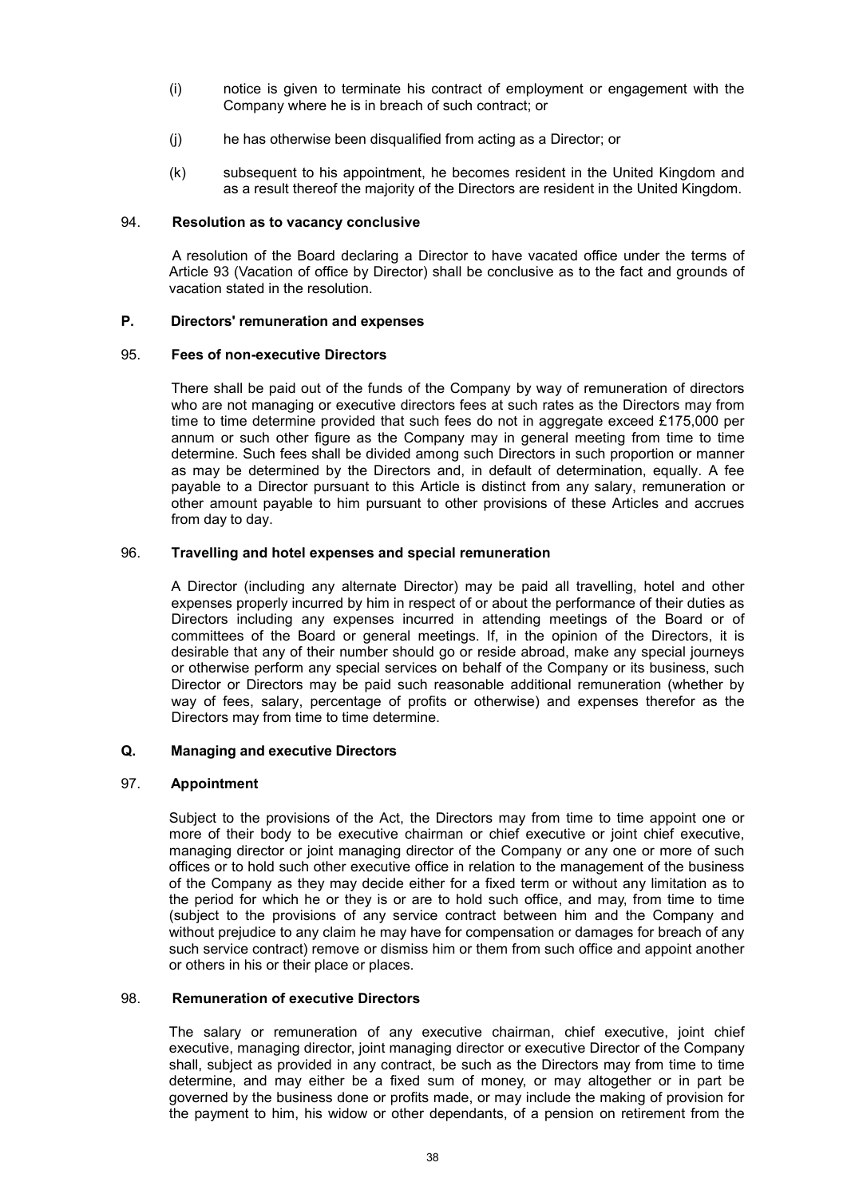(i) notice is given to terminate his contract of employment or engagement with the Company where he is in breach of such contract; or

(j) he has otherwise been disqualified from acting as a Director; or

(k) subsequent to his appointment, he becomes resident in the United Kingdom and as a result thereof the majority of the Directors are resident in the United Kingdom.

### 94. Resolution as to vacancy conclusive

A resolution of the Board declaring a Director to have vacated office under the terms of Article 93 (Vacation of office by Director) shall be conclusive as to the fact and grounds of vacation stated in the resolution.

## P. Directors' remuneration and expenses

### 95. Fees of non-executive Directors

There shall be paid out of the funds of the Company by way of remuneration of directors who are not managing or executive directors fees at such rates as the Directors may from time to time determine provided that such fees do not in aggregate exceed £175,000 per annum or such other figure as the Company may in general meeting from time to time determine. Such fees shall be divided among such Directors in such proportion or manner as may be determined by the Directors and, in default of determination, equally. A fee payable to a Director pursuant to this Article is distinct from any salary, remuneration or other amount payable to him pursuant to other provisions of these Articles and accrues from day to day.

### 96. Travelling and hotel expenses and special remuneration

A Director (including any alternate Director) may be paid all travelling, hotel and other expenses properly incurred by him in respect of or about the performance of their duties as Directors including any expenses incurred in attending meetings of the Board or of committees of the Board or general meetings. If, in the opinion of the Directors, it is desirable that any of their number should go or reside abroad, make any special journeys or otherwise perform any special services on behalf of the Company or its business, such Director or Directors may be paid such reasonable additional remuneration (whether by way of fees, salary, percentage of profits or otherwise) and expenses therefor as the Directors may from time to time determine.

## Q. Managing and executive Directors

### 97. Appointment

Subject to the provisions of the Act, the Directors may from time to time appoint one or more of their body to be executive chairman or chief executive or joint chief executive, managing director or joint managing director of the Company or any one or more of such offices or to hold such other executive office in relation to the management of the business of the Company as they may decide either for a fixed term or without any limitation as to the period for which he or they is or are to hold such office, and may, from time to time (subject to the provisions of any service contract between him and the Company and without prejudice to any claim he may have for compensation or damages for breach of any such service contract) remove or dismiss him or them from such office and appoint another or others in his or their place or places.

### 98. Remuneration of executive Directors

The salary or remuneration of any executive chairman, chief executive, joint chief executive, managing director, joint managing director or executive Director of the Company shall, subject as provided in any contract, be such as the Directors may from time to time determine, and may either be a fixed sum of money, or may altogether or in part be governed by the business done or profits made, or may include the making of provision for the payment to him, his widow or other dependants, of a pension on retirement from the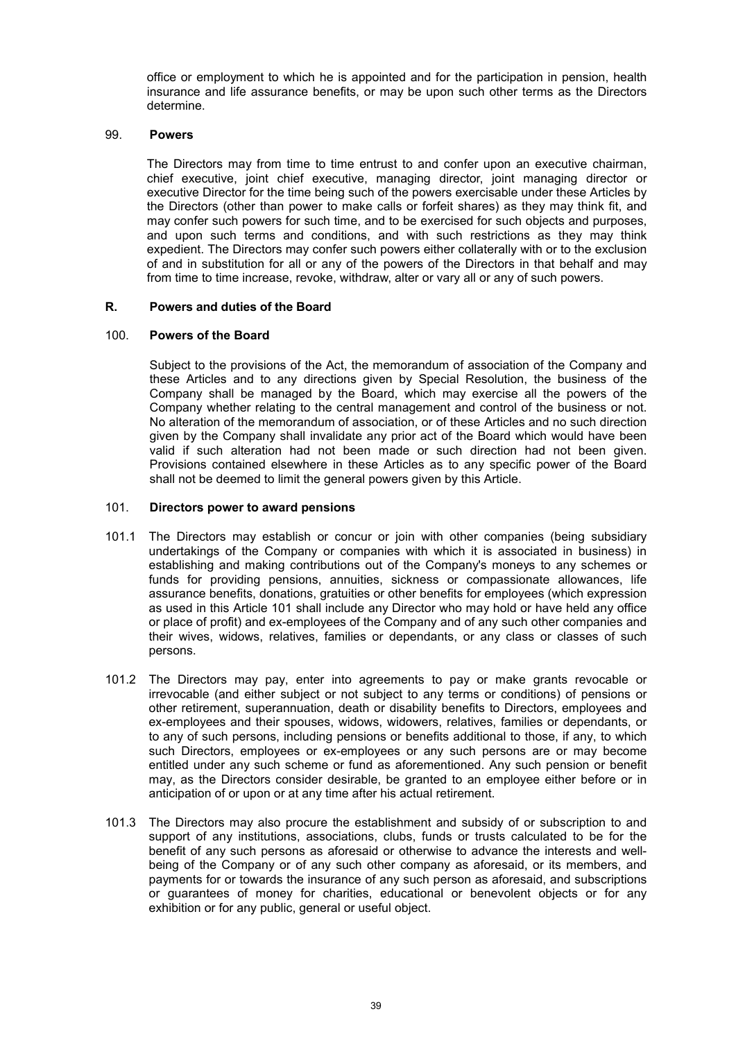office or employment to which he is appointed and for the participation in pension, health insurance and life assurance benefits, or may be upon such other terms as the Directors determine.

### 99. Powers

The Directors may from time to time entrust to and confer upon an executive chairman, chief executive, joint chief executive, managing director, joint managing director or executive Director for the time being such of the powers exercisable under these Articles by the Directors (other than power to make calls or forfeit shares) as they may think fit, and may confer such powers for such time, and to be exercised for such objects and purposes, and upon such terms and conditions, and with such restrictions as they may think expedient. The Directors may confer such powers either collaterally with or to the exclusion of and in substitution for all or any of the powers of the Directors in that behalf and may from time to time increase, revoke, withdraw, alter or vary all or any of such powers.

## R. Powers and duties of the Board

### 100. Powers of the Board

Subject to the provisions of the Act, the memorandum of association of the Company and these Articles and to any directions given by Special Resolution, the business of the Company shall be managed by the Board, which may exercise all the powers of the Company whether relating to the central management and control of the business or not. No alteration of the memorandum of association, or of these Articles and no such direction given by the Company shall invalidate any prior act of the Board which would have been valid if such alteration had not been made or such direction had not been given. Provisions contained elsewhere in these Articles as to any specific power of the Board shall not be deemed to limit the general powers given by this Article.

### 101. Directors power to award pensions

101.1 The Directors may establish or concur or join with other companies (being subsidiary undertakings of the Company or companies with which it is associated in business) in establishing and making contributions out of the Company's moneys to any schemes or funds for providing pensions, annuities, sickness or compassionate allowances, life assurance benefits, donations, gratuities or other benefits for employees (which expression as used in this Article 101 shall include any Director who may hold or have held any office or place of profit) and ex-employees of the Company and of any such other companies and their wives, widows, relatives, families or dependants, or any class or classes of such persons.

101.2 The Directors may pay, enter into agreements to pay or make grants revocable or irrevocable (and either subject or not subject to any terms or conditions) of pensions or other retirement, superannuation, death or disability benefits to Directors, employees and ex-employees and their spouses, widows, widowers, relatives, families or dependants, or to any of such persons, including pensions or benefits additional to those, if any, to which such Directors, employees or ex-employees or any such persons are or may become entitled under any such scheme or fund as aforementioned. Any such pension or benefit may, as the Directors consider desirable, be granted to an employee either before or in anticipation of or upon or at any time after his actual retirement.

101.3 The Directors may also procure the establishment and subsidy of or subscription to and support of any institutions, associations, clubs, funds or trusts calculated to be for the benefit of any such persons as aforesaid or otherwise to advance the interests and well-being of the Company or of any such other company as aforesaid, or its members, and payments for or towards the insurance of any such person as aforesaid, and subscriptions or guarantees of money for charities, educational or benevolent objects or for any exhibition or for any public, general or useful object.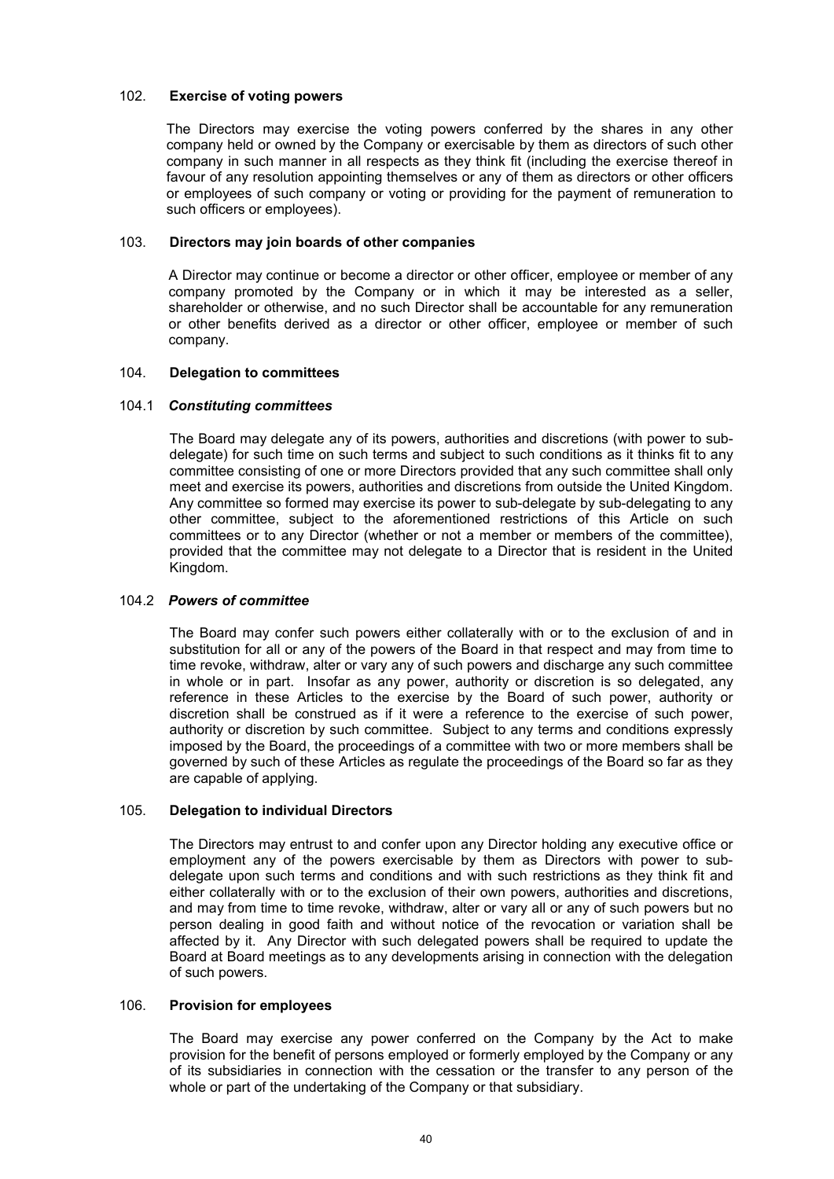### 102. Exercise of voting powers

The Directors may exercise the voting powers conferred by the shares in any other company held or owned by the Company or exercisable by them as directors of such other company in such manner in all respects as they think fit (including the exercise thereof in favour of any resolution appointing themselves or any of them as directors or other officers or employees of such company or voting or providing for the payment of remuneration to such officers or employees).

### 103. Directors may join boards of other companies

A Director may continue or become a director or other officer, employee or member of any company promoted by the Company or in which it may be interested as a seller, shareholder or otherwise, and no such Director shall be accountable for any remuneration or other benefits derived as a director or other officer, employee or member of such company.

### 104. Delegation to committees

#### 104.1 *Constituting committees*

The Board may delegate any of its powers, authorities and discretions (with power to sub-delegate) for such time on such terms and subject to such conditions as it thinks fit to any committee consisting of one or more Directors provided that any such committee shall only meet and exercise its powers, authorities and discretions from outside the United Kingdom. Any committee so formed may exercise its power to sub-delegate by sub-delegating to any other committee, subject to the aforementioned restrictions of this Article on such committees or to any Director (whether or not a member or members of the committee), provided that the committee may not delegate to a Director that is resident in the United Kingdom.

#### 104.2 *Powers of committee*

The Board may confer such powers either collaterally with or to the exclusion of and in substitution for all or any of the powers of the Board in that respect and may from time to time revoke, withdraw, alter or vary any of such powers and discharge any such committee in whole or in part. Insofar as any power, authority or discretion is so delegated, any reference in these Articles to the exercise by the Board of such power, authority or discretion shall be construed as if it were a reference to the exercise of such power, authority or discretion by such committee. Subject to any terms and conditions expressly imposed by the Board, the proceedings of a committee with two or more members shall be governed by such of these Articles as regulate the proceedings of the Board so far as they are capable of applying.

### 105. Delegation to individual Directors

The Directors may entrust to and confer upon any Director holding any executive office or employment any of the powers exercisable by them as Directors with power to sub-delegate upon such terms and conditions and with such restrictions as they think fit and either collaterally with or to the exclusion of their own powers, authorities and discretions, and may from time to time revoke, withdraw, alter or vary all or any of such powers but no person dealing in good faith and without notice of the revocation or variation shall be affected by it. Any Director with such delegated powers shall be required to update the Board at Board meetings as to any developments arising in connection with the delegation of such powers.

### 106. Provision for employees

The Board may exercise any power conferred on the Company by the Act to make provision for the benefit of persons employed or formerly employed by the Company or any of its subsidiaries in connection with the cessation or the transfer to any person of the whole or part of the undertaking of the Company or that subsidiary.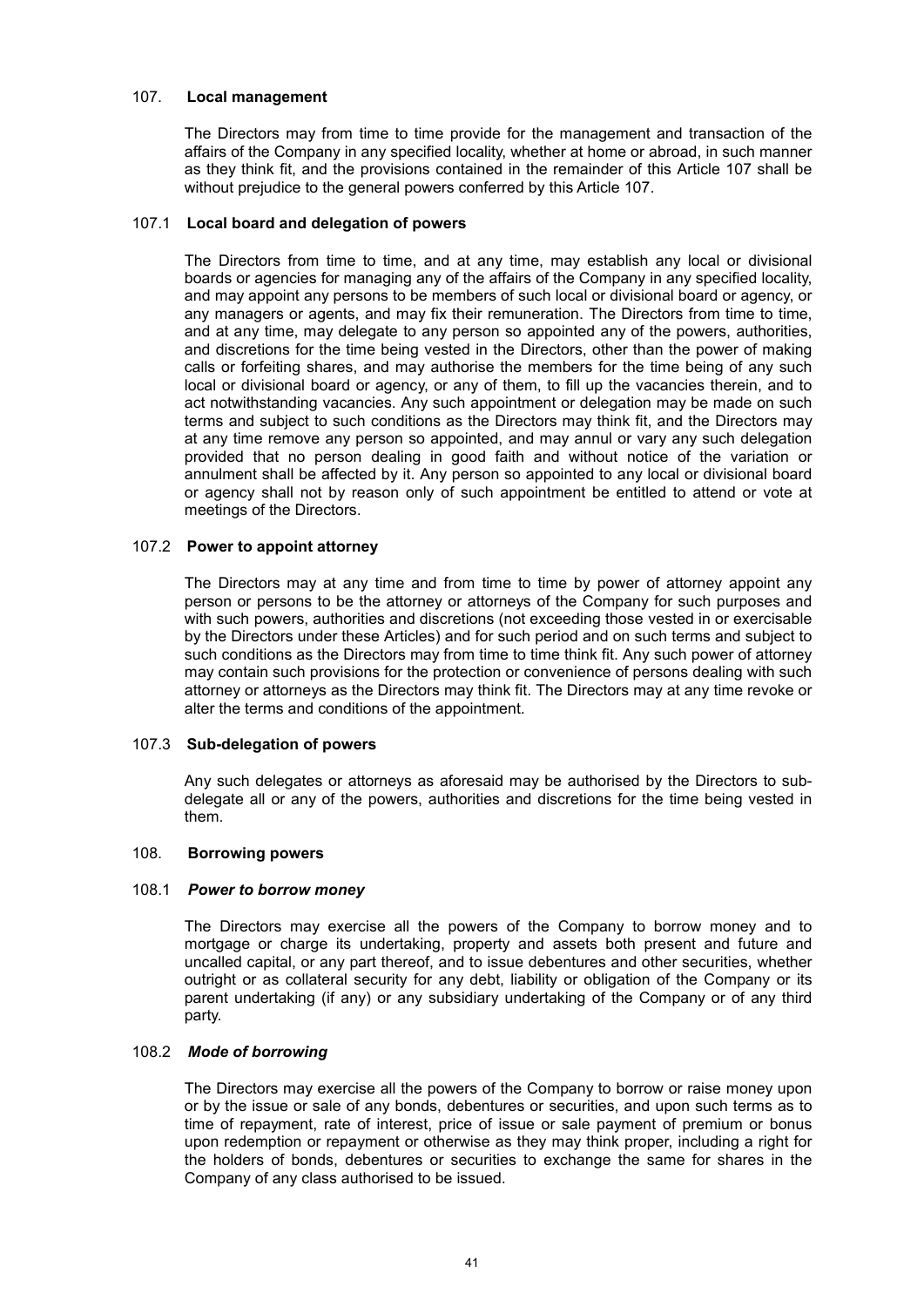### 107. **Local management**

The Directors may from time to time provide for the management and transaction of the affairs of the Company in any specified locality, whether at home or abroad, in such manner as they think fit, and the provisions contained in the remainder of this Article 107 shall be without prejudice to the general powers conferred by this Article 107.

#### 107.1 **Local board and delegation of powers**

The Directors from time to time, and at any time, may establish any local or divisional boards or agencies for managing any of the affairs of the Company in any specified locality, and may appoint any persons to be members of such local or divisional board or agency, or any managers or agents, and may fix their remuneration. The Directors from time to time, and at any time, may delegate to any person so appointed any of the powers, authorities, and discretions for the time being vested in the Directors, other than the power of making calls or forfeiting shares, and may authorise the members for the time being of any such local or divisional board or agency, or any of them, to fill up the vacancies therein, and to act notwithstanding vacancies. Any such appointment or delegation may be made on such terms and subject to such conditions as the Directors may think fit, and the Directors may at any time remove any person so appointed, and may annul or vary any such delegation provided that no person dealing in good faith and without notice of the variation or annulment shall be affected by it. Any person so appointed to any local or divisional board or agency shall not by reason only of such appointment be entitled to attend or vote at meetings of the Directors.

#### 107.2 **Power to appoint attorney**

The Directors may at any time and from time to time by power of attorney appoint any person or persons to be the attorney or attorneys of the Company for such purposes and with such powers, authorities and discretions (not exceeding those vested in or exercisable by the Directors under these Articles) and for such period and on such terms and subject to such conditions as the Directors may from time to time think fit. Any such power of attorney may contain such provisions for the protection or convenience of persons dealing with such attorney or attorneys as the Directors may think fit. The Directors may at any time revoke or alter the terms and conditions of the appointment.

#### 107.3 **Sub-delegation of powers**

Any such delegates or attorneys as aforesaid may be authorised by the Directors to sub-delegate all or any of the powers, authorities and discretions for the time being vested in them.

### 108. **Borrowing powers**

#### 108.1 ***Power to borrow money***

The Directors may exercise all the powers of the Company to borrow money and to mortgage or charge its undertaking, property and assets both present and future and uncalled capital, or any part thereof, and to issue debentures and other securities, whether outright or as collateral security for any debt, liability or obligation of the Company or its parent undertaking (if any) or any subsidiary undertaking of the Company or of any third party.

#### 108.2 ***Mode of borrowing***

The Directors may exercise all the powers of the Company to borrow or raise money upon or by the issue or sale of any bonds, debentures or securities, and upon such terms as to time of repayment, rate of interest, price of issue or sale payment of premium or bonus upon redemption or repayment or otherwise as they may think proper, including a right for the holders of bonds, debentures or securities to exchange the same for shares in the Company of any class authorised to be issued.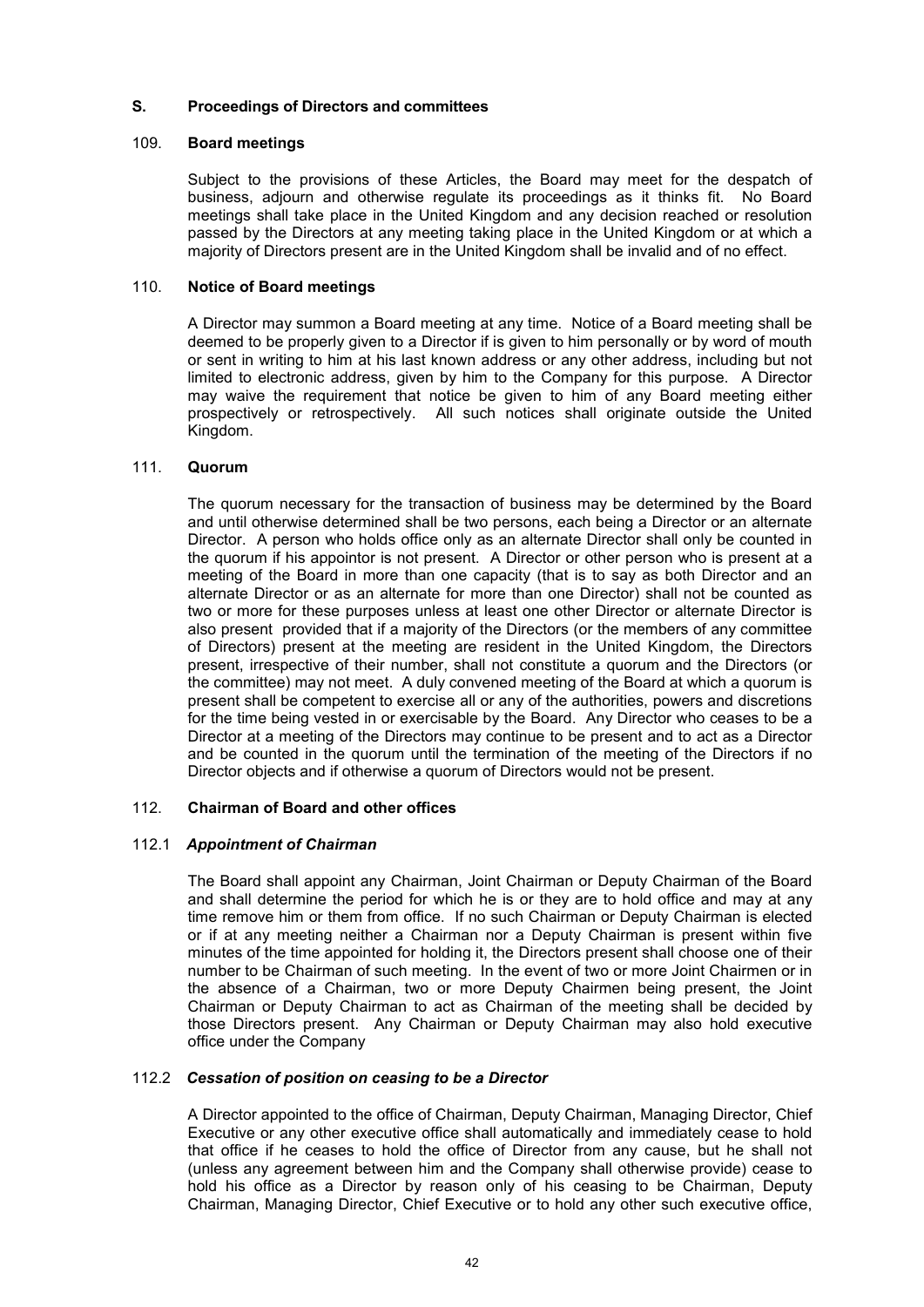## S. Proceedings of Directors and committees

### 109. Board meetings

Subject to the provisions of these Articles, the Board may meet for the despatch of business, adjourn and otherwise regulate its proceedings as it thinks fit. No Board meetings shall take place in the United Kingdom and any decision reached or resolution passed by the Directors at any meeting taking place in the United Kingdom or at which a majority of Directors present are in the United Kingdom shall be invalid and of no effect.

### 110. Notice of Board meetings

A Director may summon a Board meeting at any time. Notice of a Board meeting shall be deemed to be properly given to a Director if is given to him personally or by word of mouth or sent in writing to him at his last known address or any other address, including but not limited to electronic address, given by him to the Company for this purpose. A Director may waive the requirement that notice be given to him of any Board meeting either prospectively or retrospectively. All such notices shall originate outside the United Kingdom.

### 111. Quorum

The quorum necessary for the transaction of business may be determined by the Board and until otherwise determined shall be two persons, each being a Director or an alternate Director. A person who holds office only as an alternate Director shall only be counted in the quorum if his appointor is not present. A Director or other person who is present at a meeting of the Board in more than one capacity (that is to say as both Director and an alternate Director or as an alternate for more than one Director) shall not be counted as two or more for these purposes unless at least one other Director or alternate Director is also present provided that if a majority of the Directors (or the members of any committee of Directors) present at the meeting are resident in the United Kingdom, the Directors present, irrespective of their number, shall not constitute a quorum and the Directors (or the committee) may not meet. A duly convened meeting of the Board at which a quorum is present shall be competent to exercise all or any of the authorities, powers and discretions for the time being vested in or exercisable by the Board. Any Director who ceases to be a Director at a meeting of the Directors may continue to be present and to act as a Director and be counted in the quorum until the termination of the meeting of the Directors if no Director objects and if otherwise a quorum of Directors would not be present.

### 112. Chairman of Board and other offices

#### 112.1 *Appointment of Chairman*

The Board shall appoint any Chairman, Joint Chairman or Deputy Chairman of the Board and shall determine the period for which he is or they are to hold office and may at any time remove him or them from office. If no such Chairman or Deputy Chairman is elected or if at any meeting neither a Chairman nor a Deputy Chairman is present within five minutes of the time appointed for holding it, the Directors present shall choose one of their number to be Chairman of such meeting. In the event of two or more Joint Chairmen or in the absence of a Chairman, two or more Deputy Chairmen being present, the Joint Chairman or Deputy Chairman to act as Chairman of the meeting shall be decided by those Directors present. Any Chairman or Deputy Chairman may also hold executive office under the Company

#### 112.2 *Cessation of position on ceasing to be a Director*

A Director appointed to the office of Chairman, Deputy Chairman, Managing Director, Chief Executive or any other executive office shall automatically and immediately cease to hold that office if he ceases to hold the office of Director from any cause, but he shall not (unless any agreement between him and the Company shall otherwise provide) cease to hold his office as a Director by reason only of his ceasing to be Chairman, Deputy Chairman, Managing Director, Chief Executive or to hold any other such executive office,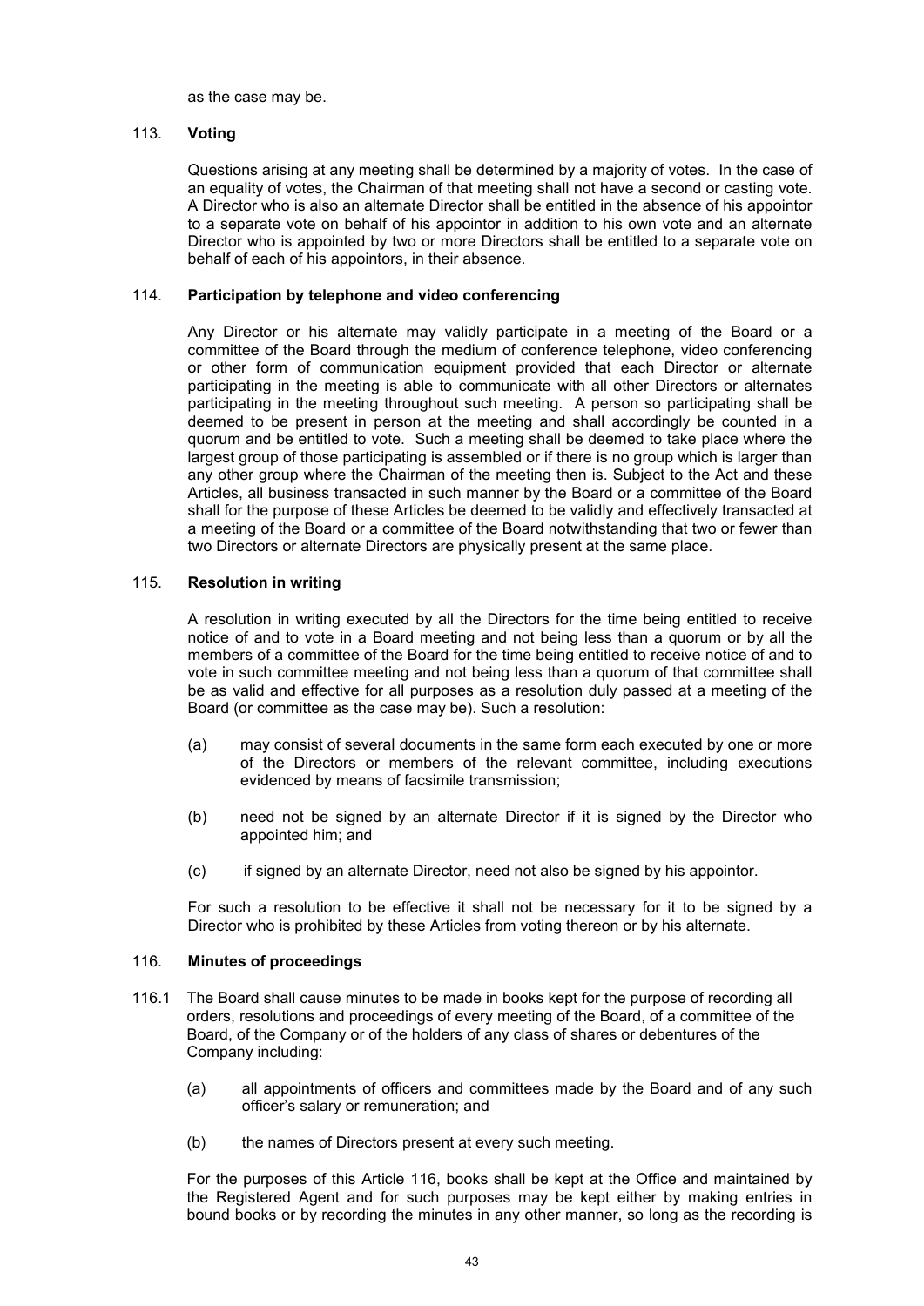as the case may be.

### 113. Voting

Questions arising at any meeting shall be determined by a majority of votes. In the case of an equality of votes, the Chairman of that meeting shall not have a second or casting vote. A Director who is also an alternate Director shall be entitled in the absence of his appointor to a separate vote on behalf of his appointor in addition to his own vote and an alternate Director who is appointed by two or more Directors shall be entitled to a separate vote on behalf of each of his appointors, in their absence.

### 114. Participation by telephone and video conferencing

Any Director or his alternate may validly participate in a meeting of the Board or a committee of the Board through the medium of conference telephone, video conferencing or other form of communication equipment provided that each Director or alternate participating in the meeting is able to communicate with all other Directors or alternates participating in the meeting throughout such meeting. A person so participating shall be deemed to be present in person at the meeting and shall accordingly be counted in a quorum and be entitled to vote. Such a meeting shall be deemed to take place where the largest group of those participating is assembled or if there is no group which is larger than any other group where the Chairman of the meeting then is. Subject to the Act and these Articles, all business transacted in such manner by the Board or a committee of the Board shall for the purpose of these Articles be deemed to be validly and effectively transacted at a meeting of the Board or a committee of the Board notwithstanding that two or fewer than two Directors or alternate Directors are physically present at the same place.

### 115. Resolution in writing

A resolution in writing executed by all the Directors for the time being entitled to receive notice of and to vote in a Board meeting and not being less than a quorum or by all the members of a committee of the Board for the time being entitled to receive notice of and to vote in such committee meeting and not being less than a quorum of that committee shall be as valid and effective for all purposes as a resolution duly passed at a meeting of the Board (or committee as the case may be). Such a resolution:

(a) may consist of several documents in the same form each executed by one or more of the Directors or members of the relevant committee, including executions evidenced by means of facsimile transmission;

(b) need not be signed by an alternate Director if it is signed by the Director who appointed him; and

(c) if signed by an alternate Director, need not also be signed by his appointor.

For such a resolution to be effective it shall not be necessary for it to be signed by a Director who is prohibited by these Articles from voting thereon or by his alternate.

### 116. Minutes of proceedings

116.1 The Board shall cause minutes to be made in books kept for the purpose of recording all orders, resolutions and proceedings of every meeting of the Board, of a committee of the Board, of the Company or of the holders of any class of shares or debentures of the Company including:

(a) all appointments of officers and committees made by the Board and of any such officer's salary or remuneration; and

(b) the names of Directors present at every such meeting.

For the purposes of this Article 116, books shall be kept at the Office and maintained by the Registered Agent and for such purposes may be kept either by making entries in bound books or by recording the minutes in any other manner, so long as the recording is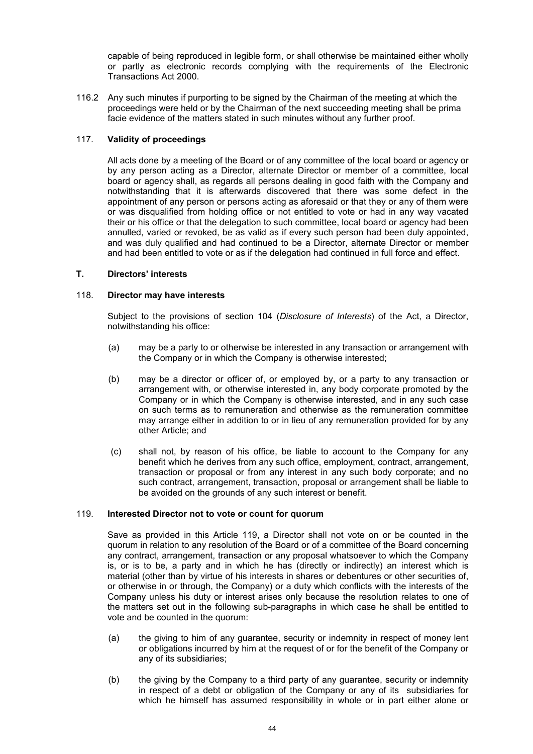capable of being reproduced in legible form, or shall otherwise be maintained either wholly or partly as electronic records complying with the requirements of the Electronic Transactions Act 2000.

116.2 Any such minutes if purporting to be signed by the Chairman of the meeting at which the proceedings were held or by the Chairman of the next succeeding meeting shall be prima facie evidence of the matters stated in such minutes without any further proof.

### 117. Validity of proceedings

All acts done by a meeting of the Board or of any committee of the local board or agency or by any person acting as a Director, alternate Director or member of a committee, local board or agency shall, as regards all persons dealing in good faith with the Company and notwithstanding that it is afterwards discovered that there was some defect in the appointment of any person or persons acting as aforesaid or that they or any of them were or was disqualified from holding office or not entitled to vote or had in any way vacated their or his office or that the delegation to such committee, local board or agency had been annulled, varied or revoked, be as valid as if every such person had been duly appointed, and was duly qualified and had continued to be a Director, alternate Director or member and had been entitled to vote or as if the delegation had continued in full force and effect.

## T. Directors' interests

### 118. Director may have interests

Subject to the provisions of section 104 (*Disclosure of Interests*) of the Act, a Director, notwithstanding his office:

(a) may be a party to or otherwise be interested in any transaction or arrangement with the Company or in which the Company is otherwise interested;

(b) may be a director or officer of, or employed by, or a party to any transaction or arrangement with, or otherwise interested in, any body corporate promoted by the Company or in which the Company is otherwise interested, and in any such case on such terms as to remuneration and otherwise as the remuneration committee may arrange either in addition to or in lieu of any remuneration provided for by any other Article; and

(c) shall not, by reason of his office, be liable to account to the Company for any benefit which he derives from any such office, employment, contract, arrangement, transaction or proposal or from any interest in any such body corporate; and no such contract, arrangement, transaction, proposal or arrangement shall be liable to be avoided on the grounds of any such interest or benefit.

### 119. Interested Director not to vote or count for quorum

Save as provided in this Article 119, a Director shall not vote on or be counted in the quorum in relation to any resolution of the Board or of a committee of the Board concerning any contract, arrangement, transaction or any proposal whatsoever to which the Company is, or is to be, a party and in which he has (directly or indirectly) an interest which is material (other than by virtue of his interests in shares or debentures or other securities of, or otherwise in or through, the Company) or a duty which conflicts with the interests of the Company unless his duty or interest arises only because the resolution relates to one of the matters set out in the following sub-paragraphs in which case he shall be entitled to vote and be counted in the quorum:

(a) the giving to him of any guarantee, security or indemnity in respect of money lent or obligations incurred by him at the request of or for the benefit of the Company or any of its subsidiaries;

(b) the giving by the Company to a third party of any guarantee, security or indemnity in respect of a debt or obligation of the Company or any of its subsidiaries for which he himself has assumed responsibility in whole or in part either alone or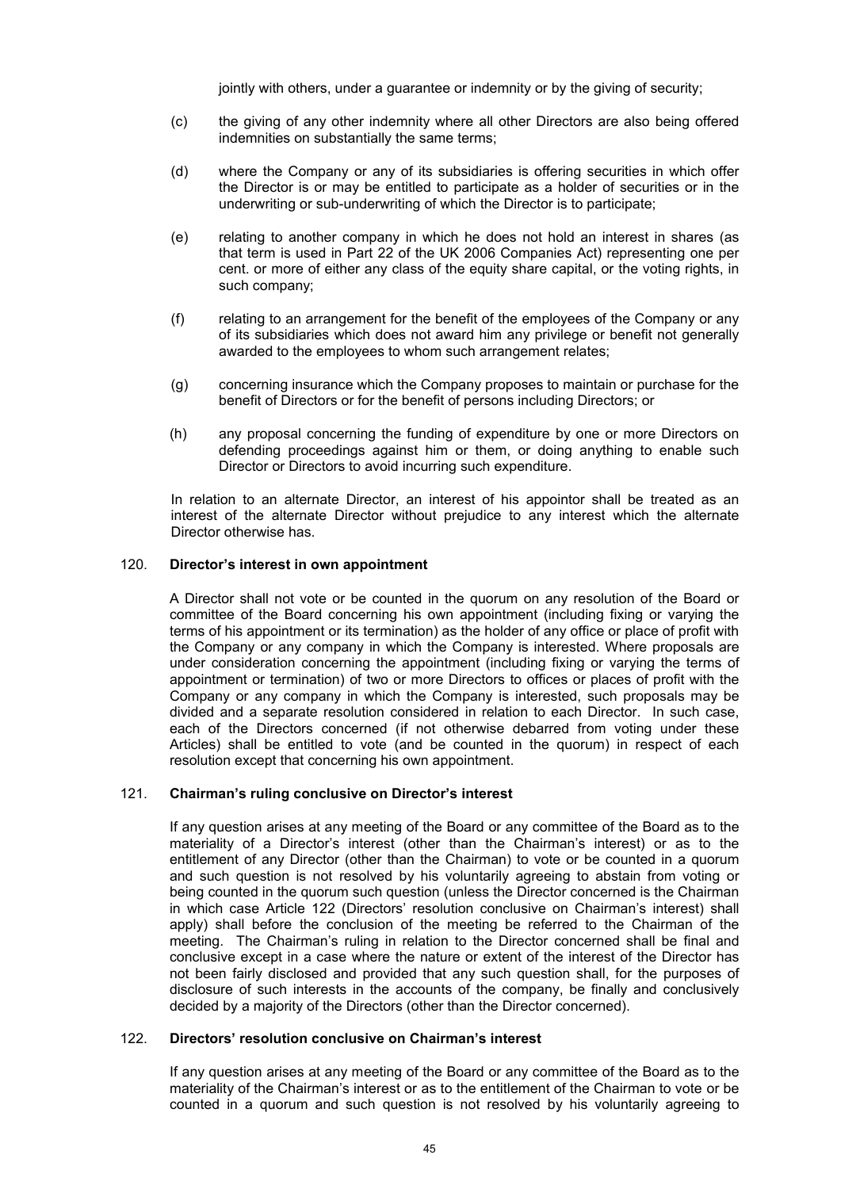jointly with others, under a guarantee or indemnity or by the giving of security;

(c) the giving of any other indemnity where all other Directors are also being offered indemnities on substantially the same terms;

(d) where the Company or any of its subsidiaries is offering securities in which offer the Director is or may be entitled to participate as a holder of securities or in the underwriting or sub-underwriting of which the Director is to participate;

(e) relating to another company in which he does not hold an interest in shares (as that term is used in Part 22 of the UK 2006 Companies Act) representing one per cent. or more of either any class of the equity share capital, or the voting rights, in such company;

(f) relating to an arrangement for the benefit of the employees of the Company or any of its subsidiaries which does not award him any privilege or benefit not generally awarded to the employees to whom such arrangement relates;

(g) concerning insurance which the Company proposes to maintain or purchase for the benefit of Directors or for the benefit of persons including Directors; or

(h) any proposal concerning the funding of expenditure by one or more Directors on defending proceedings against him or them, or doing anything to enable such Director or Directors to avoid incurring such expenditure.

In relation to an alternate Director, an interest of his appointor shall be treated as an interest of the alternate Director without prejudice to any interest which the alternate Director otherwise has.

120. **Director's interest in own appointment**

A Director shall not vote or be counted in the quorum on any resolution of the Board or committee of the Board concerning his own appointment (including fixing or varying the terms of his appointment or its termination) as the holder of any office or place of profit with the Company or any company in which the Company is interested. Where proposals are under consideration concerning the appointment (including fixing or varying the terms of appointment or termination) of two or more Directors to offices or places of profit with the Company or any company in which the Company is interested, such proposals may be divided and a separate resolution considered in relation to each Director. In such case, each of the Directors concerned (if not otherwise debarred from voting under these Articles) shall be entitled to vote (and be counted in the quorum) in respect of each resolution except that concerning his own appointment.

121. **Chairman's ruling conclusive on Director's interest**

If any question arises at any meeting of the Board or any committee of the Board as to the materiality of a Director's interest (other than the Chairman's interest) or as to the entitlement of any Director (other than the Chairman) to vote or be counted in a quorum and such question is not resolved by his voluntarily agreeing to abstain from voting or being counted in the quorum such question (unless the Director concerned is the Chairman in which case Article 122 (Directors' resolution conclusive on Chairman's interest) shall apply) shall before the conclusion of the meeting be referred to the Chairman of the meeting. The Chairman's ruling in relation to the Director concerned shall be final and conclusive except in a case where the nature or extent of the interest of the Director has not been fairly disclosed and provided that any such question shall, for the purposes of disclosure of such interests in the accounts of the company, be finally and conclusively decided by a majority of the Directors (other than the Director concerned).

122. **Directors' resolution conclusive on Chairman's interest**

If any question arises at any meeting of the Board or any committee of the Board as to the materiality of the Chairman's interest or as to the entitlement of the Chairman to vote or be counted in a quorum and such question is not resolved by his voluntarily agreeing to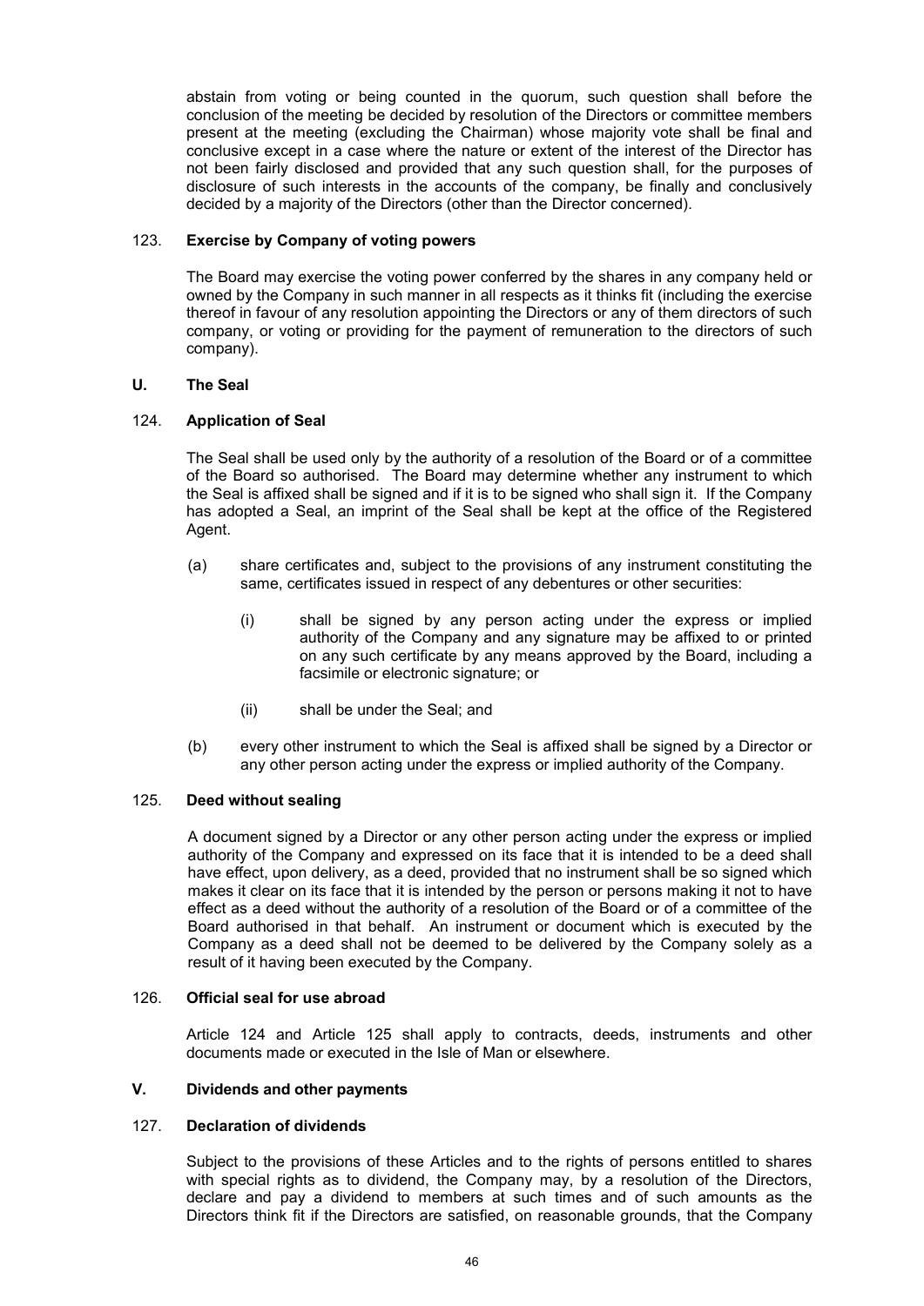abstain from voting or being counted in the quorum, such question shall before the conclusion of the meeting be decided by resolution of the Directors or committee members present at the meeting (excluding the Chairman) whose majority vote shall be final and conclusive except in a case where the nature or extent of the interest of the Director has not been fairly disclosed and provided that any such question shall, for the purposes of disclosure of such interests in the accounts of the company, be finally and conclusively decided by a majority of the Directors (other than the Director concerned).

### 123. Exercise by Company of voting powers

The Board may exercise the voting power conferred by the shares in any company held or owned by the Company in such manner in all respects as it thinks fit (including the exercise thereof in favour of any resolution appointing the Directors or any of them directors of such company, or voting or providing for the payment of remuneration to the directors of such company).

## U. The Seal

### 124. Application of Seal

The Seal shall be used only by the authority of a resolution of the Board or of a committee of the Board so authorised. The Board may determine whether any instrument to which the Seal is affixed shall be signed and if it is to be signed who shall sign it. If the Company has adopted a Seal, an imprint of the Seal shall be kept at the office of the Registered Agent.

(a) share certificates and, subject to the provisions of any instrument constituting the same, certificates issued in respect of any debentures or other securities:

  (i) shall be signed by any person acting under the express or implied authority of the Company and any signature may be affixed to or printed on any such certificate by any means approved by the Board, including a facsimile or electronic signature; or

  (ii) shall be under the Seal; and

(b) every other instrument to which the Seal is affixed shall be signed by a Director or any other person acting under the express or implied authority of the Company.

### 125. Deed without sealing

A document signed by a Director or any other person acting under the express or implied authority of the Company and expressed on its face that it is intended to be a deed shall have effect, upon delivery, as a deed, provided that no instrument shall be so signed which makes it clear on its face that it is intended by the person or persons making it not to have effect as a deed without the authority of a resolution of the Board or of a committee of the Board authorised in that behalf. An instrument or document which is executed by the Company as a deed shall not be deemed to be delivered by the Company solely as a result of it having been executed by the Company.

### 126. Official seal for use abroad

Article 124 and Article 125 shall apply to contracts, deeds, instruments and other documents made or executed in the Isle of Man or elsewhere.

## V. Dividends and other payments

### 127. Declaration of dividends

Subject to the provisions of these Articles and to the rights of persons entitled to shares with special rights as to dividend, the Company may, by a resolution of the Directors, declare and pay a dividend to members at such times and of such amounts as the Directors think fit if the Directors are satisfied, on reasonable grounds, that the Company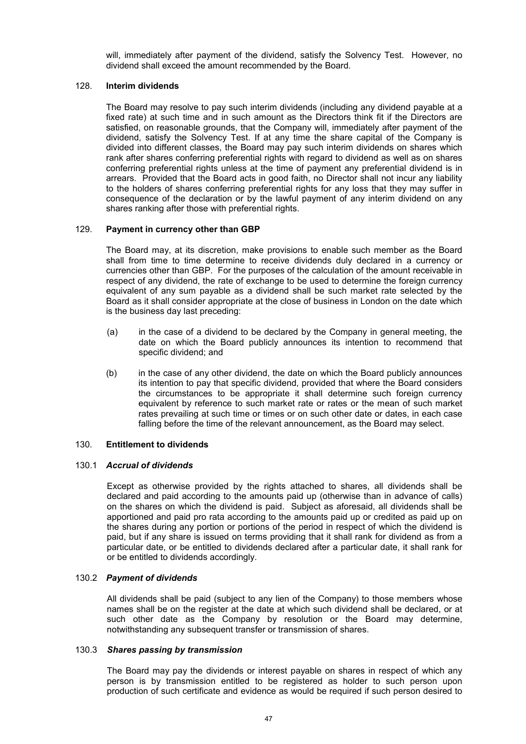will, immediately after payment of the dividend, satisfy the Solvency Test. However, no dividend shall exceed the amount recommended by the Board.

## 128. Interim dividends

The Board may resolve to pay such interim dividends (including any dividend payable at a fixed rate) at such time and in such amount as the Directors think fit if the Directors are satisfied, on reasonable grounds, that the Company will, immediately after payment of the dividend, satisfy the Solvency Test. If at any time the share capital of the Company is divided into different classes, the Board may pay such interim dividends on shares which rank after shares conferring preferential rights with regard to dividend as well as on shares conferring preferential rights unless at the time of payment any preferential dividend is in arrears. Provided that the Board acts in good faith, no Director shall not incur any liability to the holders of shares conferring preferential rights for any loss that they may suffer in consequence of the declaration or by the lawful payment of any interim dividend on any shares ranking after those with preferential rights.

## 129. Payment in currency other than GBP

The Board may, at its discretion, make provisions to enable such member as the Board shall from time to time determine to receive dividends duly declared in a currency or currencies other than GBP. For the purposes of the calculation of the amount receivable in respect of any dividend, the rate of exchange to be used to determine the foreign currency equivalent of any sum payable as a dividend shall be such market rate selected by the Board as it shall consider appropriate at the close of business in London on the date which is the business day last preceding:

(a) in the case of a dividend to be declared by the Company in general meeting, the date on which the Board publicly announces its intention to recommend that specific dividend; and

(b) in the case of any other dividend, the date on which the Board publicly announces its intention to pay that specific dividend, provided that where the Board considers the circumstances to be appropriate it shall determine such foreign currency equivalent by reference to such market rate or rates or the mean of such market rates prevailing at such time or times or on such other date or dates, in each case falling before the time of the relevant announcement, as the Board may select.

## 130. Entitlement to dividends

### 130.1 *Accrual of dividends*

Except as otherwise provided by the rights attached to shares, all dividends shall be declared and paid according to the amounts paid up (otherwise than in advance of calls) on the shares on which the dividend is paid. Subject as aforesaid, all dividends shall be apportioned and paid pro rata according to the amounts paid up or credited as paid up on the shares during any portion or portions of the period in respect of which the dividend is paid, but if any share is issued on terms providing that it shall rank for dividend as from a particular date, or be entitled to dividends declared after a particular date, it shall rank for or be entitled to dividends accordingly.

### 130.2 *Payment of dividends*

All dividends shall be paid (subject to any lien of the Company) to those members whose names shall be on the register at the date at which such dividend shall be declared, or at such other date as the Company by resolution or the Board may determine, notwithstanding any subsequent transfer or transmission of shares.

### 130.3 *Shares passing by transmission*

The Board may pay the dividends or interest payable on shares in respect of which any person is by transmission entitled to be registered as holder to such person upon production of such certificate and evidence as would be required if such person desired to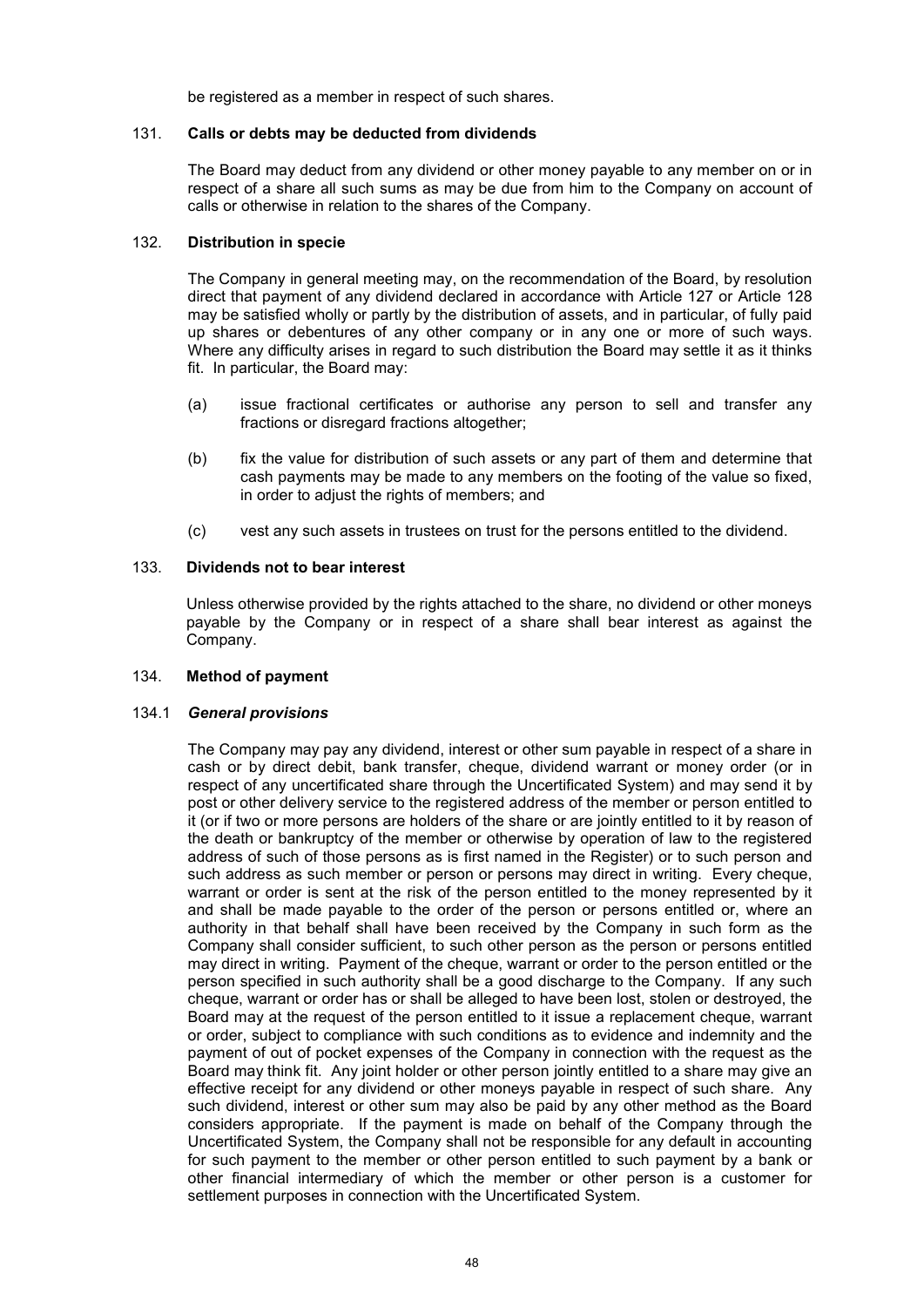be registered as a member in respect of such shares.

### 131. **Calls or debts may be deducted from dividends**

The Board may deduct from any dividend or other money payable to any member on or in respect of a share all such sums as may be due from him to the Company on account of calls or otherwise in relation to the shares of the Company.

### 132. **Distribution in specie**

The Company in general meeting may, on the recommendation of the Board, by resolution direct that payment of any dividend declared in accordance with Article 127 or Article 128 may be satisfied wholly or partly by the distribution of assets, and in particular, of fully paid up shares or debentures of any other company or in any one or more of such ways. Where any difficulty arises in regard to such distribution the Board may settle it as it thinks fit. In particular, the Board may:

(a) issue fractional certificates or authorise any person to sell and transfer any fractions or disregard fractions altogether;

(b) fix the value for distribution of such assets or any part of them and determine that cash payments may be made to any members on the footing of the value so fixed, in order to adjust the rights of members; and

(c) vest any such assets in trustees on trust for the persons entitled to the dividend.

### 133. **Dividends not to bear interest**

Unless otherwise provided by the rights attached to the share, no dividend or other moneys payable by the Company or in respect of a share shall bear interest as against the Company.

### 134. **Method of payment**

#### 134.1 ***General provisions***

The Company may pay any dividend, interest or other sum payable in respect of a share in cash or by direct debit, bank transfer, cheque, dividend warrant or money order (or in respect of any uncertificated share through the Uncertificated System) and may send it by post or other delivery service to the registered address of the member or person entitled to it (or if two or more persons are holders of the share or are jointly entitled to it by reason of the death or bankruptcy of the member or otherwise by operation of law to the registered address of such of those persons as is first named in the Register) or to such person and such address as such member or person or persons may direct in writing. Every cheque, warrant or order is sent at the risk of the person entitled to the money represented by it and shall be made payable to the order of the person or persons entitled or, where an authority in that behalf shall have been received by the Company in such form as the Company shall consider sufficient, to such other person as the person or persons entitled may direct in writing. Payment of the cheque, warrant or order to the person entitled or the person specified in such authority shall be a good discharge to the Company. If any such cheque, warrant or order has or shall be alleged to have been lost, stolen or destroyed, the Board may at the request of the person entitled to it issue a replacement cheque, warrant or order, subject to compliance with such conditions as to evidence and indemnity and the payment of out of pocket expenses of the Company in connection with the request as the Board may think fit. Any joint holder or other person jointly entitled to a share may give an effective receipt for any dividend or other moneys payable in respect of such share. Any such dividend, interest or other sum may also be paid by any other method as the Board considers appropriate. If the payment is made on behalf of the Company through the Uncertificated System, the Company shall not be responsible for any default in accounting for such payment to the member or other person entitled to such payment by a bank or other financial intermediary of which the member or other person is a customer for settlement purposes in connection with the Uncertificated System.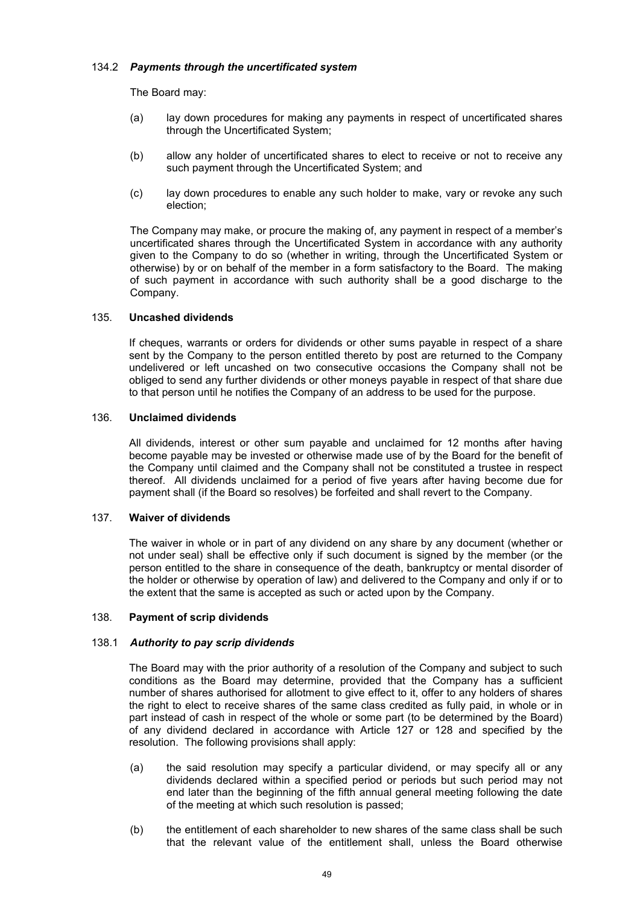#### 134.2 *Payments through the uncertificated system*

The Board may:

(a) lay down procedures for making any payments in respect of uncertificated shares through the Uncertificated System;

(b) allow any holder of uncertificated shares to elect to receive or not to receive any such payment through the Uncertificated System; and

(c) lay down procedures to enable any such holder to make, vary or revoke any such election;

The Company may make, or procure the making of, any payment in respect of a member's uncertificated shares through the Uncertificated System in accordance with any authority given to the Company to do so (whether in writing, through the Uncertificated System or otherwise) by or on behalf of the member in a form satisfactory to the Board. The making of such payment in accordance with such authority shall be a good discharge to the Company.

### 135. Uncashed dividends

If cheques, warrants or orders for dividends or other sums payable in respect of a share sent by the Company to the person entitled thereto by post are returned to the Company undelivered or left uncashed on two consecutive occasions the Company shall not be obliged to send any further dividends or other moneys payable in respect of that share due to that person until he notifies the Company of an address to be used for the purpose.

### 136. Unclaimed dividends

All dividends, interest or other sum payable and unclaimed for 12 months after having become payable may be invested or otherwise made use of by the Board for the benefit of the Company until claimed and the Company shall not be constituted a trustee in respect thereof. All dividends unclaimed for a period of five years after having become due for payment shall (if the Board so resolves) be forfeited and shall revert to the Company.

### 137. Waiver of dividends

The waiver in whole or in part of any dividend on any share by any document (whether or not under seal) shall be effective only if such document is signed by the member (or the person entitled to the share in consequence of the death, bankruptcy or mental disorder of the holder or otherwise by operation of law) and delivered to the Company and only if or to the extent that the same is accepted as such or acted upon by the Company.

### 138. Payment of scrip dividends

#### 138.1 *Authority to pay scrip dividends*

The Board may with the prior authority of a resolution of the Company and subject to such conditions as the Board may determine, provided that the Company has a sufficient number of shares authorised for allotment to give effect to it, offer to any holders of shares the right to elect to receive shares of the same class credited as fully paid, in whole or in part instead of cash in respect of the whole or some part (to be determined by the Board) of any dividend declared in accordance with Article 127 or 128 and specified by the resolution. The following provisions shall apply:

(a) the said resolution may specify a particular dividend, or may specify all or any dividends declared within a specified period or periods but such period may not end later than the beginning of the fifth annual general meeting following the date of the meeting at which such resolution is passed;

(b) the entitlement of each shareholder to new shares of the same class shall be such that the relevant value of the entitlement shall, unless the Board otherwise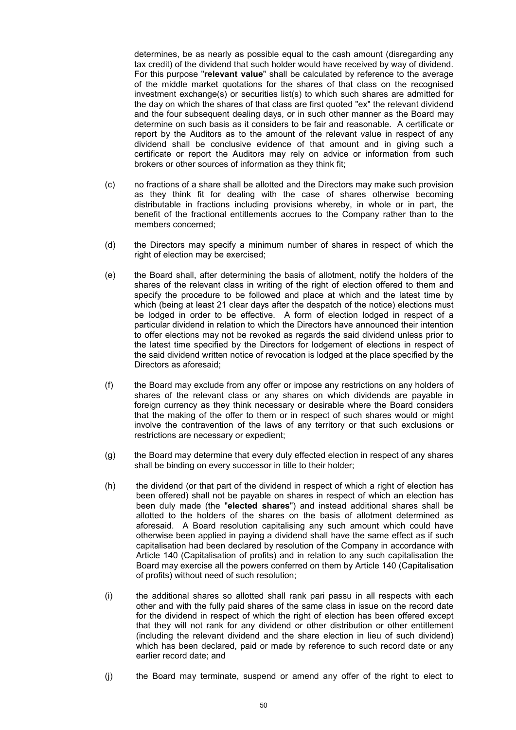determines, be as nearly as possible equal to the cash amount (disregarding any tax credit) of the dividend that such holder would have received by way of dividend. For this purpose "**relevant value**" shall be calculated by reference to the average of the middle market quotations for the shares of that class on the recognised investment exchange(s) or securities list(s) to which such shares are admitted for the day on which the shares of that class are first quoted "ex" the relevant dividend and the four subsequent dealing days, or in such other manner as the Board may determine on such basis as it considers to be fair and reasonable. A certificate or report by the Auditors as to the amount of the relevant value in respect of any dividend shall be conclusive evidence of that amount and in giving such a certificate or report the Auditors may rely on advice or information from such brokers or other sources of information as they think fit;

(c) no fractions of a share shall be allotted and the Directors may make such provision as they think fit for dealing with the case of shares otherwise becoming distributable in fractions including provisions whereby, in whole or in part, the benefit of the fractional entitlements accrues to the Company rather than to the members concerned;

(d) the Directors may specify a minimum number of shares in respect of which the right of election may be exercised;

(e) the Board shall, after determining the basis of allotment, notify the holders of the shares of the relevant class in writing of the right of election offered to them and specify the procedure to be followed and place at which and the latest time by which (being at least 21 clear days after the despatch of the notice) elections must be lodged in order to be effective. A form of election lodged in respect of a particular dividend in relation to which the Directors have announced their intention to offer elections may not be revoked as regards the said dividend unless prior to the latest time specified by the Directors for lodgement of elections in respect of the said dividend written notice of revocation is lodged at the place specified by the Directors as aforesaid;

(f) the Board may exclude from any offer or impose any restrictions on any holders of shares of the relevant class or any shares on which dividends are payable in foreign currency as they think necessary or desirable where the Board considers that the making of the offer to them or in respect of such shares would or might involve the contravention of the laws of any territory or that such exclusions or restrictions are necessary or expedient;

(g) the Board may determine that every duly effected election in respect of any shares shall be binding on every successor in title to their holder;

(h) the dividend (or that part of the dividend in respect of which a right of election has been offered) shall not be payable on shares in respect of which an election has been duly made (the "**elected shares**") and instead additional shares shall be allotted to the holders of the shares on the basis of allotment determined as aforesaid. A Board resolution capitalising any such amount which could have otherwise been applied in paying a dividend shall have the same effect as if such capitalisation had been declared by resolution of the Company in accordance with Article 140 (Capitalisation of profits) and in relation to any such capitalisation the Board may exercise all the powers conferred on them by Article 140 (Capitalisation of profits) without need of such resolution;

(i) the additional shares so allotted shall rank pari passu in all respects with each other and with the fully paid shares of the same class in issue on the record date for the dividend in respect of which the right of election has been offered except that they will not rank for any dividend or other distribution or other entitlement (including the relevant dividend and the share election in lieu of such dividend) which has been declared, paid or made by reference to such record date or any earlier record date; and

(j) the Board may terminate, suspend or amend any offer of the right to elect to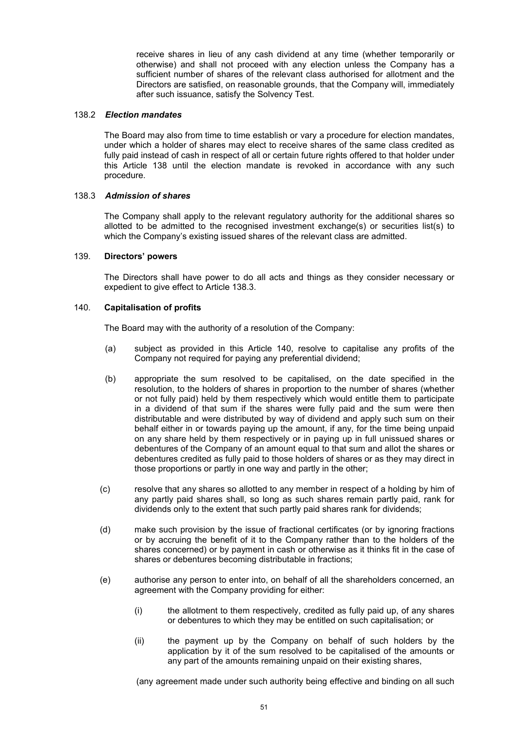receive shares in lieu of any cash dividend at any time (whether temporarily or otherwise) and shall not proceed with any election unless the Company has a sufficient number of shares of the relevant class authorised for allotment and the Directors are satisfied, on reasonable grounds, that the Company will, immediately after such issuance, satisfy the Solvency Test.

138.2 ***Election mandates***

The Board may also from time to time establish or vary a procedure for election mandates, under which a holder of shares may elect to receive shares of the same class credited as fully paid instead of cash in respect of all or certain future rights offered to that holder under this Article 138 until the election mandate is revoked in accordance with any such procedure.

138.3 ***Admission of shares***

The Company shall apply to the relevant regulatory authority for the additional shares so allotted to be admitted to the recognised investment exchange(s) or securities list(s) to which the Company's existing issued shares of the relevant class are admitted.

139. **Directors' powers**

The Directors shall have power to do all acts and things as they consider necessary or expedient to give effect to Article 138.3.

140. **Capitalisation of profits**

The Board may with the authority of a resolution of the Company:

(a) subject as provided in this Article 140, resolve to capitalise any profits of the Company not required for paying any preferential dividend;

(b) appropriate the sum resolved to be capitalised, on the date specified in the resolution, to the holders of shares in proportion to the number of shares (whether or not fully paid) held by them respectively which would entitle them to participate in a dividend of that sum if the shares were fully paid and the sum were then distributable and were distributed by way of dividend and apply such sum on their behalf either in or towards paying up the amount, if any, for the time being unpaid on any share held by them respectively or in paying up in full unissued shares or debentures of the Company of an amount equal to that sum and allot the shares or debentures credited as fully paid to those holders of shares or as they may direct in those proportions or partly in one way and partly in the other;

(c) resolve that any shares so allotted to any member in respect of a holding by him of any partly paid shares shall, so long as such shares remain partly paid, rank for dividends only to the extent that such partly paid shares rank for dividends;

(d) make such provision by the issue of fractional certificates (or by ignoring fractions or by accruing the benefit of it to the Company rather than to the holders of the shares concerned) or by payment in cash or otherwise as it thinks fit in the case of shares or debentures becoming distributable in fractions;

(e) authorise any person to enter into, on behalf of all the shareholders concerned, an agreement with the Company providing for either:

(i) the allotment to them respectively, credited as fully paid up, of any shares or debentures to which they may be entitled on such capitalisation; or

(ii) the payment up by the Company on behalf of such holders by the application by it of the sum resolved to be capitalised of the amounts or any part of the amounts remaining unpaid on their existing shares,

(any agreement made under such authority being effective and binding on all such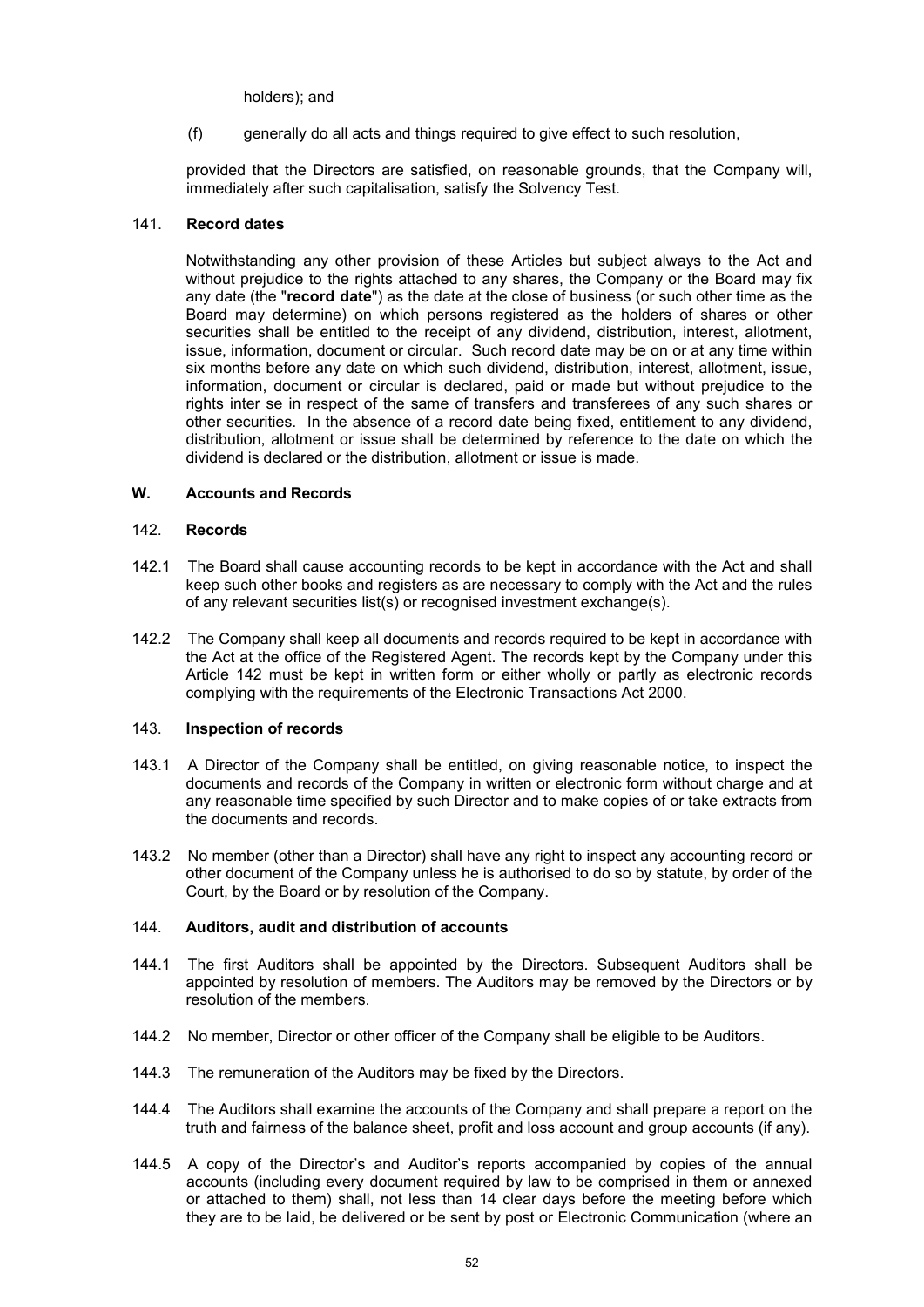holders); and

(f) generally do all acts and things required to give effect to such resolution,

provided that the Directors are satisfied, on reasonable grounds, that the Company will, immediately after such capitalisation, satisfy the Solvency Test.

141. **Record dates**

Notwithstanding any other provision of these Articles but subject always to the Act and without prejudice to the rights attached to any shares, the Company or the Board may fix any date (the "**record date**") as the date at the close of business (or such other time as the Board may determine) on which persons registered as the holders of shares or other securities shall be entitled to the receipt of any dividend, distribution, interest, allotment, issue, information, document or circular. Such record date may be on or at any time within six months before any date on which such dividend, distribution, interest, allotment, issue, information, document or circular is declared, paid or made but without prejudice to the rights inter se in respect of the same of transfers and transferees of any such shares or other securities. In the absence of a record date being fixed, entitlement to any dividend, distribution, allotment or issue shall be determined by reference to the date on which the dividend is declared or the distribution, allotment or issue is made.

## W. Accounts and Records

142. **Records**

142.1 The Board shall cause accounting records to be kept in accordance with the Act and shall keep such other books and registers as are necessary to comply with the Act and the rules of any relevant securities list(s) or recognised investment exchange(s).

142.2 The Company shall keep all documents and records required to be kept in accordance with the Act at the office of the Registered Agent. The records kept by the Company under this Article 142 must be kept in written form or either wholly or partly as electronic records complying with the requirements of the Electronic Transactions Act 2000.

143. **Inspection of records**

143.1 A Director of the Company shall be entitled, on giving reasonable notice, to inspect the documents and records of the Company in written or electronic form without charge and at any reasonable time specified by such Director and to make copies of or take extracts from the documents and records.

143.2 No member (other than a Director) shall have any right to inspect any accounting record or other document of the Company unless he is authorised to do so by statute, by order of the Court, by the Board or by resolution of the Company.

144. **Auditors, audit and distribution of accounts**

144.1 The first Auditors shall be appointed by the Directors. Subsequent Auditors shall be appointed by resolution of members. The Auditors may be removed by the Directors or by resolution of the members.

144.2 No member, Director or other officer of the Company shall be eligible to be Auditors.

144.3 The remuneration of the Auditors may be fixed by the Directors.

144.4 The Auditors shall examine the accounts of the Company and shall prepare a report on the truth and fairness of the balance sheet, profit and loss account and group accounts (if any).

144.5 A copy of the Director's and Auditor's reports accompanied by copies of the annual accounts (including every document required by law to be comprised in them or annexed or attached to them) shall, not less than 14 clear days before the meeting before which they are to be laid, be delivered or be sent by post or Electronic Communication (where an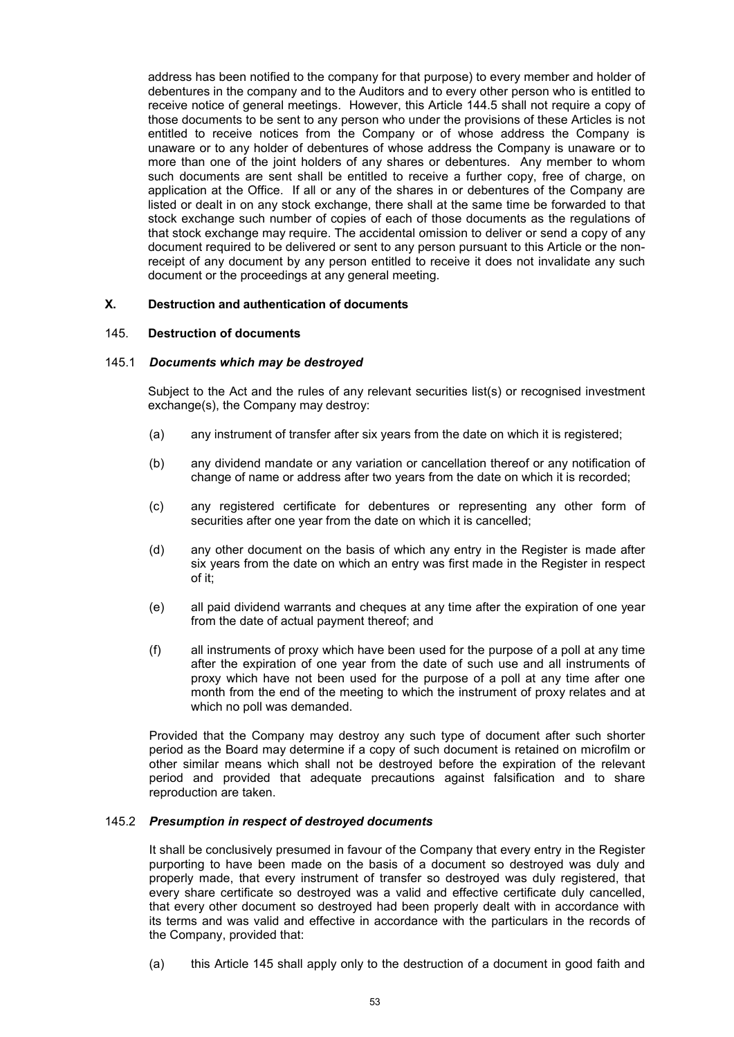address has been notified to the company for that purpose) to every member and holder of debentures in the company and to the Auditors and to every other person who is entitled to receive notice of general meetings. However, this Article 144.5 shall not require a copy of those documents to be sent to any person who under the provisions of these Articles is not entitled to receive notices from the Company or of whose address the Company is unaware or to any holder of debentures of whose address the Company is unaware or to more than one of the joint holders of any shares or debentures. Any member to whom such documents are sent shall be entitled to receive a further copy, free of charge, on application at the Office. If all or any of the shares in or debentures of the Company are listed or dealt in on any stock exchange, there shall at the same time be forwarded to that stock exchange such number of copies of each of those documents as the regulations of that stock exchange may require. The accidental omission to deliver or send a copy of any document required to be delivered or sent to any person pursuant to this Article or the non-receipt of any document by any person entitled to receive it does not invalidate any such document or the proceedings at any general meeting.

## X. Destruction and authentication of documents

### 145. Destruction of documents

#### 145.1 *Documents which may be destroyed*

Subject to the Act and the rules of any relevant securities list(s) or recognised investment exchange(s), the Company may destroy:

(a) any instrument of transfer after six years from the date on which it is registered;

(b) any dividend mandate or any variation or cancellation thereof or any notification of change of name or address after two years from the date on which it is recorded;

(c) any registered certificate for debentures or representing any other form of securities after one year from the date on which it is cancelled;

(d) any other document on the basis of which any entry in the Register is made after six years from the date on which an entry was first made in the Register in respect of it;

(e) all paid dividend warrants and cheques at any time after the expiration of one year from the date of actual payment thereof; and

(f) all instruments of proxy which have been used for the purpose of a poll at any time after the expiration of one year from the date of such use and all instruments of proxy which have not been used for the purpose of a poll at any time after one month from the end of the meeting to which the instrument of proxy relates and at which no poll was demanded.

Provided that the Company may destroy any such type of document after such shorter period as the Board may determine if a copy of such document is retained on microfilm or other similar means which shall not be destroyed before the expiration of the relevant period and provided that adequate precautions against falsification and to share reproduction are taken.

#### 145.2 *Presumption in respect of destroyed documents*

It shall be conclusively presumed in favour of the Company that every entry in the Register purporting to have been made on the basis of a document so destroyed was duly and properly made, that every instrument of transfer so destroyed was duly registered, that every share certificate so destroyed was a valid and effective certificate duly cancelled, that every other document so destroyed had been properly dealt with in accordance with its terms and was valid and effective in accordance with the particulars in the records of the Company, provided that:

(a) this Article 145 shall apply only to the destruction of a document in good faith and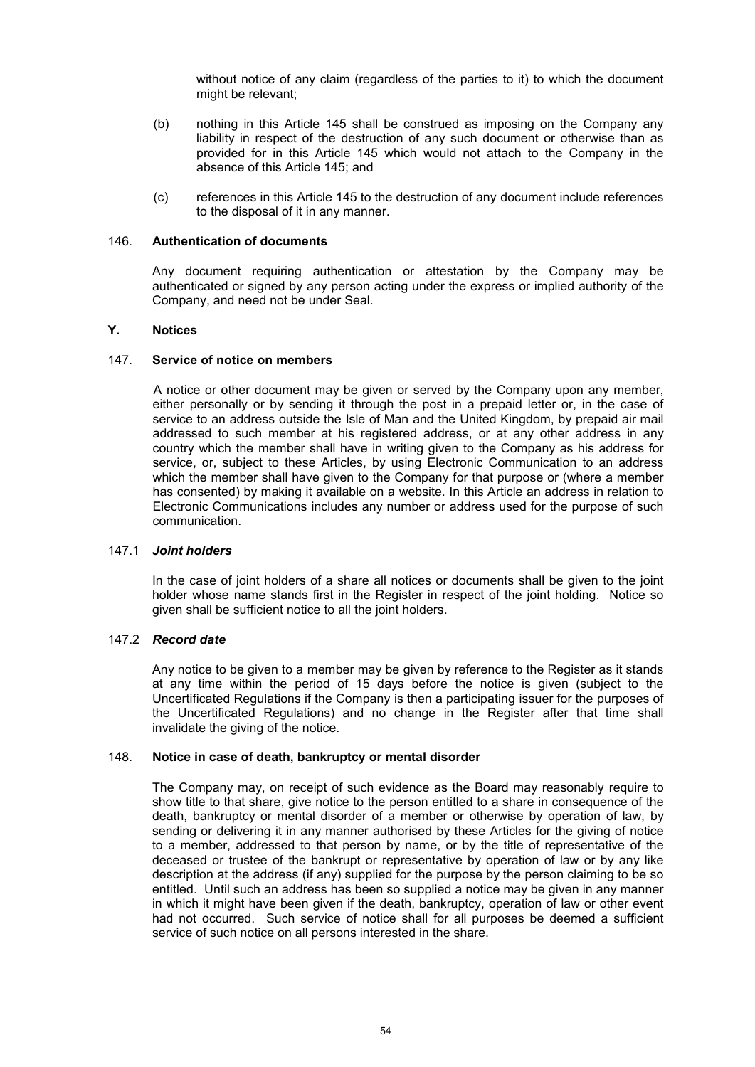without notice of any claim (regardless of the parties to it) to which the document might be relevant;

(b) nothing in this Article 145 shall be construed as imposing on the Company any liability in respect of the destruction of any such document or otherwise than as provided for in this Article 145 which would not attach to the Company in the absence of this Article 145; and

(c) references in this Article 145 to the destruction of any document include references to the disposal of it in any manner.

### 146. Authentication of documents

Any document requiring authentication or attestation by the Company may be authenticated or signed by any person acting under the express or implied authority of the Company, and need not be under Seal.

## Y. Notices

### 147. Service of notice on members

A notice or other document may be given or served by the Company upon any member, either personally or by sending it through the post in a prepaid letter or, in the case of service to an address outside the Isle of Man and the United Kingdom, by prepaid air mail addressed to such member at his registered address, or at any other address in any country which the member shall have in writing given to the Company as his address for service, or, subject to these Articles, by using Electronic Communication to an address which the member shall have given to the Company for that purpose or (where a member has consented) by making it available on a website. In this Article an address in relation to Electronic Communications includes any number or address used for the purpose of such communication.

### 147.1 *Joint holders*

In the case of joint holders of a share all notices or documents shall be given to the joint holder whose name stands first in the Register in respect of the joint holding. Notice so given shall be sufficient notice to all the joint holders.

### 147.2 *Record date*

Any notice to be given to a member may be given by reference to the Register as it stands at any time within the period of 15 days before the notice is given (subject to the Uncertificated Regulations if the Company is then a participating issuer for the purposes of the Uncertificated Regulations) and no change in the Register after that time shall invalidate the giving of the notice.

### 148. Notice in case of death, bankruptcy or mental disorder

The Company may, on receipt of such evidence as the Board may reasonably require to show title to that share, give notice to the person entitled to a share in consequence of the death, bankruptcy or mental disorder of a member or otherwise by operation of law, by sending or delivering it in any manner authorised by these Articles for the giving of notice to a member, addressed to that person by name, or by the title of representative of the deceased or trustee of the bankrupt or representative by operation of law or by any like description at the address (if any) supplied for the purpose by the person claiming to be so entitled. Until such an address has been so supplied a notice may be given in any manner in which it might have been given if the death, bankruptcy, operation of law or other event had not occurred. Such service of notice shall for all purposes be deemed a sufficient service of such notice on all persons interested in the share.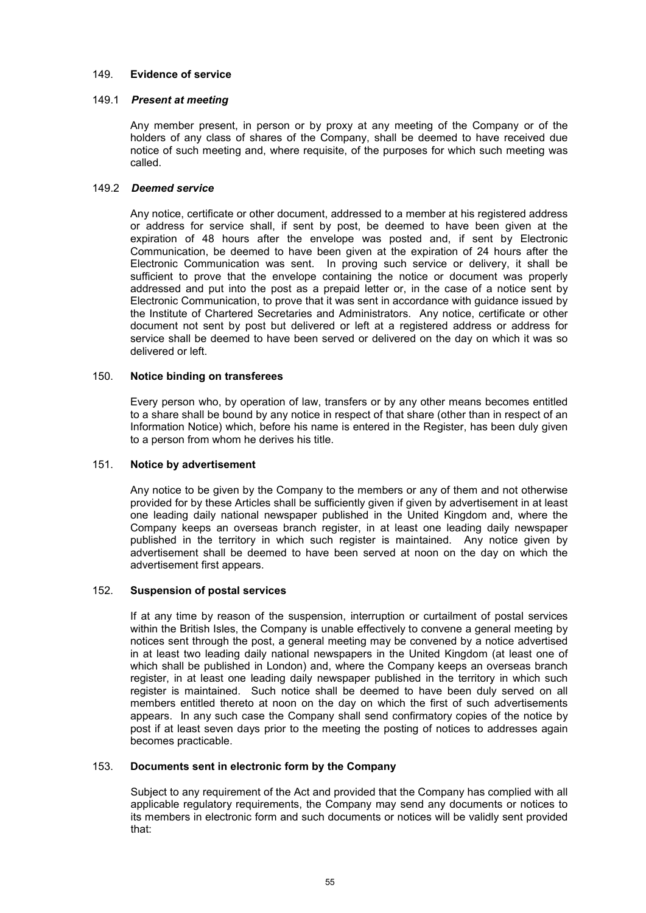## 149. Evidence of service

### 149.1 *Present at meeting*

Any member present, in person or by proxy at any meeting of the Company or of the holders of any class of shares of the Company, shall be deemed to have received due notice of such meeting and, where requisite, of the purposes for which such meeting was called.

### 149.2 *Deemed service*

Any notice, certificate or other document, addressed to a member at his registered address or address for service shall, if sent by post, be deemed to have been given at the expiration of 48 hours after the envelope was posted and, if sent by Electronic Communication, be deemed to have been given at the expiration of 24 hours after the Electronic Communication was sent. In proving such service or delivery, it shall be sufficient to prove that the envelope containing the notice or document was properly addressed and put into the post as a prepaid letter or, in the case of a notice sent by Electronic Communication, to prove that it was sent in accordance with guidance issued by the Institute of Chartered Secretaries and Administrators. Any notice, certificate or other document not sent by post but delivered or left at a registered address or address for service shall be deemed to have been served or delivered on the day on which it was so delivered or left.

## 150. Notice binding on transferees

Every person who, by operation of law, transfers or by any other means becomes entitled to a share shall be bound by any notice in respect of that share (other than in respect of an Information Notice) which, before his name is entered in the Register, has been duly given to a person from whom he derives his title.

## 151. Notice by advertisement

Any notice to be given by the Company to the members or any of them and not otherwise provided for by these Articles shall be sufficiently given if given by advertisement in at least one leading daily national newspaper published in the United Kingdom and, where the Company keeps an overseas branch register, in at least one leading daily newspaper published in the territory in which such register is maintained. Any notice given by advertisement shall be deemed to have been served at noon on the day on which the advertisement first appears.

## 152. Suspension of postal services

If at any time by reason of the suspension, interruption or curtailment of postal services within the British Isles, the Company is unable effectively to convene a general meeting by notices sent through the post, a general meeting may be convened by a notice advertised in at least two leading daily national newspapers in the United Kingdom (at least one of which shall be published in London) and, where the Company keeps an overseas branch register, in at least one leading daily newspaper published in the territory in which such register is maintained. Such notice shall be deemed to have been duly served on all members entitled thereto at noon on the day on which the first of such advertisements appears. In any such case the Company shall send confirmatory copies of the notice by post if at least seven days prior to the meeting the posting of notices to addresses again becomes practicable.

## 153. Documents sent in electronic form by the Company

Subject to any requirement of the Act and provided that the Company has complied with all applicable regulatory requirements, the Company may send any documents or notices to its members in electronic form and such documents or notices will be validly sent provided that: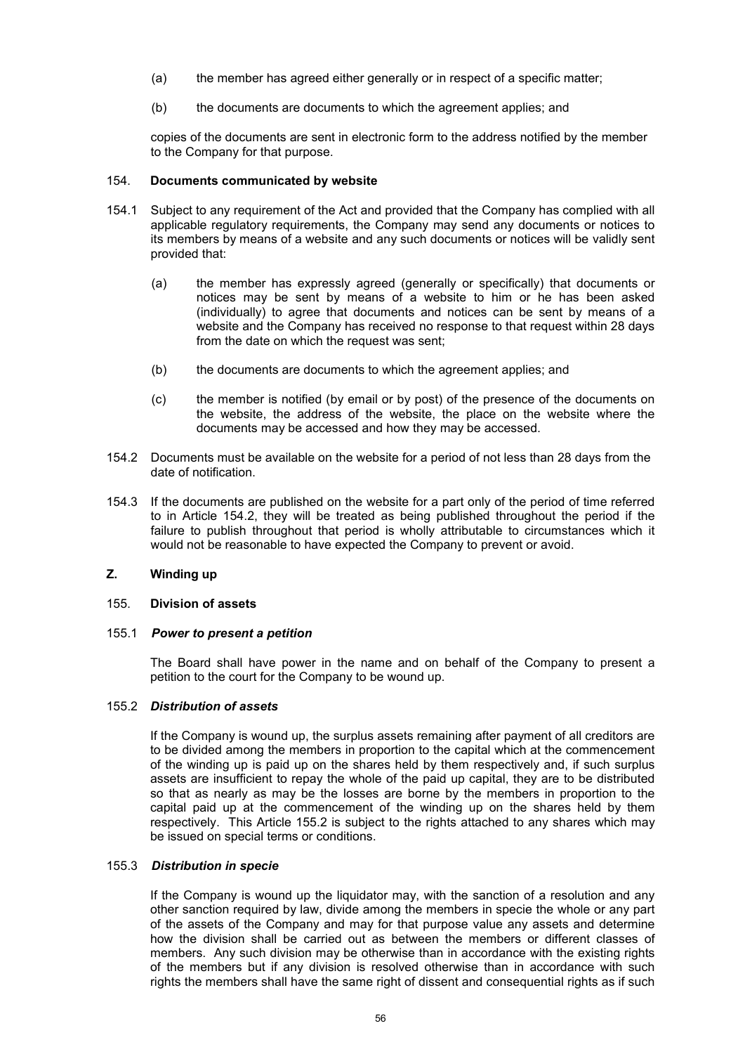(a) the member has agreed either generally or in respect of a specific matter;

(b) the documents are documents to which the agreement applies; and

copies of the documents are sent in electronic form to the address notified by the member to the Company for that purpose.

### 154. Documents communicated by website

154.1 Subject to any requirement of the Act and provided that the Company has complied with all applicable regulatory requirements, the Company may send any documents or notices to its members by means of a website and any such documents or notices will be validly sent provided that:

(a) the member has expressly agreed (generally or specifically) that documents or notices may be sent by means of a website to him or he has been asked (individually) to agree that documents and notices can be sent by means of a website and the Company has received no response to that request within 28 days from the date on which the request was sent;

(b) the documents are documents to which the agreement applies; and

(c) the member is notified (by email or by post) of the presence of the documents on the website, the address of the website, the place on the website where the documents may be accessed and how they may be accessed.

154.2 Documents must be available on the website for a period of not less than 28 days from the date of notification.

154.3 If the documents are published on the website for a part only of the period of time referred to in Article 154.2, they will be treated as being published throughout the period if the failure to publish throughout that period is wholly attributable to circumstances which it would not be reasonable to have expected the Company to prevent or avoid.

## Z. Winding up

### 155. Division of assets

#### 155.1 *Power to present a petition*

The Board shall have power in the name and on behalf of the Company to present a petition to the court for the Company to be wound up.

#### 155.2 *Distribution of assets*

If the Company is wound up, the surplus assets remaining after payment of all creditors are to be divided among the members in proportion to the capital which at the commencement of the winding up is paid up on the shares held by them respectively and, if such surplus assets are insufficient to repay the whole of the paid up capital, they are to be distributed so that as nearly as may be the losses are borne by the members in proportion to the capital paid up at the commencement of the winding up on the shares held by them respectively. This Article 155.2 is subject to the rights attached to any shares which may be issued on special terms or conditions.

#### 155.3 *Distribution in specie*

If the Company is wound up the liquidator may, with the sanction of a resolution and any other sanction required by law, divide among the members in specie the whole or any part of the assets of the Company and may for that purpose value any assets and determine how the division shall be carried out as between the members or different classes of members. Any such division may be otherwise than in accordance with the existing rights of the members but if any division is resolved otherwise than in accordance with such rights the members shall have the same right of dissent and consequential rights as if such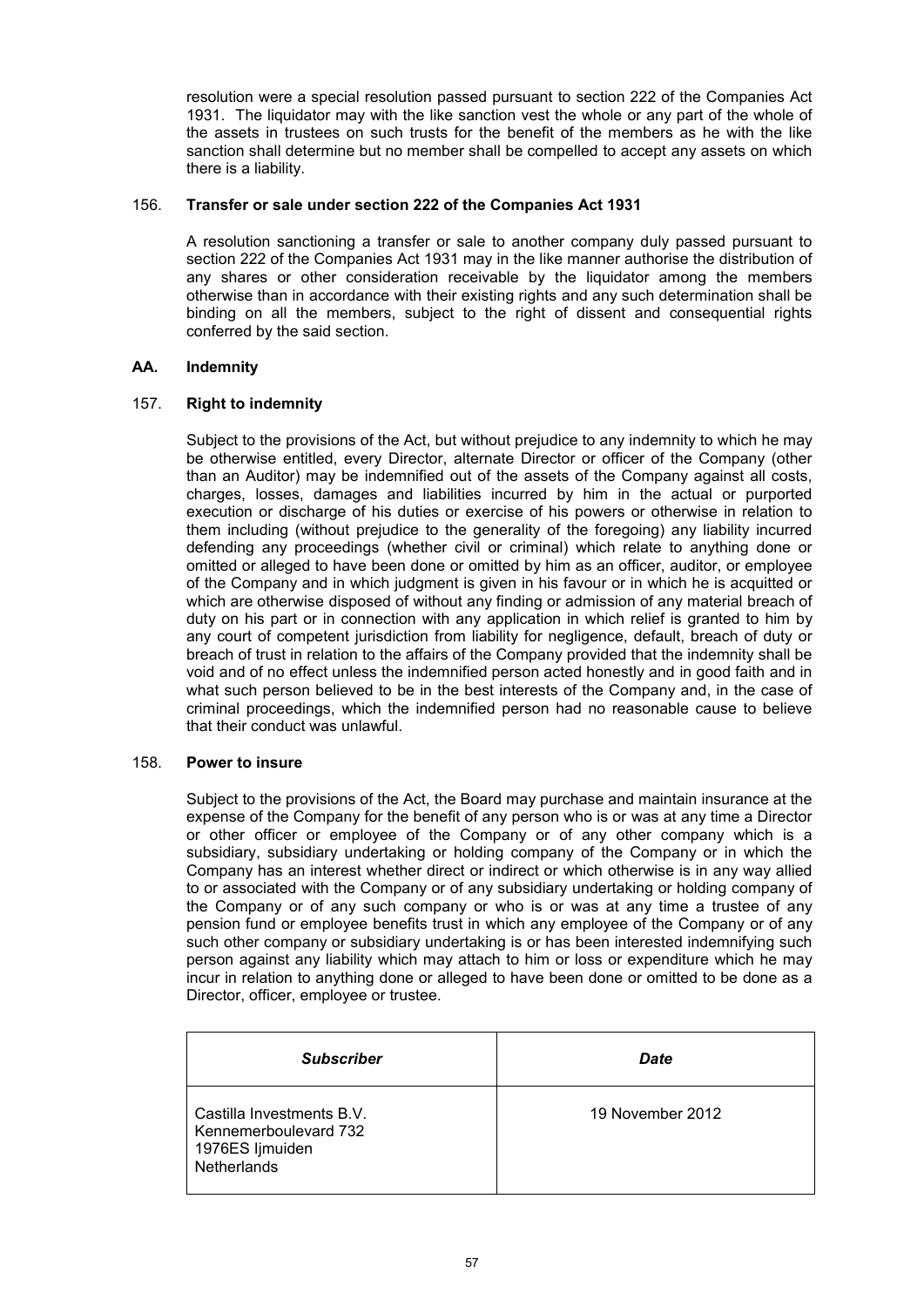resolution were a special resolution passed pursuant to section 222 of the Companies Act 1931. The liquidator may with the like sanction vest the whole or any part of the whole of the assets in trustees on such trusts for the benefit of the members as he with the like sanction shall determine but no member shall be compelled to accept any assets on which there is a liability.

### 156. Transfer or sale under section 222 of the Companies Act 1931

A resolution sanctioning a transfer or sale to another company duly passed pursuant to section 222 of the Companies Act 1931 may in the like manner authorise the distribution of any shares or other consideration receivable by the liquidator among the members otherwise than in accordance with their existing rights and any such determination shall be binding on all the members, subject to the right of dissent and consequential rights conferred by the said section.

## AA. Indemnity

### 157. Right to indemnity

Subject to the provisions of the Act, but without prejudice to any indemnity to which he may be otherwise entitled, every Director, alternate Director or officer of the Company (other than an Auditor) may be indemnified out of the assets of the Company against all costs, charges, losses, damages and liabilities incurred by him in the actual or purported execution or discharge of his duties or exercise of his powers or otherwise in relation to them including (without prejudice to the generality of the foregoing) any liability incurred defending any proceedings (whether civil or criminal) which relate to anything done or omitted or alleged to have been done or omitted by him as an officer, auditor, or employee of the Company and in which judgment is given in his favour or in which he is acquitted or which are otherwise disposed of without any finding or admission of any material breach of duty on his part or in connection with any application in which relief is granted to him by any court of competent jurisdiction from liability for negligence, default, breach of duty or breach of trust in relation to the affairs of the Company provided that the indemnity shall be void and of no effect unless the indemnified person acted honestly and in good faith and in what such person believed to be in the best interests of the Company and, in the case of criminal proceedings, which the indemnified person had no reasonable cause to believe that their conduct was unlawful.

### 158. Power to insure

Subject to the provisions of the Act, the Board may purchase and maintain insurance at the expense of the Company for the benefit of any person who is or was at any time a Director or other officer or employee of the Company or of any other company which is a subsidiary, subsidiary undertaking or holding company of the Company or in which the Company has an interest whether direct or indirect or which otherwise is in any way allied to or associated with the Company or of any subsidiary undertaking or holding company of the Company or of any such company or who is or was at any time a trustee of any pension fund or employee benefits trust in which any employee of the Company or of any such other company or subsidiary undertaking is or has been interested indemnifying such person against any liability which may attach to him or loss or expenditure which he may incur in relation to anything done or alleged to have been done or omitted to be done as a Director, officer, employee or trustee.

| ***Subscriber*** | ***Date*** |
|---|---|
| Castilla Investments B.V.<br>Kennemerboulevard 732<br>1976ES Ijmuiden<br>Netherlands | 19 November 2012 |